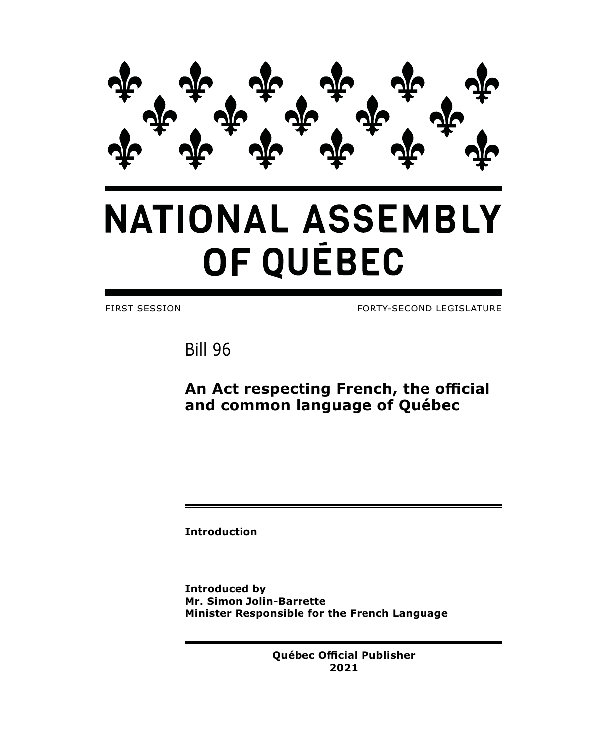# NATIONAL ASSEMBLY OF QUÉBEC

FIRST SESSION FORTY-SECOND LEGISLATURE

## Bill 96

### An Act respecting French, the official and common language of Québec

**Introduction**

**Introduced by**
**Mr. Simon Jolin-Barrette**
**Minister Responsible for the French Language**

**Québec Official Publisher**
**2021**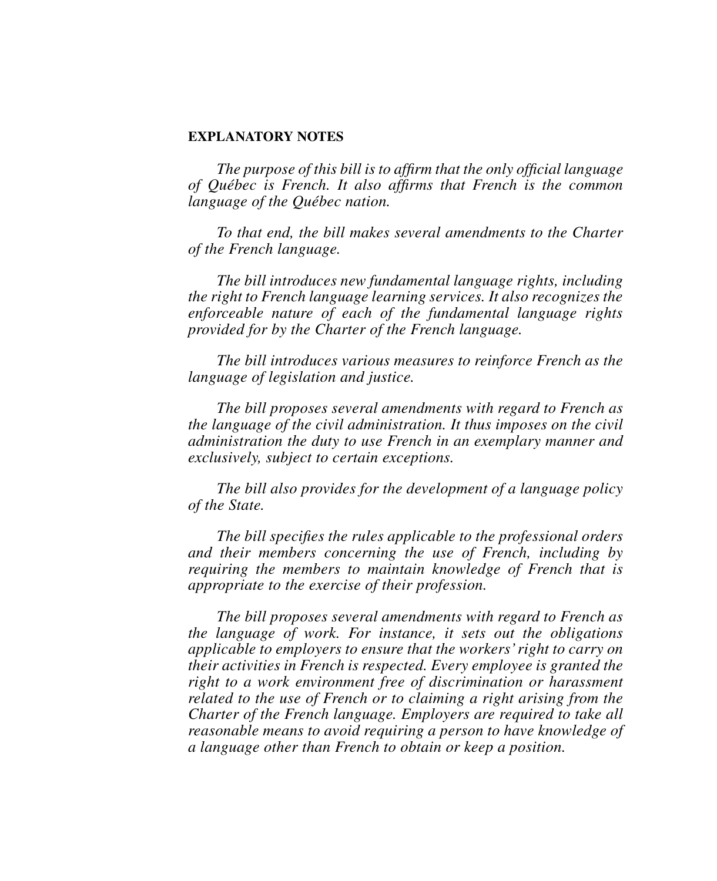**EXPLANATORY NOTES**

*The purpose of this bill is to affirm that the only official language of Québec is French. It also affirms that French is the common language of the Québec nation.*

*To that end, the bill makes several amendments to the Charter of the French language.*

*The bill introduces new fundamental language rights, including the right to French language learning services. It also recognizes the enforceable nature of each of the fundamental language rights provided for by the Charter of the French language.*

*The bill introduces various measures to reinforce French as the language of legislation and justice.*

*The bill proposes several amendments with regard to French as the language of the civil administration. It thus imposes on the civil administration the duty to use French in an exemplary manner and exclusively, subject to certain exceptions.*

*The bill also provides for the development of a language policy of the State.*

*The bill specifies the rules applicable to the professional orders and their members concerning the use of French, including by requiring the members to maintain knowledge of French that is appropriate to the exercise of their profession.*

*The bill proposes several amendments with regard to French as the language of work. For instance, it sets out the obligations applicable to employers to ensure that the workers' right to carry on their activities in French is respected. Every employee is granted the right to a work environment free of discrimination or harassment related to the use of French or to claiming a right arising from the Charter of the French language. Employers are required to take all reasonable means to avoid requiring a person to have knowledge of a language other than French to obtain or keep a position.*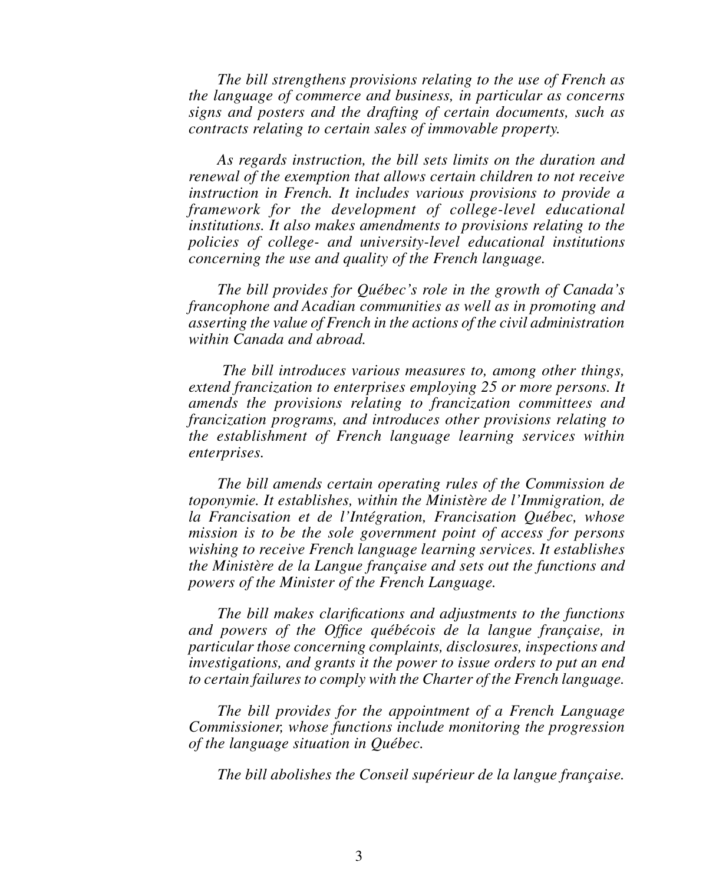*The bill strengthens provisions relating to the use of French as the language of commerce and business, in particular as concerns signs and posters and the drafting of certain documents, such as contracts relating to certain sales of immovable property.*

*As regards instruction, the bill sets limits on the duration and renewal of the exemption that allows certain children to not receive instruction in French. It includes various provisions to provide a framework for the development of college-level educational institutions. It also makes amendments to provisions relating to the policies of college- and university-level educational institutions concerning the use and quality of the French language.*

*The bill provides for Québec's role in the growth of Canada's francophone and Acadian communities as well as in promoting and asserting the value of French in the actions of the civil administration within Canada and abroad.*

*The bill introduces various measures to, among other things, extend francization to enterprises employing 25 or more persons. It amends the provisions relating to francization committees and francization programs, and introduces other provisions relating to the establishment of French language learning services within enterprises.*

*The bill amends certain operating rules of the Commission de toponymie. It establishes, within the Ministère de l'Immigration, de la Francisation et de l'Intégration, Francisation Québec, whose mission is to be the sole government point of access for persons wishing to receive French language learning services. It establishes the Ministère de la Langue française and sets out the functions and powers of the Minister of the French Language.*

*The bill makes clarifications and adjustments to the functions and powers of the Office québécois de la langue française, in particular those concerning complaints, disclosures, inspections and investigations, and grants it the power to issue orders to put an end to certain failures to comply with the Charter of the French language.*

*The bill provides for the appointment of a French Language Commissioner, whose functions include monitoring the progression of the language situation in Québec.*

*The bill abolishes the Conseil supérieur de la langue française.*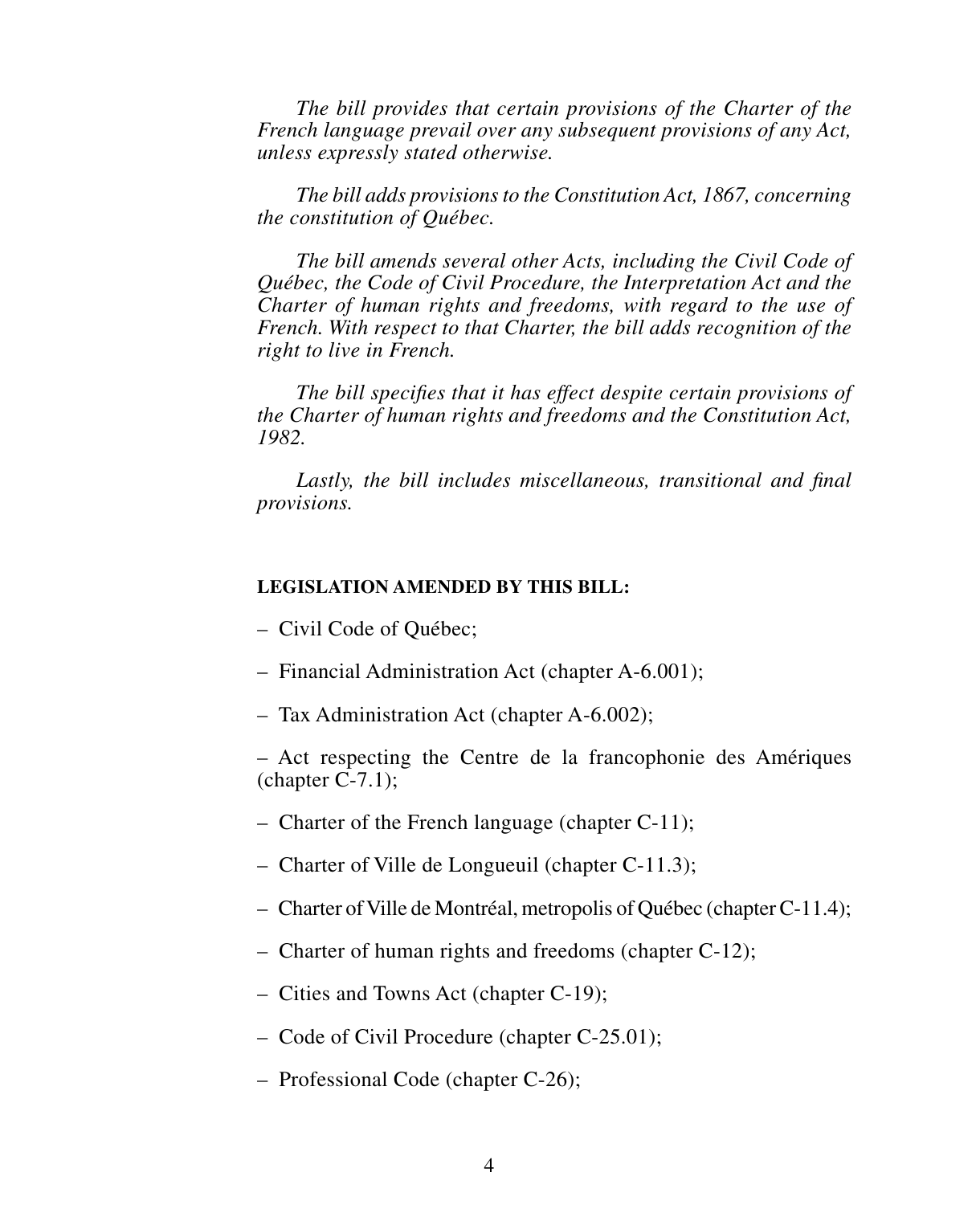*The bill provides that certain provisions of the Charter of the French language prevail over any subsequent provisions of any Act, unless expressly stated otherwise.*

*The bill adds provisions to the Constitution Act, 1867, concerning the constitution of Québec.*

*The bill amends several other Acts, including the Civil Code of Québec, the Code of Civil Procedure, the Interpretation Act and the Charter of human rights and freedoms, with regard to the use of French. With respect to that Charter, the bill adds recognition of the right to live in French.*

*The bill specifies that it has effect despite certain provisions of the Charter of human rights and freedoms and the Constitution Act, 1982.*

*Lastly, the bill includes miscellaneous, transitional and final provisions.*

**LEGISLATION AMENDED BY THIS BILL:**

– Civil Code of Québec;

– Financial Administration Act (chapter A-6.001);

– Tax Administration Act (chapter A-6.002);

– Act respecting the Centre de la francophonie des Amériques (chapter C-7.1);

– Charter of the French language (chapter C-11);

– Charter of Ville de Longueuil (chapter C-11.3);

– Charter of Ville de Montréal, metropolis of Québec (chapter C-11.4);

– Charter of human rights and freedoms (chapter C-12);

– Cities and Towns Act (chapter C-19);

– Code of Civil Procedure (chapter C-25.01);

– Professional Code (chapter C-26);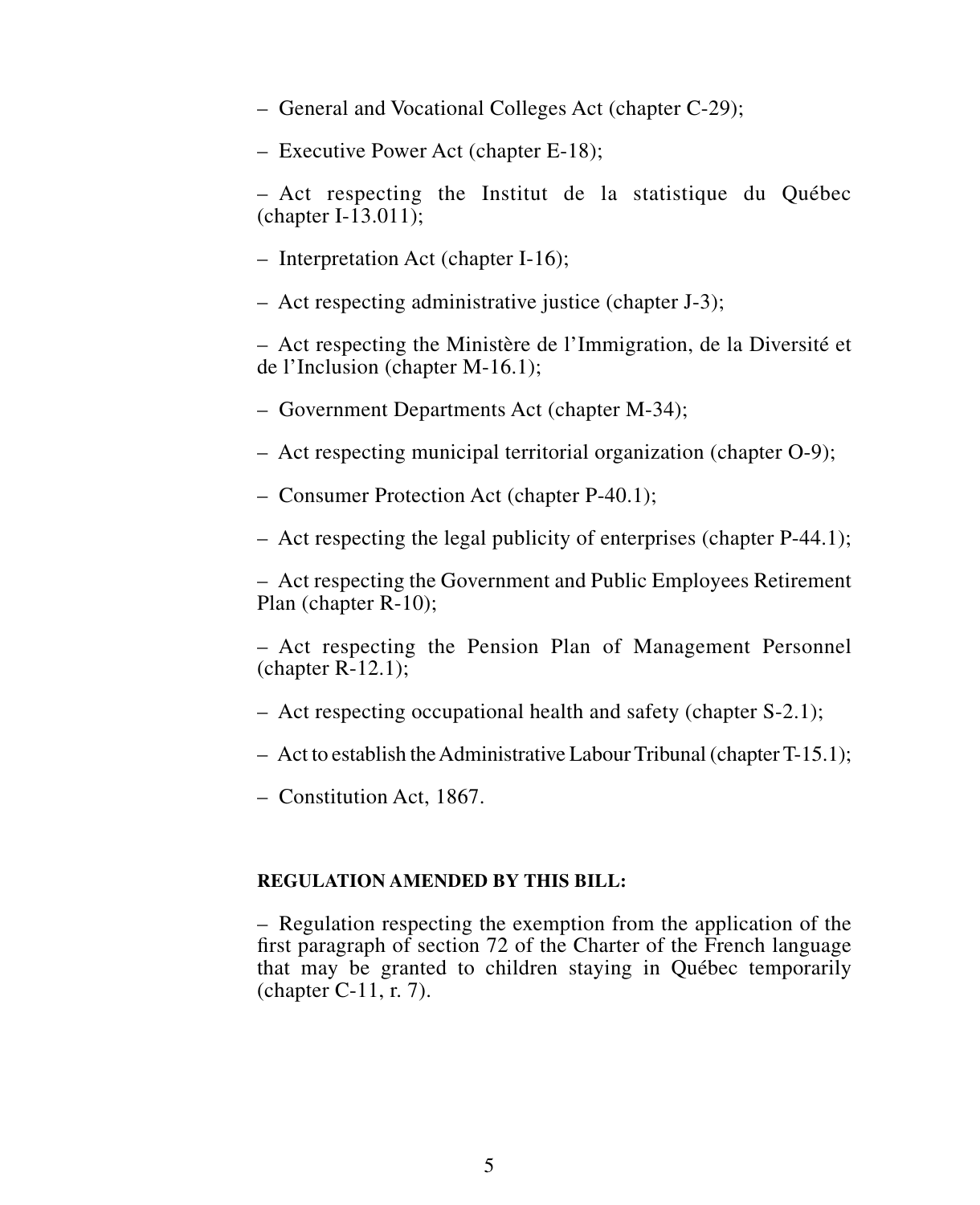– General and Vocational Colleges Act (chapter C-29);

– Executive Power Act (chapter E-18);

– Act respecting the Institut de la statistique du Québec (chapter I-13.011);

– Interpretation Act (chapter I-16);

– Act respecting administrative justice (chapter J-3);

– Act respecting the Ministère de l'Immigration, de la Diversité et de l'Inclusion (chapter M-16.1);

– Government Departments Act (chapter M-34);

– Act respecting municipal territorial organization (chapter O-9);

– Consumer Protection Act (chapter P-40.1);

– Act respecting the legal publicity of enterprises (chapter P-44.1);

– Act respecting the Government and Public Employees Retirement Plan (chapter R-10);

– Act respecting the Pension Plan of Management Personnel (chapter R-12.1);

– Act respecting occupational health and safety (chapter S-2.1);

– Act to establish the Administrative Labour Tribunal (chapter T-15.1);

– Constitution Act, 1867.

**REGULATION AMENDED BY THIS BILL:**

– Regulation respecting the exemption from the application of the first paragraph of section 72 of the Charter of the French language that may be granted to children staying in Québec temporarily (chapter C-11, r. 7).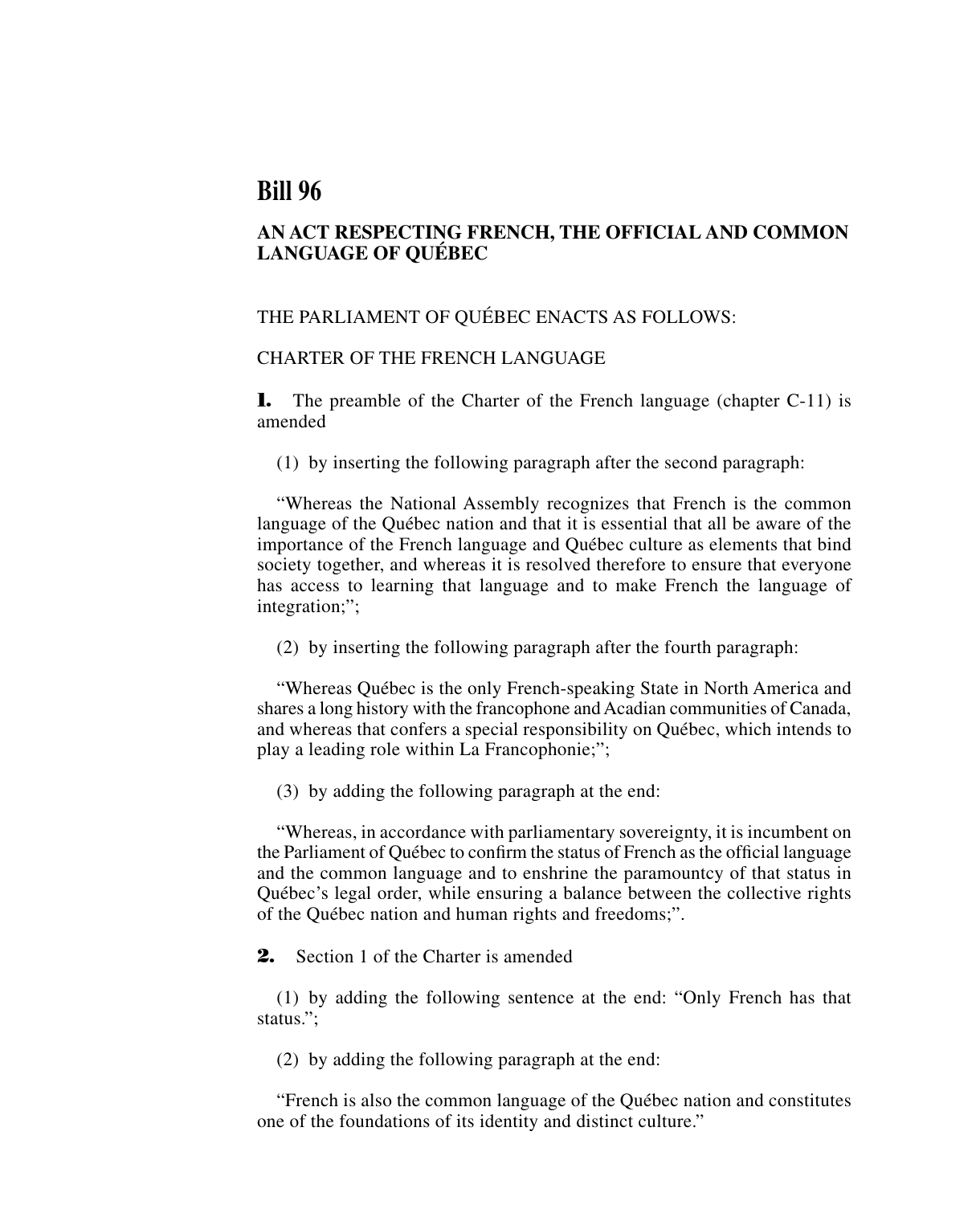# Bill 96

## AN ACT RESPECTING FRENCH, THE OFFICIAL AND COMMON LANGUAGE OF QUÉBEC

THE PARLIAMENT OF QUÉBEC ENACTS AS FOLLOWS:

CHARTER OF THE FRENCH LANGUAGE

**1.** The preamble of the Charter of the French language (chapter C-11) is amended

(1) by inserting the following paragraph after the second paragraph:

"Whereas the National Assembly recognizes that French is the common language of the Québec nation and that it is essential that all be aware of the importance of the French language and Québec culture as elements that bind society together, and whereas it is resolved therefore to ensure that everyone has access to learning that language and to make French the language of integration;";

(2) by inserting the following paragraph after the fourth paragraph:

"Whereas Québec is the only French-speaking State in North America and shares a long history with the francophone and Acadian communities of Canada, and whereas that confers a special responsibility on Québec, which intends to play a leading role within La Francophonie;";

(3) by adding the following paragraph at the end:

"Whereas, in accordance with parliamentary sovereignty, it is incumbent on the Parliament of Québec to confirm the status of French as the official language and the common language and to enshrine the paramountcy of that status in Québec's legal order, while ensuring a balance between the collective rights of the Québec nation and human rights and freedoms;".

**2.** Section 1 of the Charter is amended

(1) by adding the following sentence at the end: "Only French has that status.";

(2) by adding the following paragraph at the end:

"French is also the common language of the Québec nation and constitutes one of the foundations of its identity and distinct culture."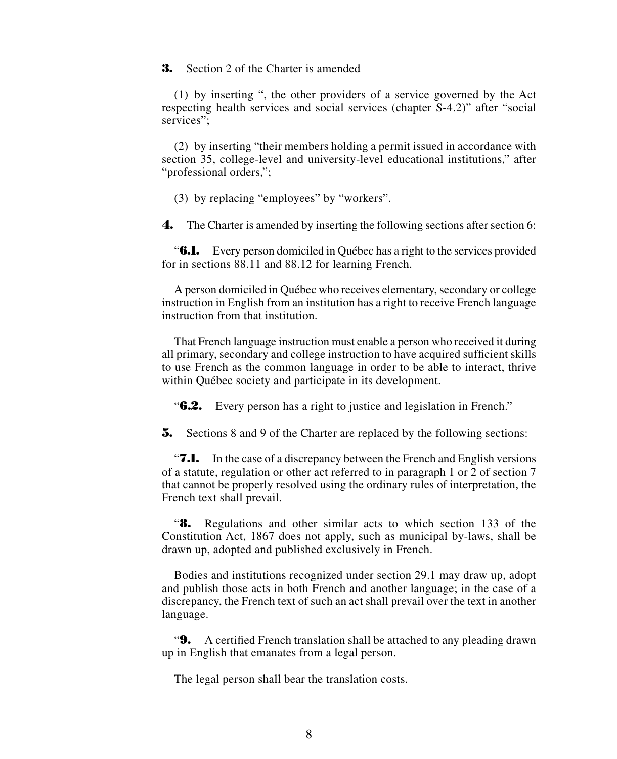**3.** Section 2 of the Charter is amended

(1) by inserting ", the other providers of a service governed by the Act respecting health services and social services (chapter S-4.2)" after "social services";

(2) by inserting "their members holding a permit issued in accordance with section 35, college-level and university-level educational institutions," after "professional orders,";

(3) by replacing "employees" by "workers".

**4.** The Charter is amended by inserting the following sections after section 6:

"**6.1.** Every person domiciled in Québec has a right to the services provided for in sections 88.11 and 88.12 for learning French.

A person domiciled in Québec who receives elementary, secondary or college instruction in English from an institution has a right to receive French language instruction from that institution.

That French language instruction must enable a person who received it during all primary, secondary and college instruction to have acquired sufficient skills to use French as the common language in order to be able to interact, thrive within Québec society and participate in its development.

"**6.2.** Every person has a right to justice and legislation in French."

**5.** Sections 8 and 9 of the Charter are replaced by the following sections:

"**7.1.** In the case of a discrepancy between the French and English versions of a statute, regulation or other act referred to in paragraph 1 or 2 of section 7 that cannot be properly resolved using the ordinary rules of interpretation, the French text shall prevail.

"**8.** Regulations and other similar acts to which section 133 of the Constitution Act, 1867 does not apply, such as municipal by-laws, shall be drawn up, adopted and published exclusively in French.

Bodies and institutions recognized under section 29.1 may draw up, adopt and publish those acts in both French and another language; in the case of a discrepancy, the French text of such an act shall prevail over the text in another language.

"**9.** A certified French translation shall be attached to any pleading drawn up in English that emanates from a legal person.

The legal person shall bear the translation costs.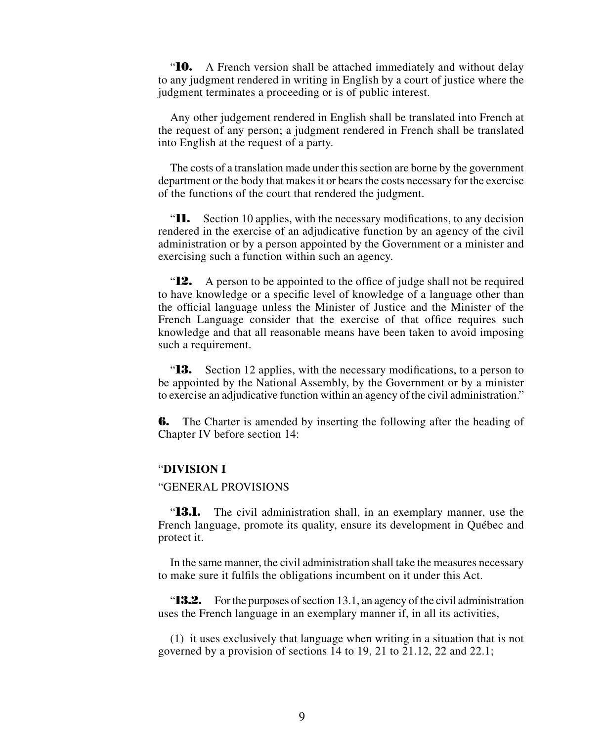"**10.** A French version shall be attached immediately and without delay to any judgment rendered in writing in English by a court of justice where the judgment terminates a proceeding or is of public interest.

Any other judgement rendered in English shall be translated into French at the request of any person; a judgment rendered in French shall be translated into English at the request of a party.

The costs of a translation made under this section are borne by the government department or the body that makes it or bears the costs necessary for the exercise of the functions of the court that rendered the judgment.

"**11.** Section 10 applies, with the necessary modifications, to any decision rendered in the exercise of an adjudicative function by an agency of the civil administration or by a person appointed by the Government or a minister and exercising such a function within such an agency.

"**12.** A person to be appointed to the office of judge shall not be required to have knowledge or a specific level of knowledge of a language other than the official language unless the Minister of Justice and the Minister of the French Language consider that the exercise of that office requires such knowledge and that all reasonable means have been taken to avoid imposing such a requirement.

"**13.** Section 12 applies, with the necessary modifications, to a person to be appointed by the National Assembly, by the Government or by a minister to exercise an adjudicative function within an agency of the civil administration."

**6.** The Charter is amended by inserting the following after the heading of Chapter IV before section 14:

"**DIVISION I**

"GENERAL PROVISIONS

"**13.1.** The civil administration shall, in an exemplary manner, use the French language, promote its quality, ensure its development in Québec and protect it.

In the same manner, the civil administration shall take the measures necessary to make sure it fulfils the obligations incumbent on it under this Act.

"**13.2.** For the purposes of section 13.1, an agency of the civil administration uses the French language in an exemplary manner if, in all its activities,

(1) it uses exclusively that language when writing in a situation that is not governed by a provision of sections 14 to 19, 21 to 21.12, 22 and 22.1;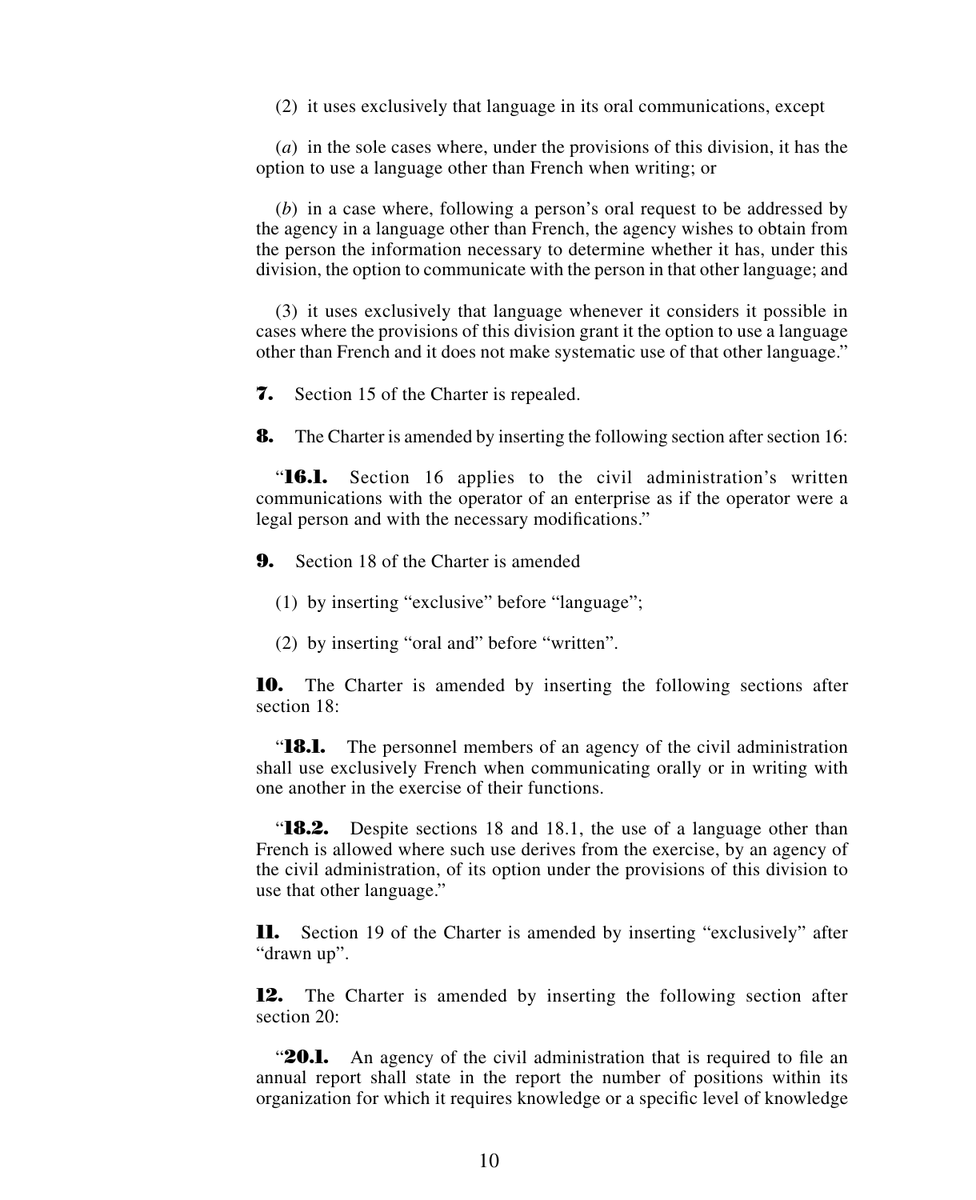(2) it uses exclusively that language in its oral communications, except

(*a*) in the sole cases where, under the provisions of this division, it has the option to use a language other than French when writing; or

(*b*) in a case where, following a person's oral request to be addressed by the agency in a language other than French, the agency wishes to obtain from the person the information necessary to determine whether it has, under this division, the option to communicate with the person in that other language; and

(3) it uses exclusively that language whenever it considers it possible in cases where the provisions of this division grant it the option to use a language other than French and it does not make systematic use of that other language."

**7.** Section 15 of the Charter is repealed.

**8.** The Charter is amended by inserting the following section after section 16:

"**16.1.** Section 16 applies to the civil administration's written communications with the operator of an enterprise as if the operator were a legal person and with the necessary modifications."

**9.** Section 18 of the Charter is amended

(1) by inserting "exclusive" before "language";

(2) by inserting "oral and" before "written".

**10.** The Charter is amended by inserting the following sections after section 18:

"**18.1.** The personnel members of an agency of the civil administration shall use exclusively French when communicating orally or in writing with one another in the exercise of their functions.

"**18.2.** Despite sections 18 and 18.1, the use of a language other than French is allowed where such use derives from the exercise, by an agency of the civil administration, of its option under the provisions of this division to use that other language."

**11.** Section 19 of the Charter is amended by inserting "exclusively" after "drawn up".

**12.** The Charter is amended by inserting the following section after section 20:

"**20.1.** An agency of the civil administration that is required to file an annual report shall state in the report the number of positions within its organization for which it requires knowledge or a specific level of knowledge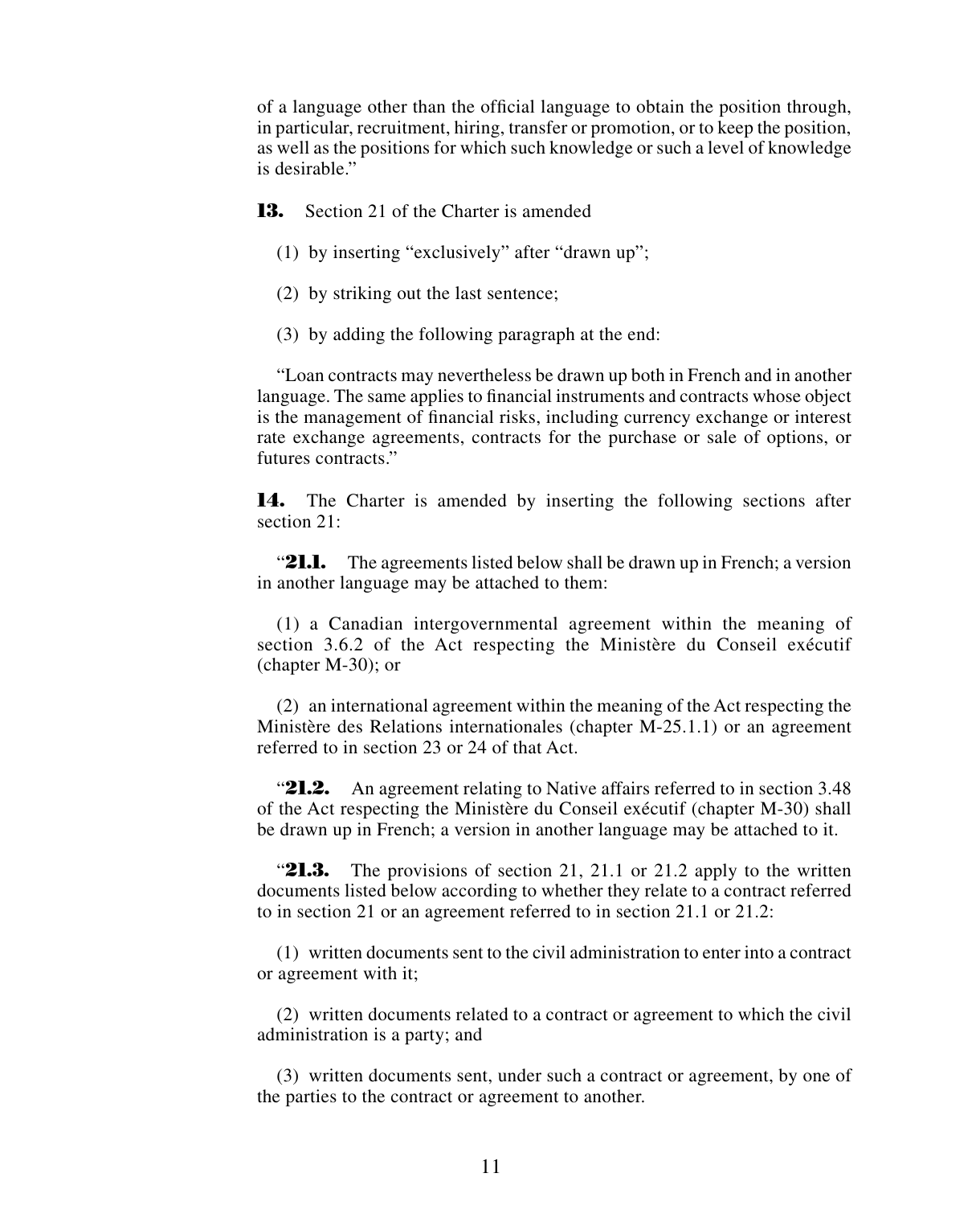of a language other than the official language to obtain the position through, in particular, recruitment, hiring, transfer or promotion, or to keep the position, as well as the positions for which such knowledge or such a level of knowledge is desirable."

**13.** Section 21 of the Charter is amended

(1) by inserting "exclusively" after "drawn up";

(2) by striking out the last sentence;

(3) by adding the following paragraph at the end:

"Loan contracts may nevertheless be drawn up both in French and in another language. The same applies to financial instruments and contracts whose object is the management of financial risks, including currency exchange or interest rate exchange agreements, contracts for the purchase or sale of options, or futures contracts."

**14.** The Charter is amended by inserting the following sections after section 21:

"**21.1.** The agreements listed below shall be drawn up in French; a version in another language may be attached to them:

(1) a Canadian intergovernmental agreement within the meaning of section 3.6.2 of the Act respecting the Ministère du Conseil exécutif (chapter M-30); or

(2) an international agreement within the meaning of the Act respecting the Ministère des Relations internationales (chapter M-25.1.1) or an agreement referred to in section 23 or 24 of that Act.

"**21.2.** An agreement relating to Native affairs referred to in section 3.48 of the Act respecting the Ministère du Conseil exécutif (chapter M-30) shall be drawn up in French; a version in another language may be attached to it.

"**21.3.** The provisions of section 21, 21.1 or 21.2 apply to the written documents listed below according to whether they relate to a contract referred to in section 21 or an agreement referred to in section 21.1 or 21.2:

(1) written documents sent to the civil administration to enter into a contract or agreement with it;

(2) written documents related to a contract or agreement to which the civil administration is a party; and

(3) written documents sent, under such a contract or agreement, by one of the parties to the contract or agreement to another.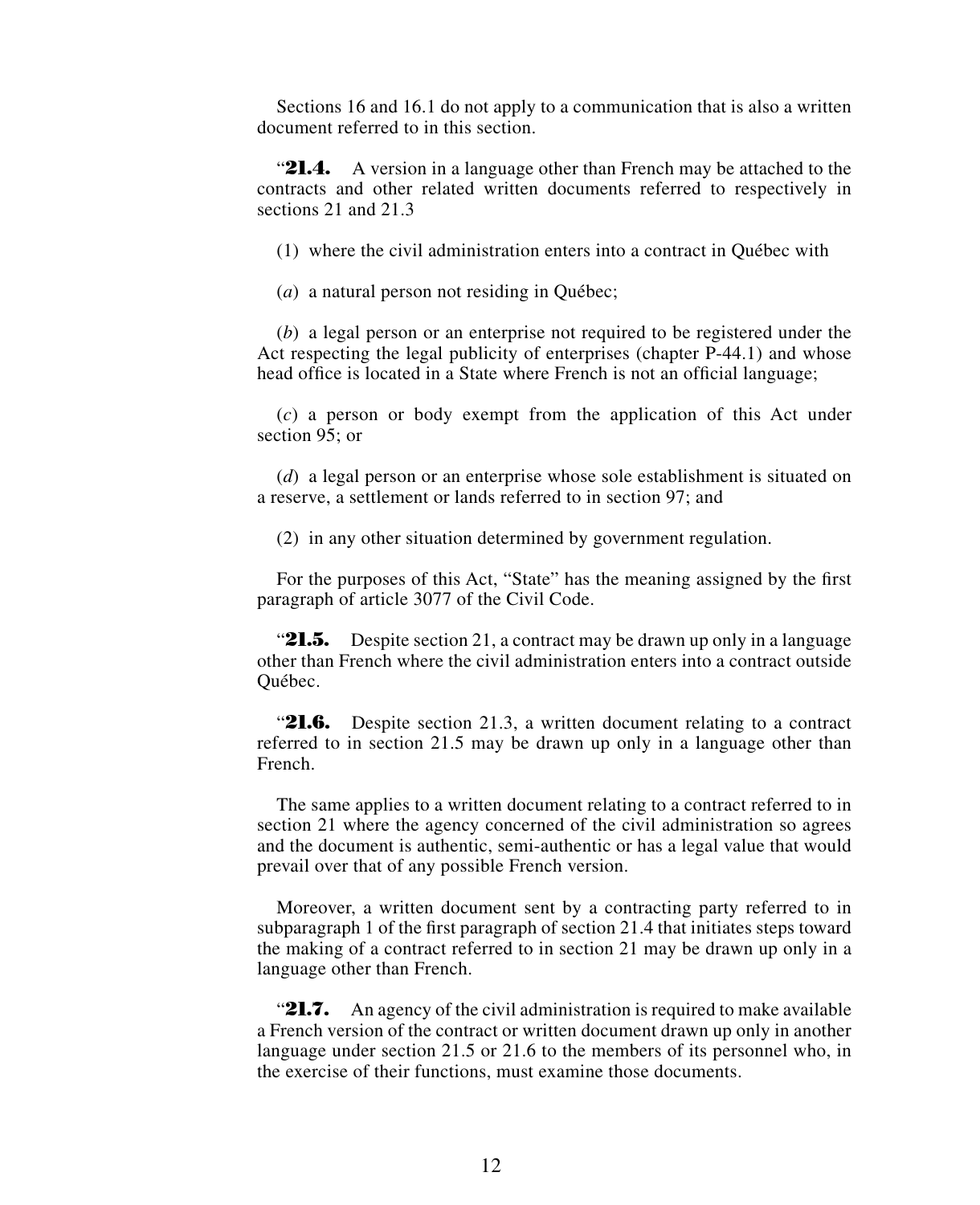Sections 16 and 16.1 do not apply to a communication that is also a written document referred to in this section.

“**21.4.** A version in a language other than French may be attached to the contracts and other related written documents referred to respectively in sections 21 and 21.3

(1) where the civil administration enters into a contract in Québec with

(*a*) a natural person not residing in Québec;

(*b*) a legal person or an enterprise not required to be registered under the Act respecting the legal publicity of enterprises (chapter P-44.1) and whose head office is located in a State where French is not an official language;

(*c*) a person or body exempt from the application of this Act under section 95; or

(*d*) a legal person or an enterprise whose sole establishment is situated on a reserve, a settlement or lands referred to in section 97; and

(2) in any other situation determined by government regulation.

For the purposes of this Act, “State” has the meaning assigned by the first paragraph of article 3077 of the Civil Code.

“**21.5.** Despite section 21, a contract may be drawn up only in a language other than French where the civil administration enters into a contract outside Québec.

“**21.6.** Despite section 21.3, a written document relating to a contract referred to in section 21.5 may be drawn up only in a language other than French.

The same applies to a written document relating to a contract referred to in section 21 where the agency concerned of the civil administration so agrees and the document is authentic, semi-authentic or has a legal value that would prevail over that of any possible French version.

Moreover, a written document sent by a contracting party referred to in subparagraph 1 of the first paragraph of section 21.4 that initiates steps toward the making of a contract referred to in section 21 may be drawn up only in a language other than French.

“**21.7.** An agency of the civil administration is required to make available a French version of the contract or written document drawn up only in another language under section 21.5 or 21.6 to the members of its personnel who, in the exercise of their functions, must examine those documents.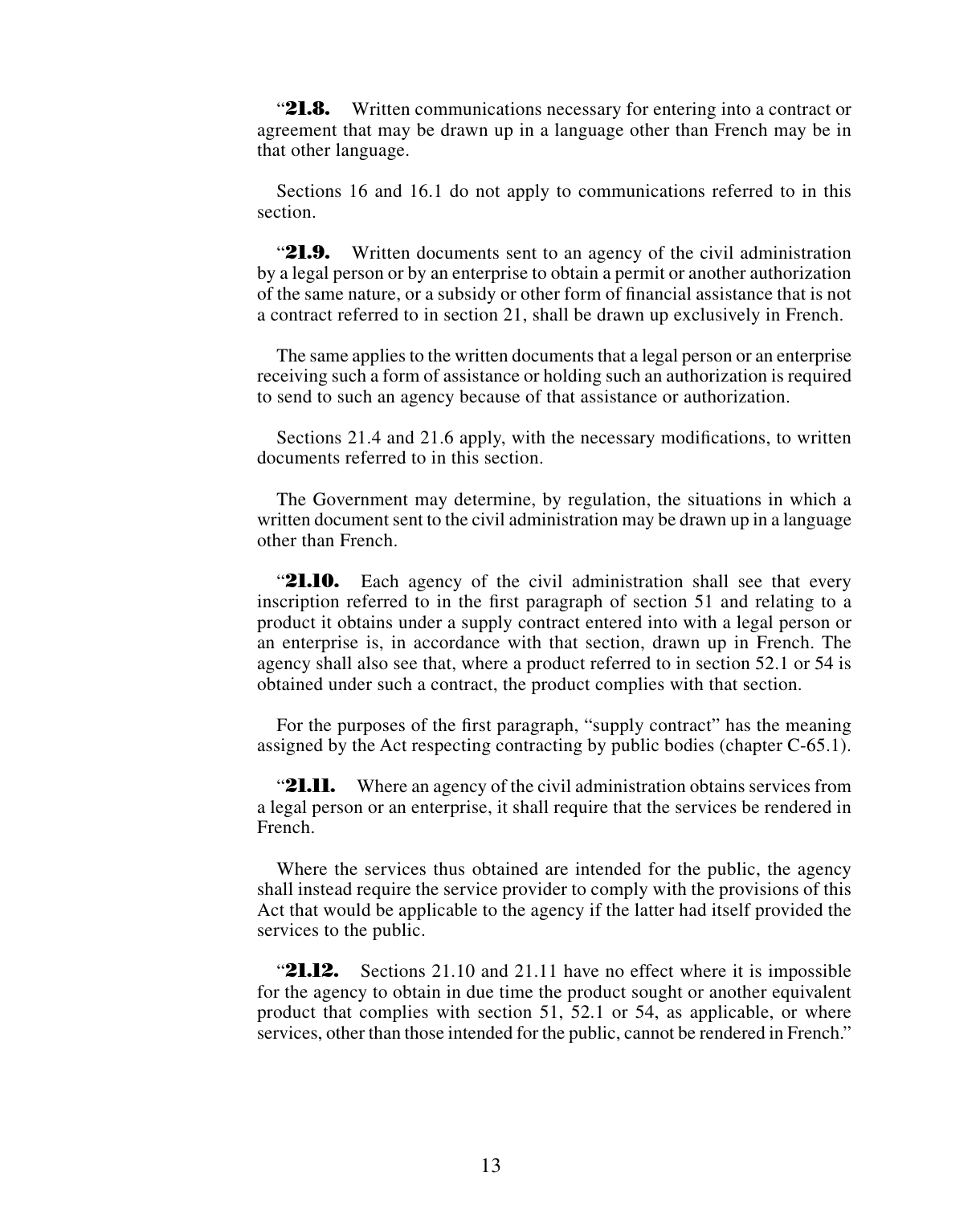"**21.8.** Written communications necessary for entering into a contract or agreement that may be drawn up in a language other than French may be in that other language.

Sections 16 and 16.1 do not apply to communications referred to in this section.

"**21.9.** Written documents sent to an agency of the civil administration by a legal person or by an enterprise to obtain a permit or another authorization of the same nature, or a subsidy or other form of financial assistance that is not a contract referred to in section 21, shall be drawn up exclusively in French.

The same applies to the written documents that a legal person or an enterprise receiving such a form of assistance or holding such an authorization is required to send to such an agency because of that assistance or authorization.

Sections 21.4 and 21.6 apply, with the necessary modifications, to written documents referred to in this section.

The Government may determine, by regulation, the situations in which a written document sent to the civil administration may be drawn up in a language other than French.

"**21.10.** Each agency of the civil administration shall see that every inscription referred to in the first paragraph of section 51 and relating to a product it obtains under a supply contract entered into with a legal person or an enterprise is, in accordance with that section, drawn up in French. The agency shall also see that, where a product referred to in section 52.1 or 54 is obtained under such a contract, the product complies with that section.

For the purposes of the first paragraph, "supply contract" has the meaning assigned by the Act respecting contracting by public bodies (chapter C-65.1).

"**21.11.** Where an agency of the civil administration obtains services from a legal person or an enterprise, it shall require that the services be rendered in French.

Where the services thus obtained are intended for the public, the agency shall instead require the service provider to comply with the provisions of this Act that would be applicable to the agency if the latter had itself provided the services to the public.

"**21.12.** Sections 21.10 and 21.11 have no effect where it is impossible for the agency to obtain in due time the product sought or another equivalent product that complies with section 51, 52.1 or 54, as applicable, or where services, other than those intended for the public, cannot be rendered in French."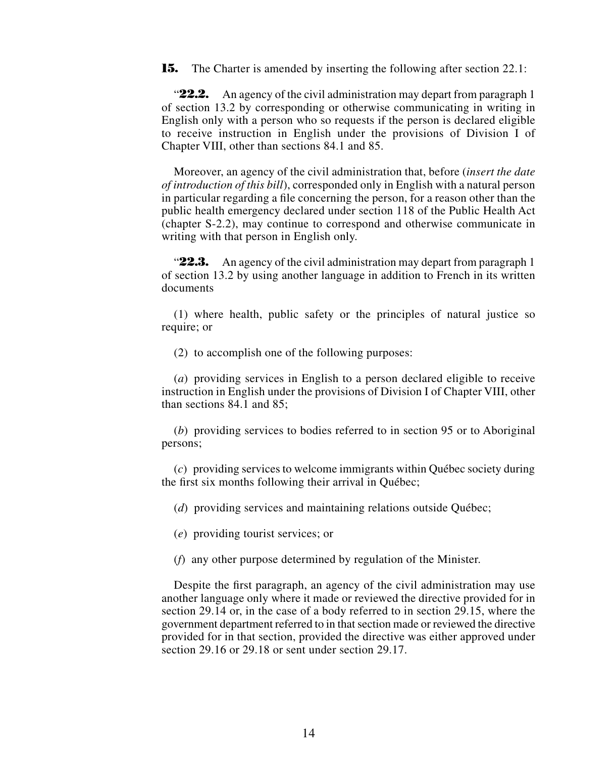**15.** The Charter is amended by inserting the following after section 22.1:

"**22.2.** An agency of the civil administration may depart from paragraph 1 of section 13.2 by corresponding or otherwise communicating in writing in English only with a person who so requests if the person is declared eligible to receive instruction in English under the provisions of Division I of Chapter VIII, other than sections 84.1 and 85.

Moreover, an agency of the civil administration that, before (*insert the date of introduction of this bill*), corresponded only in English with a natural person in particular regarding a file concerning the person, for a reason other than the public health emergency declared under section 118 of the Public Health Act (chapter S-2.2), may continue to correspond and otherwise communicate in writing with that person in English only.

"**22.3.** An agency of the civil administration may depart from paragraph 1 of section 13.2 by using another language in addition to French in its written documents

(1) where health, public safety or the principles of natural justice so require; or

(2) to accomplish one of the following purposes:

(*a*) providing services in English to a person declared eligible to receive instruction in English under the provisions of Division I of Chapter VIII, other than sections 84.1 and 85;

(*b*) providing services to bodies referred to in section 95 or to Aboriginal persons;

(*c*) providing services to welcome immigrants within Québec society during the first six months following their arrival in Québec;

(*d*) providing services and maintaining relations outside Québec;

(*e*) providing tourist services; or

(*f*) any other purpose determined by regulation of the Minister.

Despite the first paragraph, an agency of the civil administration may use another language only where it made or reviewed the directive provided for in section 29.14 or, in the case of a body referred to in section 29.15, where the government department referred to in that section made or reviewed the directive provided for in that section, provided the directive was either approved under section 29.16 or 29.18 or sent under section 29.17.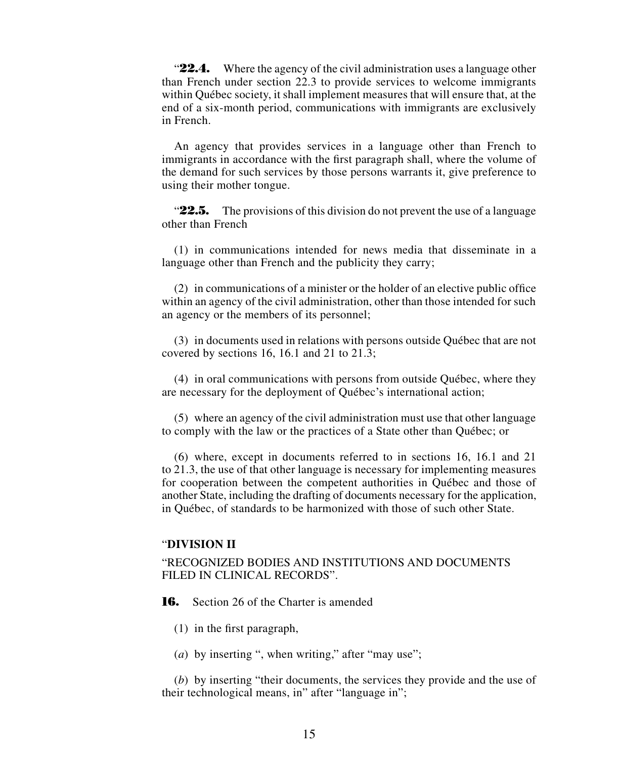"**22.4.** Where the agency of the civil administration uses a language other than French under section 22.3 to provide services to welcome immigrants within Québec society, it shall implement measures that will ensure that, at the end of a six-month period, communications with immigrants are exclusively in French.

An agency that provides services in a language other than French to immigrants in accordance with the first paragraph shall, where the volume of the demand for such services by those persons warrants it, give preference to using their mother tongue.

"**22.5.** The provisions of this division do not prevent the use of a language other than French

(1) in communications intended for news media that disseminate in a language other than French and the publicity they carry;

(2) in communications of a minister or the holder of an elective public office within an agency of the civil administration, other than those intended for such an agency or the members of its personnel;

(3) in documents used in relations with persons outside Québec that are not covered by sections 16, 16.1 and 21 to 21.3;

(4) in oral communications with persons from outside Québec, where they are necessary for the deployment of Québec's international action;

(5) where an agency of the civil administration must use that other language to comply with the law or the practices of a State other than Québec; or

(6) where, except in documents referred to in sections 16, 16.1 and 21 to 21.3, the use of that other language is necessary for implementing measures for cooperation between the competent authorities in Québec and those of another State, including the drafting of documents necessary for the application, in Québec, of standards to be harmonized with those of such other State.

"**DIVISION II**

"RECOGNIZED BODIES AND INSTITUTIONS AND DOCUMENTS FILED IN CLINICAL RECORDS".

**16.** Section 26 of the Charter is amended

(1) in the first paragraph,

(*a*) by inserting ", when writing," after "may use";

(*b*) by inserting "their documents, the services they provide and the use of their technological means, in" after "language in";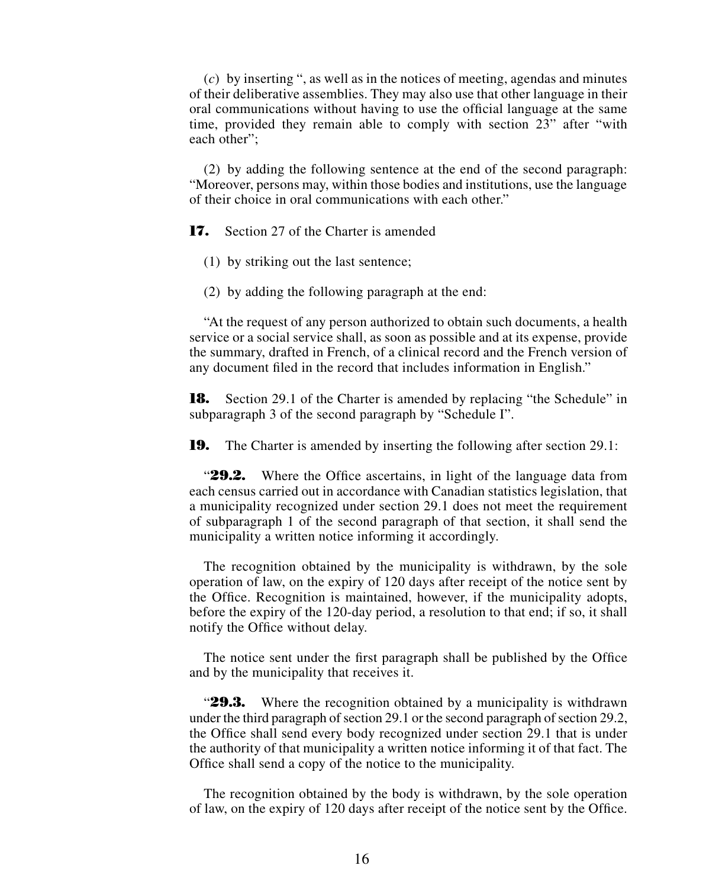(*c*) by inserting ", as well as in the notices of meeting, agendas and minutes of their deliberative assemblies. They may also use that other language in their oral communications without having to use the official language at the same time, provided they remain able to comply with section 23" after "with each other";

(2) by adding the following sentence at the end of the second paragraph: "Moreover, persons may, within those bodies and institutions, use the language of their choice in oral communications with each other."

**17.** Section 27 of the Charter is amended

(1) by striking out the last sentence;

(2) by adding the following paragraph at the end:

"At the request of any person authorized to obtain such documents, a health service or a social service shall, as soon as possible and at its expense, provide the summary, drafted in French, of a clinical record and the French version of any document filed in the record that includes information in English."

**18.** Section 29.1 of the Charter is amended by replacing "the Schedule" in subparagraph 3 of the second paragraph by "Schedule I".

**19.** The Charter is amended by inserting the following after section 29.1:

"**29.2.** Where the Office ascertains, in light of the language data from each census carried out in accordance with Canadian statistics legislation, that a municipality recognized under section 29.1 does not meet the requirement of subparagraph 1 of the second paragraph of that section, it shall send the municipality a written notice informing it accordingly.

The recognition obtained by the municipality is withdrawn, by the sole operation of law, on the expiry of 120 days after receipt of the notice sent by the Office. Recognition is maintained, however, if the municipality adopts, before the expiry of the 120-day period, a resolution to that end; if so, it shall notify the Office without delay.

The notice sent under the first paragraph shall be published by the Office and by the municipality that receives it.

"**29.3.** Where the recognition obtained by a municipality is withdrawn under the third paragraph of section 29.1 or the second paragraph of section 29.2, the Office shall send every body recognized under section 29.1 that is under the authority of that municipality a written notice informing it of that fact. The Office shall send a copy of the notice to the municipality.

The recognition obtained by the body is withdrawn, by the sole operation of law, on the expiry of 120 days after receipt of the notice sent by the Office.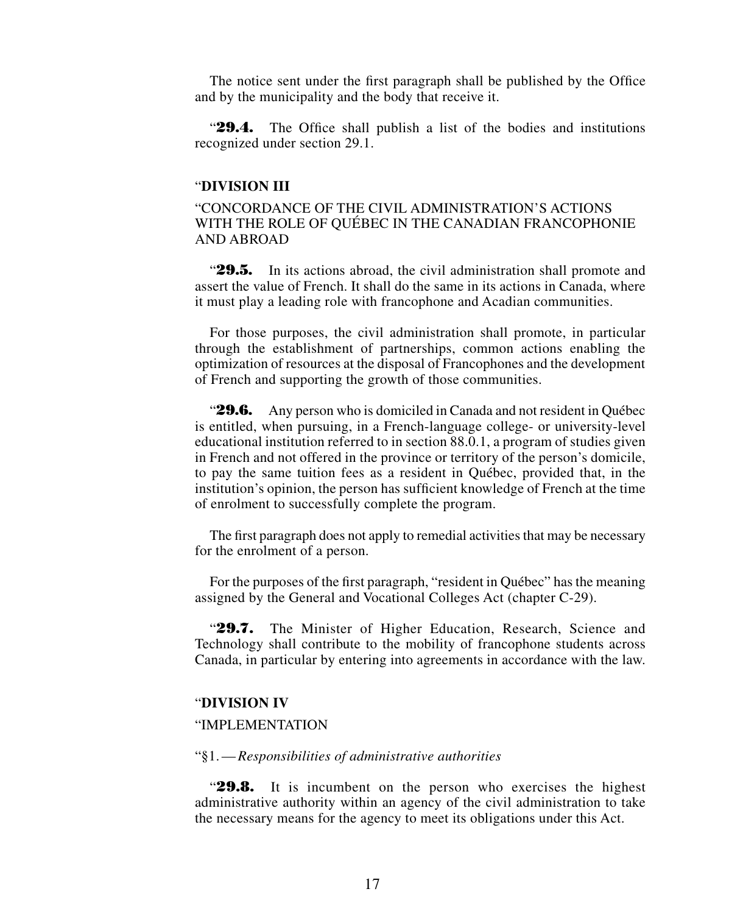The notice sent under the first paragraph shall be published by the Office and by the municipality and the body that receive it.

"**29.4.** The Office shall publish a list of the bodies and institutions recognized under section 29.1.

"**DIVISION III**

"CONCORDANCE OF THE CIVIL ADMINISTRATION'S ACTIONS WITH THE ROLE OF QUÉBEC IN THE CANADIAN FRANCOPHONIE AND ABROAD

"**29.5.** In its actions abroad, the civil administration shall promote and assert the value of French. It shall do the same in its actions in Canada, where it must play a leading role with francophone and Acadian communities.

For those purposes, the civil administration shall promote, in particular through the establishment of partnerships, common actions enabling the optimization of resources at the disposal of Francophones and the development of French and supporting the growth of those communities.

"**29.6.** Any person who is domiciled in Canada and not resident in Québec is entitled, when pursuing, in a French-language college- or university-level educational institution referred to in section 88.0.1, a program of studies given in French and not offered in the province or territory of the person's domicile, to pay the same tuition fees as a resident in Québec, provided that, in the institution's opinion, the person has sufficient knowledge of French at the time of enrolment to successfully complete the program.

The first paragraph does not apply to remedial activities that may be necessary for the enrolment of a person.

For the purposes of the first paragraph, "resident in Québec" has the meaning assigned by the General and Vocational Colleges Act (chapter C-29).

"**29.7.** The Minister of Higher Education, Research, Science and Technology shall contribute to the mobility of francophone students across Canada, in particular by entering into agreements in accordance with the law.

"**DIVISION IV**

"IMPLEMENTATION

"§1.—*Responsibilities of administrative authorities*

"**29.8.** It is incumbent on the person who exercises the highest administrative authority within an agency of the civil administration to take the necessary means for the agency to meet its obligations under this Act.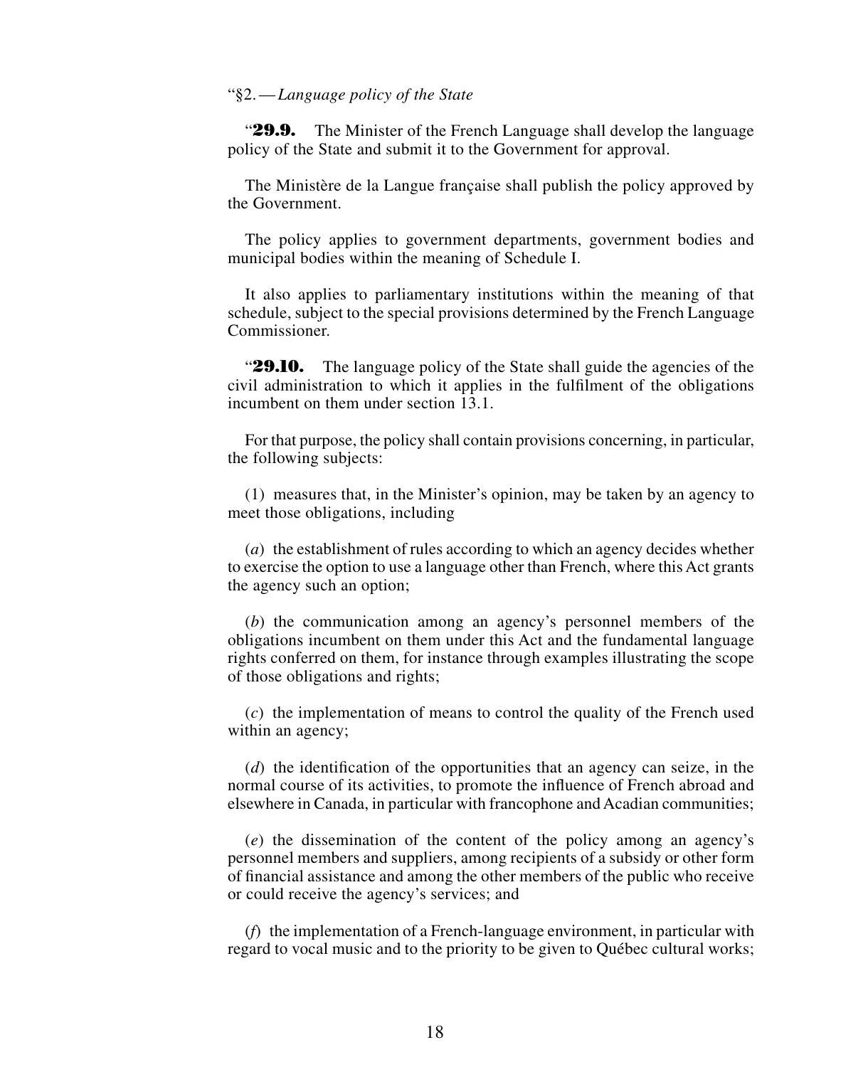"§2. — *Language policy of the State*

"**29.9.** The Minister of the French Language shall develop the language policy of the State and submit it to the Government for approval.

The Ministère de la Langue française shall publish the policy approved by the Government.

The policy applies to government departments, government bodies and municipal bodies within the meaning of Schedule I.

It also applies to parliamentary institutions within the meaning of that schedule, subject to the special provisions determined by the French Language Commissioner.

"**29.10.** The language policy of the State shall guide the agencies of the civil administration to which it applies in the fulfilment of the obligations incumbent on them under section 13.1.

For that purpose, the policy shall contain provisions concerning, in particular, the following subjects:

(1) measures that, in the Minister's opinion, may be taken by an agency to meet those obligations, including

(*a*) the establishment of rules according to which an agency decides whether to exercise the option to use a language other than French, where this Act grants the agency such an option;

(*b*) the communication among an agency's personnel members of the obligations incumbent on them under this Act and the fundamental language rights conferred on them, for instance through examples illustrating the scope of those obligations and rights;

(*c*) the implementation of means to control the quality of the French used within an agency;

(*d*) the identification of the opportunities that an agency can seize, in the normal course of its activities, to promote the influence of French abroad and elsewhere in Canada, in particular with francophone and Acadian communities;

(*e*) the dissemination of the content of the policy among an agency's personnel members and suppliers, among recipients of a subsidy or other form of financial assistance and among the other members of the public who receive or could receive the agency's services; and

(*f*) the implementation of a French-language environment, in particular with regard to vocal music and to the priority to be given to Québec cultural works;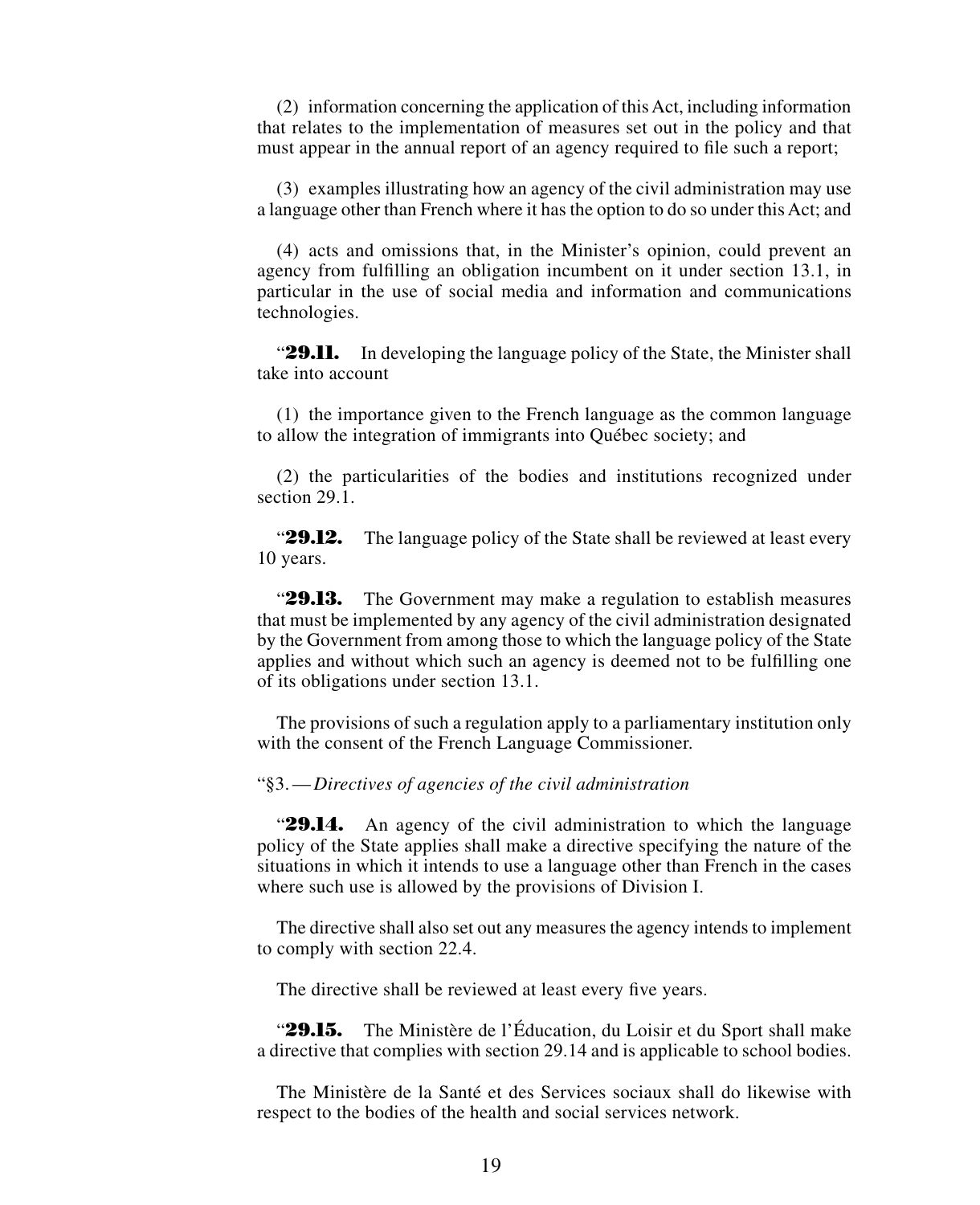(2) information concerning the application of this Act, including information that relates to the implementation of measures set out in the policy and that must appear in the annual report of an agency required to file such a report;

(3) examples illustrating how an agency of the civil administration may use a language other than French where it has the option to do so under this Act; and

(4) acts and omissions that, in the Minister's opinion, could prevent an agency from fulfilling an obligation incumbent on it under section 13.1, in particular in the use of social media and information and communications technologies.

"**29.11.** In developing the language policy of the State, the Minister shall take into account

(1) the importance given to the French language as the common language to allow the integration of immigrants into Québec society; and

(2) the particularities of the bodies and institutions recognized under section 29.1.

"**29.12.** The language policy of the State shall be reviewed at least every 10 years.

"**29.13.** The Government may make a regulation to establish measures that must be implemented by any agency of the civil administration designated by the Government from among those to which the language policy of the State applies and without which such an agency is deemed not to be fulfilling one of its obligations under section 13.1.

The provisions of such a regulation apply to a parliamentary institution only with the consent of the French Language Commissioner.

"§3.—*Directives of agencies of the civil administration*

"**29.14.** An agency of the civil administration to which the language policy of the State applies shall make a directive specifying the nature of the situations in which it intends to use a language other than French in the cases where such use is allowed by the provisions of Division I.

The directive shall also set out any measures the agency intends to implement to comply with section 22.4.

The directive shall be reviewed at least every five years.

"**29.15.** The Ministère de l'Éducation, du Loisir et du Sport shall make a directive that complies with section 29.14 and is applicable to school bodies.

The Ministère de la Santé et des Services sociaux shall do likewise with respect to the bodies of the health and social services network.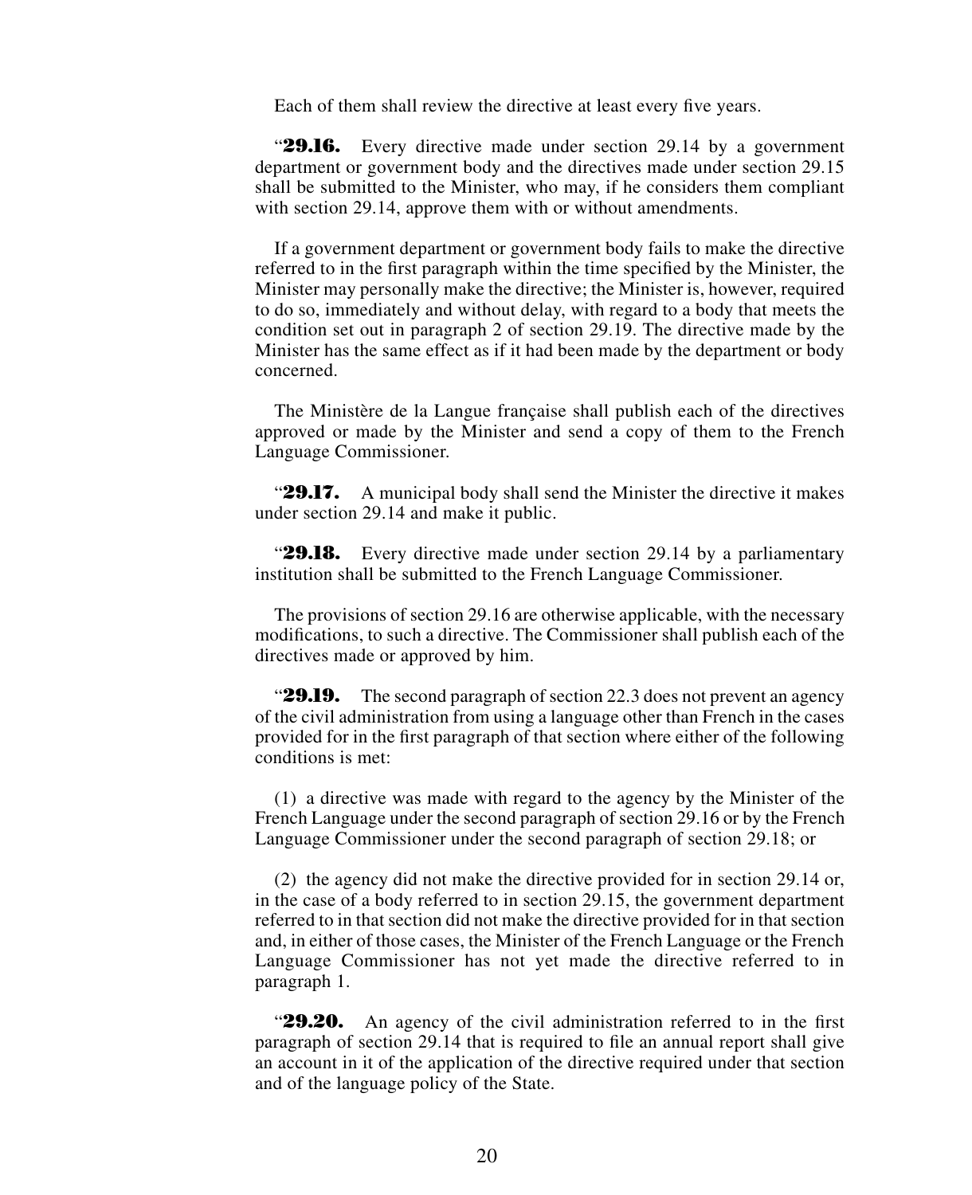Each of them shall review the directive at least every five years.

"**29.16.** Every directive made under section 29.14 by a government department or government body and the directives made under section 29.15 shall be submitted to the Minister, who may, if he considers them compliant with section 29.14, approve them with or without amendments.

If a government department or government body fails to make the directive referred to in the first paragraph within the time specified by the Minister, the Minister may personally make the directive; the Minister is, however, required to do so, immediately and without delay, with regard to a body that meets the condition set out in paragraph 2 of section 29.19. The directive made by the Minister has the same effect as if it had been made by the department or body concerned.

The Ministère de la Langue française shall publish each of the directives approved or made by the Minister and send a copy of them to the French Language Commissioner.

"**29.17.** A municipal body shall send the Minister the directive it makes under section 29.14 and make it public.

"**29.18.** Every directive made under section 29.14 by a parliamentary institution shall be submitted to the French Language Commissioner.

The provisions of section 29.16 are otherwise applicable, with the necessary modifications, to such a directive. The Commissioner shall publish each of the directives made or approved by him.

"**29.19.** The second paragraph of section 22.3 does not prevent an agency of the civil administration from using a language other than French in the cases provided for in the first paragraph of that section where either of the following conditions is met:

(1) a directive was made with regard to the agency by the Minister of the French Language under the second paragraph of section 29.16 or by the French Language Commissioner under the second paragraph of section 29.18; or

(2) the agency did not make the directive provided for in section 29.14 or, in the case of a body referred to in section 29.15, the government department referred to in that section did not make the directive provided for in that section and, in either of those cases, the Minister of the French Language or the French Language Commissioner has not yet made the directive referred to in paragraph 1.

"**29.20.** An agency of the civil administration referred to in the first paragraph of section 29.14 that is required to file an annual report shall give an account in it of the application of the directive required under that section and of the language policy of the State.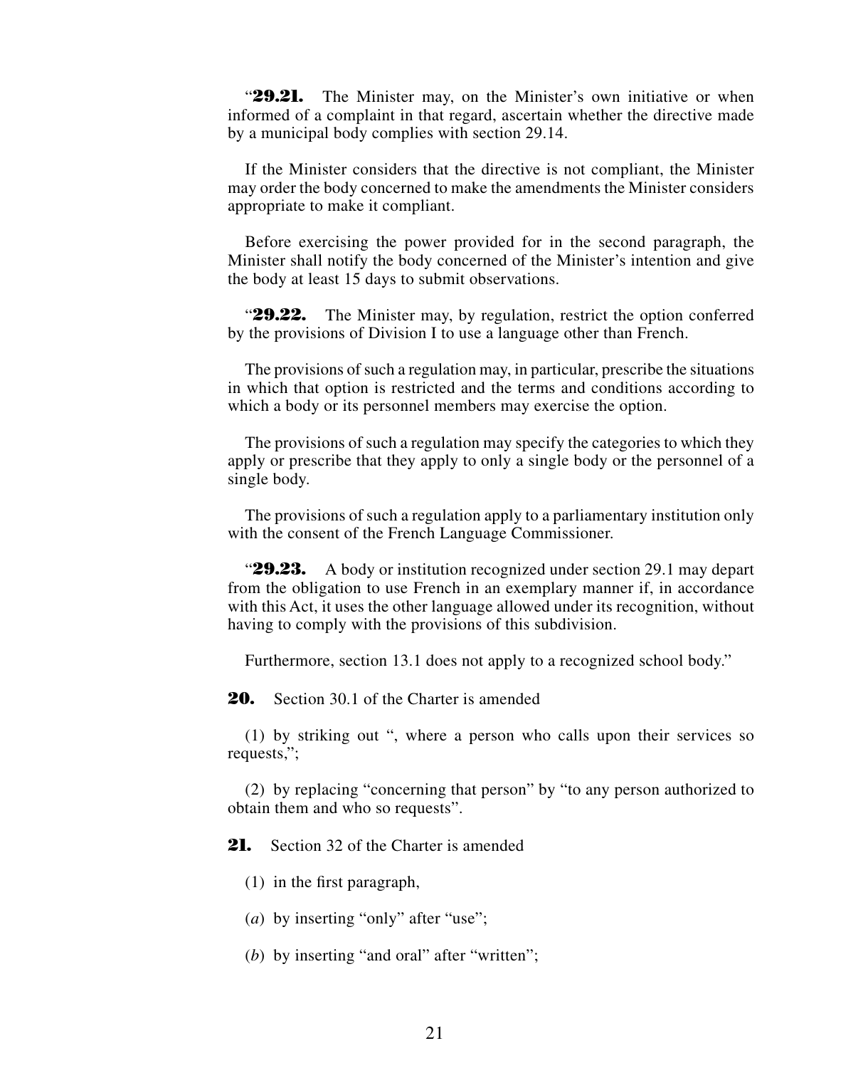"**29.21.** The Minister may, on the Minister's own initiative or when informed of a complaint in that regard, ascertain whether the directive made by a municipal body complies with section 29.14.

If the Minister considers that the directive is not compliant, the Minister may order the body concerned to make the amendments the Minister considers appropriate to make it compliant.

Before exercising the power provided for in the second paragraph, the Minister shall notify the body concerned of the Minister's intention and give the body at least 15 days to submit observations.

"**29.22.** The Minister may, by regulation, restrict the option conferred by the provisions of Division I to use a language other than French.

The provisions of such a regulation may, in particular, prescribe the situations in which that option is restricted and the terms and conditions according to which a body or its personnel members may exercise the option.

The provisions of such a regulation may specify the categories to which they apply or prescribe that they apply to only a single body or the personnel of a single body.

The provisions of such a regulation apply to a parliamentary institution only with the consent of the French Language Commissioner.

"**29.23.** A body or institution recognized under section 29.1 may depart from the obligation to use French in an exemplary manner if, in accordance with this Act, it uses the other language allowed under its recognition, without having to comply with the provisions of this subdivision.

Furthermore, section 13.1 does not apply to a recognized school body."

**20.** Section 30.1 of the Charter is amended

(1) by striking out ", where a person who calls upon their services so requests,";

(2) by replacing "concerning that person" by "to any person authorized to obtain them and who so requests".

**21.** Section 32 of the Charter is amended

(1) in the first paragraph,

(*a*) by inserting "only" after "use";

(*b*) by inserting "and oral" after "written";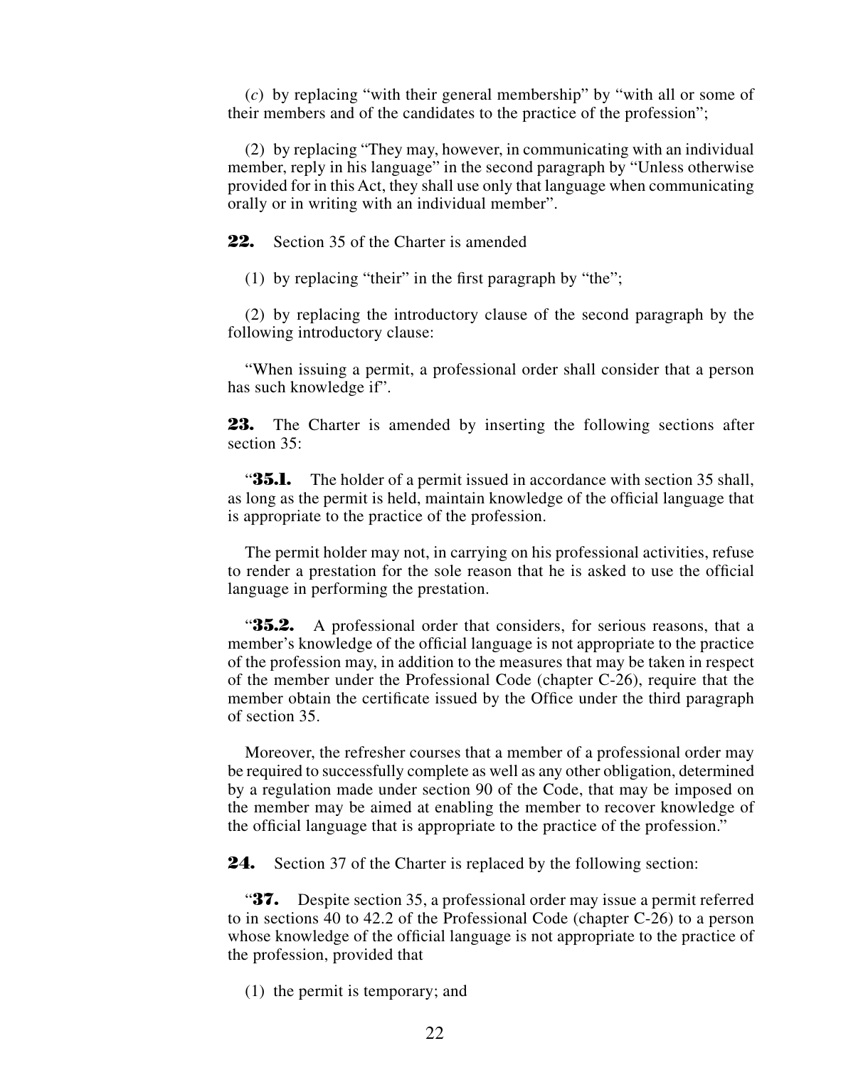(*c*) by replacing "with their general membership" by "with all or some of their members and of the candidates to the practice of the profession";

(2) by replacing "They may, however, in communicating with an individual member, reply in his language" in the second paragraph by "Unless otherwise provided for in this Act, they shall use only that language when communicating orally or in writing with an individual member".

**22.** Section 35 of the Charter is amended

(1) by replacing "their" in the first paragraph by "the";

(2) by replacing the introductory clause of the second paragraph by the following introductory clause:

"When issuing a permit, a professional order shall consider that a person has such knowledge if".

**23.** The Charter is amended by inserting the following sections after section 35:

"**35.1.** The holder of a permit issued in accordance with section 35 shall, as long as the permit is held, maintain knowledge of the official language that is appropriate to the practice of the profession.

The permit holder may not, in carrying on his professional activities, refuse to render a prestation for the sole reason that he is asked to use the official language in performing the prestation.

"**35.2.** A professional order that considers, for serious reasons, that a member's knowledge of the official language is not appropriate to the practice of the profession may, in addition to the measures that may be taken in respect of the member under the Professional Code (chapter C-26), require that the member obtain the certificate issued by the Office under the third paragraph of section 35.

Moreover, the refresher courses that a member of a professional order may be required to successfully complete as well as any other obligation, determined by a regulation made under section 90 of the Code, that may be imposed on the member may be aimed at enabling the member to recover knowledge of the official language that is appropriate to the practice of the profession."

**24.** Section 37 of the Charter is replaced by the following section:

"**37.** Despite section 35, a professional order may issue a permit referred to in sections 40 to 42.2 of the Professional Code (chapter C-26) to a person whose knowledge of the official language is not appropriate to the practice of the profession, provided that

(1) the permit is temporary; and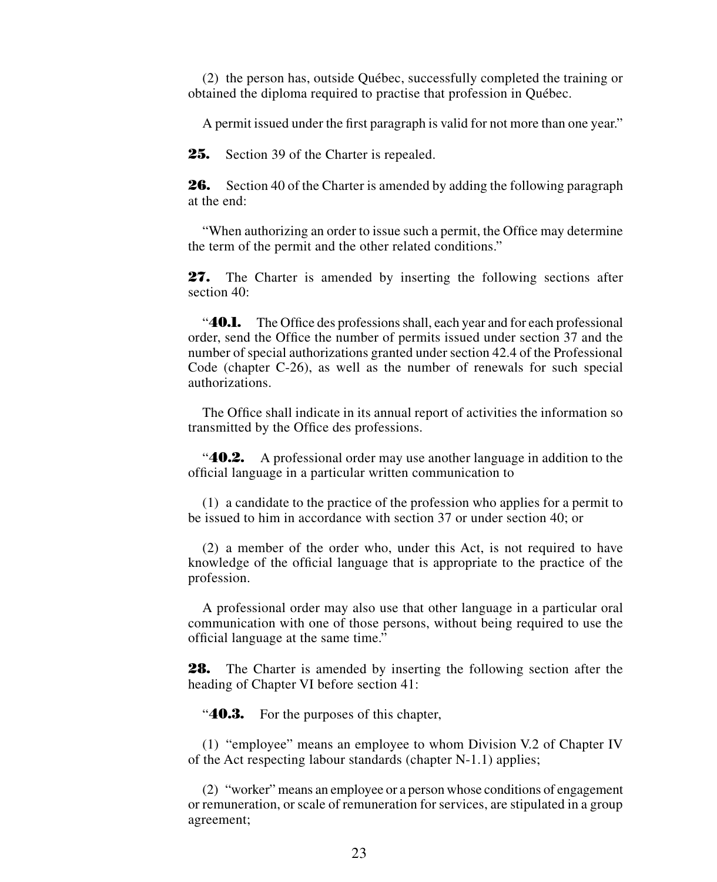(2) the person has, outside Québec, successfully completed the training or obtained the diploma required to practise that profession in Québec.

A permit issued under the first paragraph is valid for not more than one year."

**25.** Section 39 of the Charter is repealed.

**26.** Section 40 of the Charter is amended by adding the following paragraph at the end:

"When authorizing an order to issue such a permit, the Office may determine the term of the permit and the other related conditions."

**27.** The Charter is amended by inserting the following sections after section 40:

"**40.1.** The Office des professions shall, each year and for each professional order, send the Office the number of permits issued under section 37 and the number of special authorizations granted under section 42.4 of the Professional Code (chapter C-26), as well as the number of renewals for such special authorizations.

The Office shall indicate in its annual report of activities the information so transmitted by the Office des professions.

"**40.2.** A professional order may use another language in addition to the official language in a particular written communication to

(1) a candidate to the practice of the profession who applies for a permit to be issued to him in accordance with section 37 or under section 40; or

(2) a member of the order who, under this Act, is not required to have knowledge of the official language that is appropriate to the practice of the profession.

A professional order may also use that other language in a particular oral communication with one of those persons, without being required to use the official language at the same time."

**28.** The Charter is amended by inserting the following section after the heading of Chapter VI before section 41:

"**40.3.** For the purposes of this chapter,

(1) "employee" means an employee to whom Division V.2 of Chapter IV of the Act respecting labour standards (chapter N-1.1) applies;

(2) "worker" means an employee or a person whose conditions of engagement or remuneration, or scale of remuneration for services, are stipulated in a group agreement;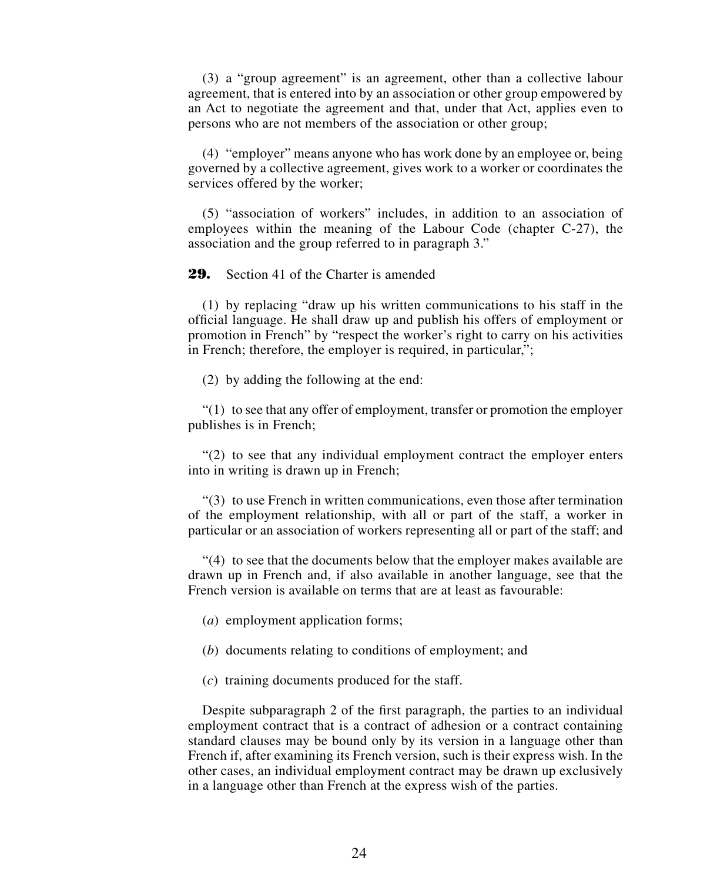(3) a "group agreement" is an agreement, other than a collective labour agreement, that is entered into by an association or other group empowered by an Act to negotiate the agreement and that, under that Act, applies even to persons who are not members of the association or other group;

(4) "employer" means anyone who has work done by an employee or, being governed by a collective agreement, gives work to a worker or coordinates the services offered by the worker;

(5) "association of workers" includes, in addition to an association of employees within the meaning of the Labour Code (chapter C-27), the association and the group referred to in paragraph 3."

**29.** Section 41 of the Charter is amended

(1) by replacing "draw up his written communications to his staff in the official language. He shall draw up and publish his offers of employment or promotion in French" by "respect the worker's right to carry on his activities in French; therefore, the employer is required, in particular,";

(2) by adding the following at the end:

"(1) to see that any offer of employment, transfer or promotion the employer publishes is in French;

"(2) to see that any individual employment contract the employer enters into in writing is drawn up in French;

"(3) to use French in written communications, even those after termination of the employment relationship, with all or part of the staff, a worker in particular or an association of workers representing all or part of the staff; and

"(4) to see that the documents below that the employer makes available are drawn up in French and, if also available in another language, see that the French version is available on terms that are at least as favourable:

(*a*) employment application forms;

(*b*) documents relating to conditions of employment; and

(*c*) training documents produced for the staff.

Despite subparagraph 2 of the first paragraph, the parties to an individual employment contract that is a contract of adhesion or a contract containing standard clauses may be bound only by its version in a language other than French if, after examining its French version, such is their express wish. In the other cases, an individual employment contract may be drawn up exclusively in a language other than French at the express wish of the parties.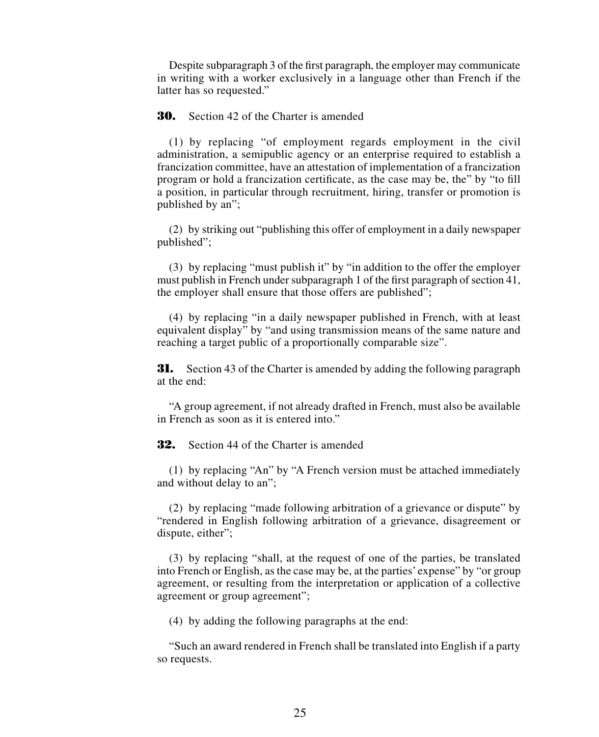Despite subparagraph 3 of the first paragraph, the employer may communicate in writing with a worker exclusively in a language other than French if the latter has so requested."

**30.** Section 42 of the Charter is amended

(1) by replacing "of employment regards employment in the civil administration, a semipublic agency or an enterprise required to establish a francization committee, have an attestation of implementation of a francization program or hold a francization certificate, as the case may be, the" by "to fill a position, in particular through recruitment, hiring, transfer or promotion is published by an";

(2) by striking out "publishing this offer of employment in a daily newspaper published";

(3) by replacing "must publish it" by "in addition to the offer the employer must publish in French under subparagraph 1 of the first paragraph of section 41, the employer shall ensure that those offers are published";

(4) by replacing "in a daily newspaper published in French, with at least equivalent display" by "and using transmission means of the same nature and reaching a target public of a proportionally comparable size".

**31.** Section 43 of the Charter is amended by adding the following paragraph at the end:

"A group agreement, if not already drafted in French, must also be available in French as soon as it is entered into."

**32.** Section 44 of the Charter is amended

(1) by replacing "An" by "A French version must be attached immediately and without delay to an";

(2) by replacing "made following arbitration of a grievance or dispute" by "rendered in English following arbitration of a grievance, disagreement or dispute, either";

(3) by replacing "shall, at the request of one of the parties, be translated into French or English, as the case may be, at the parties' expense" by "or group agreement, or resulting from the interpretation or application of a collective agreement or group agreement";

(4) by adding the following paragraphs at the end:

"Such an award rendered in French shall be translated into English if a party so requests.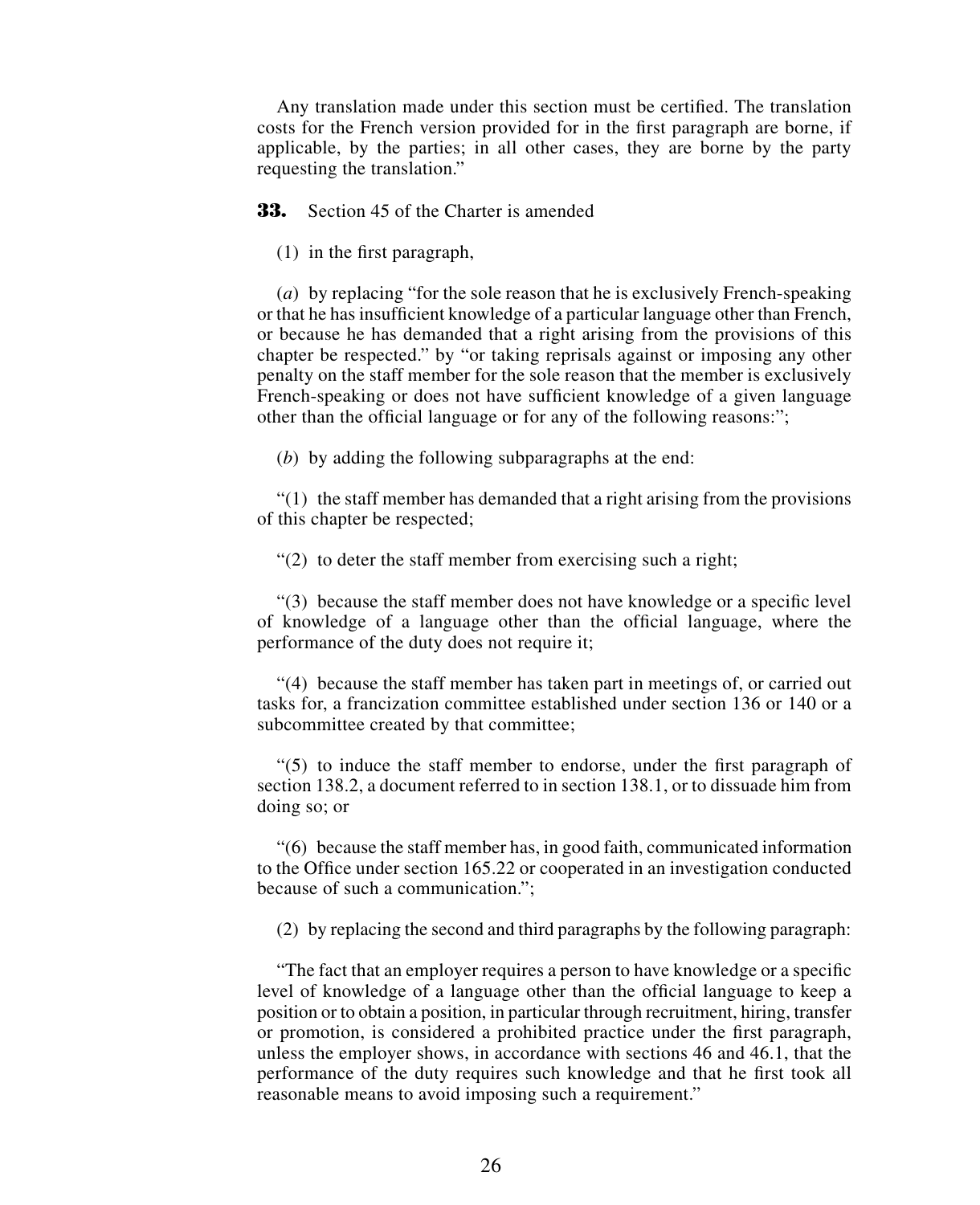Any translation made under this section must be certified. The translation costs for the French version provided for in the first paragraph are borne, if applicable, by the parties; in all other cases, they are borne by the party requesting the translation."

**33.** Section 45 of the Charter is amended

(1) in the first paragraph,

(*a*) by replacing "for the sole reason that he is exclusively French-speaking or that he has insufficient knowledge of a particular language other than French, or because he has demanded that a right arising from the provisions of this chapter be respected." by "or taking reprisals against or imposing any other penalty on the staff member for the sole reason that the member is exclusively French-speaking or does not have sufficient knowledge of a given language other than the official language or for any of the following reasons:";

(*b*) by adding the following subparagraphs at the end:

"(1) the staff member has demanded that a right arising from the provisions of this chapter be respected;

"(2) to deter the staff member from exercising such a right;

"(3) because the staff member does not have knowledge or a specific level of knowledge of a language other than the official language, where the performance of the duty does not require it;

"(4) because the staff member has taken part in meetings of, or carried out tasks for, a francization committee established under section 136 or 140 or a subcommittee created by that committee;

"(5) to induce the staff member to endorse, under the first paragraph of section 138.2, a document referred to in section 138.1, or to dissuade him from doing so; or

"(6) because the staff member has, in good faith, communicated information to the Office under section 165.22 or cooperated in an investigation conducted because of such a communication.";

(2) by replacing the second and third paragraphs by the following paragraph:

"The fact that an employer requires a person to have knowledge or a specific level of knowledge of a language other than the official language to keep a position or to obtain a position, in particular through recruitment, hiring, transfer or promotion, is considered a prohibited practice under the first paragraph, unless the employer shows, in accordance with sections 46 and 46.1, that the performance of the duty requires such knowledge and that he first took all reasonable means to avoid imposing such a requirement."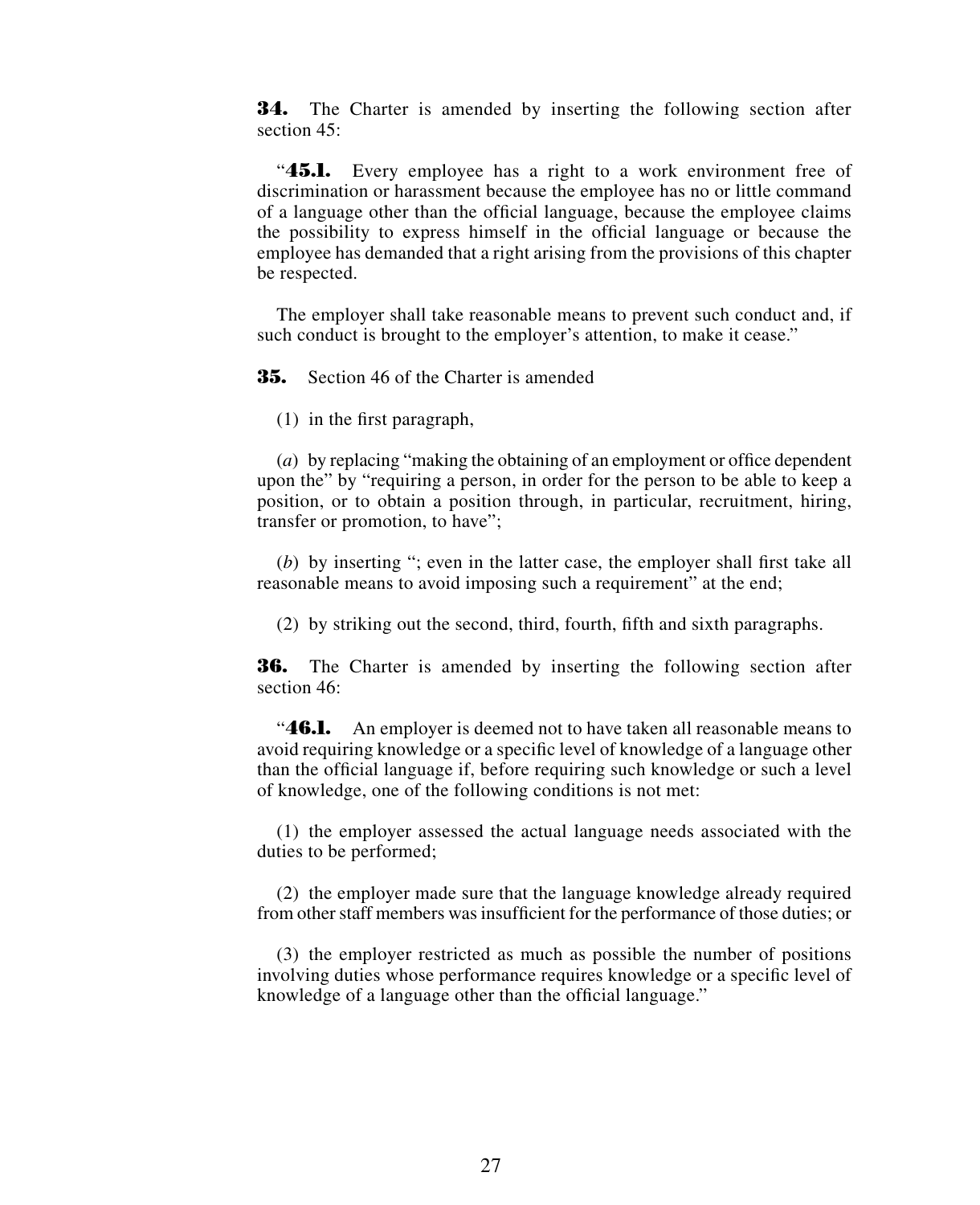**34.** The Charter is amended by inserting the following section after section 45:

"**45.1.** Every employee has a right to a work environment free of discrimination or harassment because the employee has no or little command of a language other than the official language, because the employee claims the possibility to express himself in the official language or because the employee has demanded that a right arising from the provisions of this chapter be respected.

The employer shall take reasonable means to prevent such conduct and, if such conduct is brought to the employer's attention, to make it cease."

**35.** Section 46 of the Charter is amended

(1) in the first paragraph,

(*a*) by replacing "making the obtaining of an employment or office dependent upon the" by "requiring a person, in order for the person to be able to keep a position, or to obtain a position through, in particular, recruitment, hiring, transfer or promotion, to have";

(*b*) by inserting "; even in the latter case, the employer shall first take all reasonable means to avoid imposing such a requirement" at the end;

(2) by striking out the second, third, fourth, fifth and sixth paragraphs.

**36.** The Charter is amended by inserting the following section after section 46:

"**46.1.** An employer is deemed not to have taken all reasonable means to avoid requiring knowledge or a specific level of knowledge of a language other than the official language if, before requiring such knowledge or such a level of knowledge, one of the following conditions is not met:

(1) the employer assessed the actual language needs associated with the duties to be performed;

(2) the employer made sure that the language knowledge already required from other staff members was insufficient for the performance of those duties; or

(3) the employer restricted as much as possible the number of positions involving duties whose performance requires knowledge or a specific level of knowledge of a language other than the official language."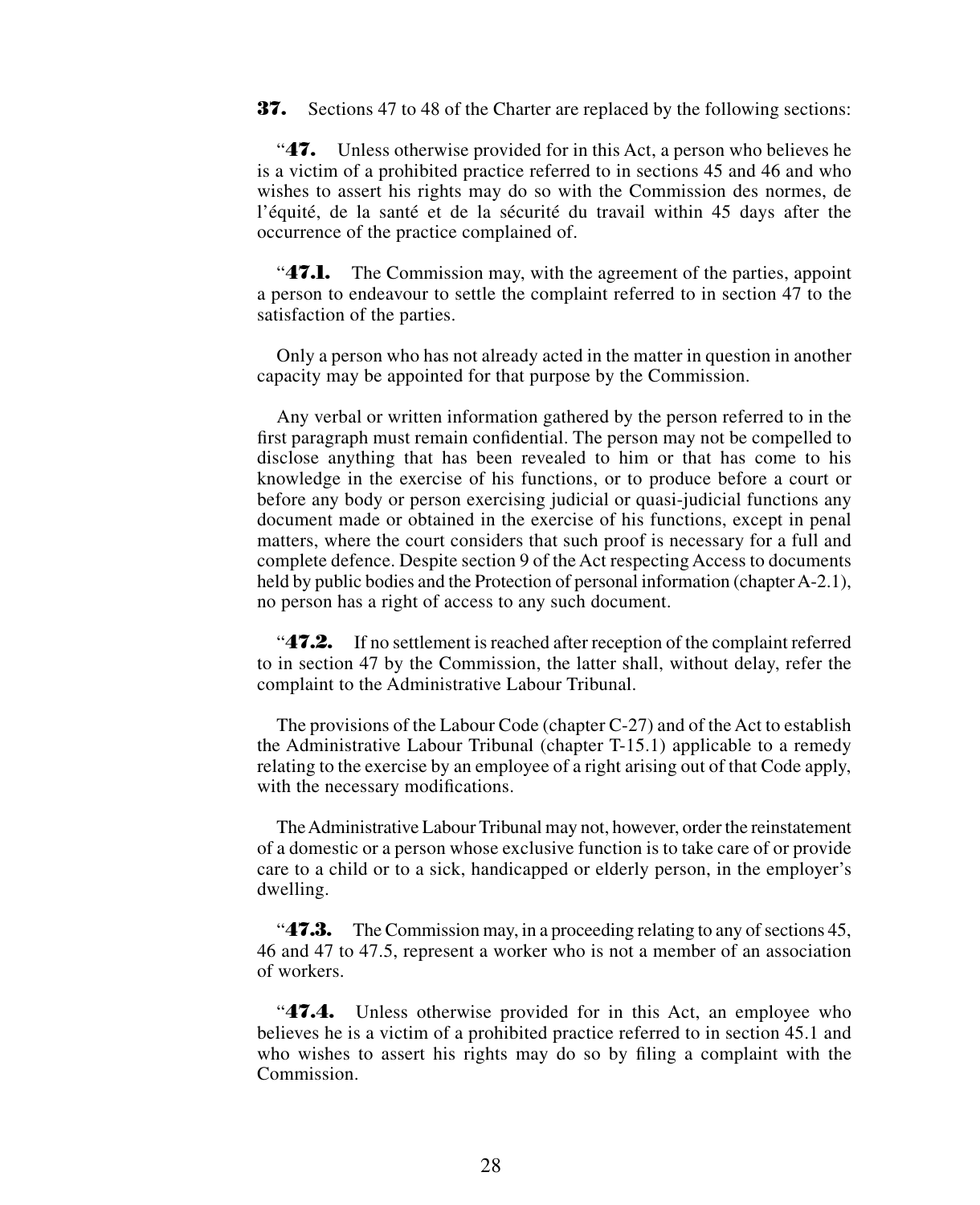**37.** Sections 47 to 48 of the Charter are replaced by the following sections:

"**47.** Unless otherwise provided for in this Act, a person who believes he is a victim of a prohibited practice referred to in sections 45 and 46 and who wishes to assert his rights may do so with the Commission des normes, de l'équité, de la santé et de la sécurité du travail within 45 days after the occurrence of the practice complained of.

"**47.1.** The Commission may, with the agreement of the parties, appoint a person to endeavour to settle the complaint referred to in section 47 to the satisfaction of the parties.

Only a person who has not already acted in the matter in question in another capacity may be appointed for that purpose by the Commission.

Any verbal or written information gathered by the person referred to in the first paragraph must remain confidential. The person may not be compelled to disclose anything that has been revealed to him or that has come to his knowledge in the exercise of his functions, or to produce before a court or before any body or person exercising judicial or quasi-judicial functions any document made or obtained in the exercise of his functions, except in penal matters, where the court considers that such proof is necessary for a full and complete defence. Despite section 9 of the Act respecting Access to documents held by public bodies and the Protection of personal information (chapter A-2.1), no person has a right of access to any such document.

"**47.2.** If no settlement is reached after reception of the complaint referred to in section 47 by the Commission, the latter shall, without delay, refer the complaint to the Administrative Labour Tribunal.

The provisions of the Labour Code (chapter C-27) and of the Act to establish the Administrative Labour Tribunal (chapter T-15.1) applicable to a remedy relating to the exercise by an employee of a right arising out of that Code apply, with the necessary modifications.

The Administrative Labour Tribunal may not, however, order the reinstatement of a domestic or a person whose exclusive function is to take care of or provide care to a child or to a sick, handicapped or elderly person, in the employer's dwelling.

"**47.3.** The Commission may, in a proceeding relating to any of sections 45, 46 and 47 to 47.5, represent a worker who is not a member of an association of workers.

"**47.4.** Unless otherwise provided for in this Act, an employee who believes he is a victim of a prohibited practice referred to in section 45.1 and who wishes to assert his rights may do so by filing a complaint with the Commission.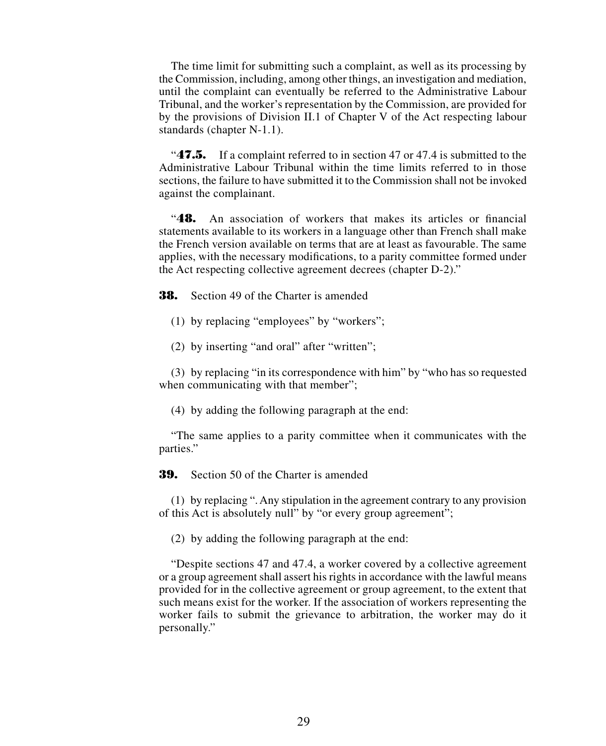The time limit for submitting such a complaint, as well as its processing by the Commission, including, among other things, an investigation and mediation, until the complaint can eventually be referred to the Administrative Labour Tribunal, and the worker's representation by the Commission, are provided for by the provisions of Division II.1 of Chapter V of the Act respecting labour standards (chapter N-1.1).

"**47.5.** If a complaint referred to in section 47 or 47.4 is submitted to the Administrative Labour Tribunal within the time limits referred to in those sections, the failure to have submitted it to the Commission shall not be invoked against the complainant.

"**48.** An association of workers that makes its articles or financial statements available to its workers in a language other than French shall make the French version available on terms that are at least as favourable. The same applies, with the necessary modifications, to a parity committee formed under the Act respecting collective agreement decrees (chapter D-2)."

**38.** Section 49 of the Charter is amended

(1) by replacing "employees" by "workers";

(2) by inserting "and oral" after "written";

(3) by replacing "in its correspondence with him" by "who has so requested when communicating with that member";

(4) by adding the following paragraph at the end:

"The same applies to a parity committee when it communicates with the parties."

**39.** Section 50 of the Charter is amended

(1) by replacing ". Any stipulation in the agreement contrary to any provision of this Act is absolutely null" by "or every group agreement";

(2) by adding the following paragraph at the end:

"Despite sections 47 and 47.4, a worker covered by a collective agreement or a group agreement shall assert his rights in accordance with the lawful means provided for in the collective agreement or group agreement, to the extent that such means exist for the worker. If the association of workers representing the worker fails to submit the grievance to arbitration, the worker may do it personally."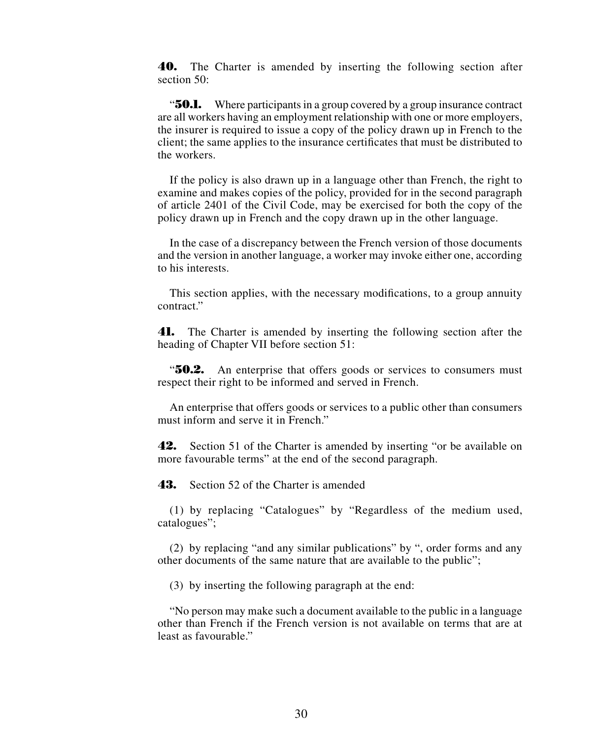**40.** The Charter is amended by inserting the following section after section 50:

"**50.1.** Where participants in a group covered by a group insurance contract are all workers having an employment relationship with one or more employers, the insurer is required to issue a copy of the policy drawn up in French to the client; the same applies to the insurance certificates that must be distributed to the workers.

If the policy is also drawn up in a language other than French, the right to examine and makes copies of the policy, provided for in the second paragraph of article 2401 of the Civil Code, may be exercised for both the copy of the policy drawn up in French and the copy drawn up in the other language.

In the case of a discrepancy between the French version of those documents and the version in another language, a worker may invoke either one, according to his interests.

This section applies, with the necessary modifications, to a group annuity contract."

**41.** The Charter is amended by inserting the following section after the heading of Chapter VII before section 51:

"**50.2.** An enterprise that offers goods or services to consumers must respect their right to be informed and served in French.

An enterprise that offers goods or services to a public other than consumers must inform and serve it in French."

**42.** Section 51 of the Charter is amended by inserting "or be available on more favourable terms" at the end of the second paragraph.

**43.** Section 52 of the Charter is amended

(1) by replacing "Catalogues" by "Regardless of the medium used, catalogues";

(2) by replacing "and any similar publications" by ", order forms and any other documents of the same nature that are available to the public";

(3) by inserting the following paragraph at the end:

"No person may make such a document available to the public in a language other than French if the French version is not available on terms that are at least as favourable."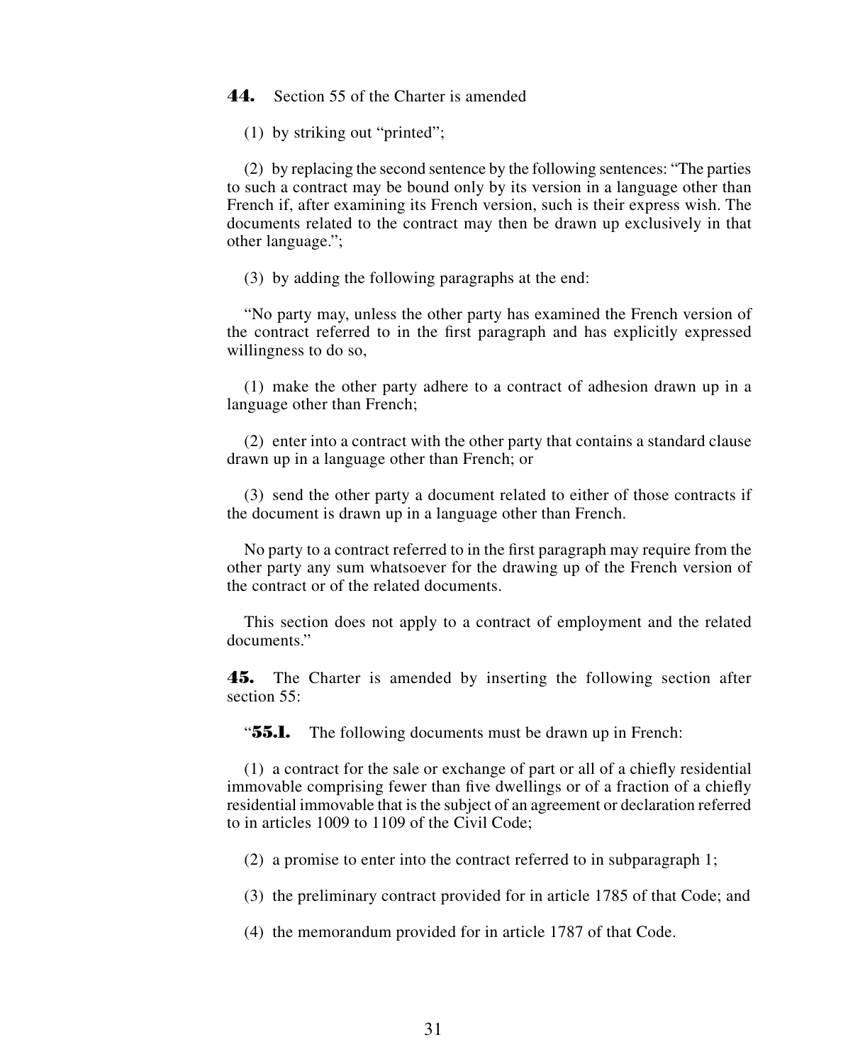**44.** Section 55 of the Charter is amended

(1) by striking out "printed";

(2) by replacing the second sentence by the following sentences: "The parties to such a contract may be bound only by its version in a language other than French if, after examining its French version, such is their express wish. The documents related to the contract may then be drawn up exclusively in that other language.";

(3) by adding the following paragraphs at the end:

"No party may, unless the other party has examined the French version of the contract referred to in the first paragraph and has explicitly expressed willingness to do so,

(1) make the other party adhere to a contract of adhesion drawn up in a language other than French;

(2) enter into a contract with the other party that contains a standard clause drawn up in a language other than French; or

(3) send the other party a document related to either of those contracts if the document is drawn up in a language other than French.

No party to a contract referred to in the first paragraph may require from the other party any sum whatsoever for the drawing up of the French version of the contract or of the related documents.

This section does not apply to a contract of employment and the related documents."

**45.** The Charter is amended by inserting the following section after section 55:

"**55.1.** The following documents must be drawn up in French:

(1) a contract for the sale or exchange of part or all of a chiefly residential immovable comprising fewer than five dwellings or of a fraction of a chiefly residential immovable that is the subject of an agreement or declaration referred to in articles 1009 to 1109 of the Civil Code;

(2) a promise to enter into the contract referred to in subparagraph 1;

(3) the preliminary contract provided for in article 1785 of that Code; and

(4) the memorandum provided for in article 1787 of that Code.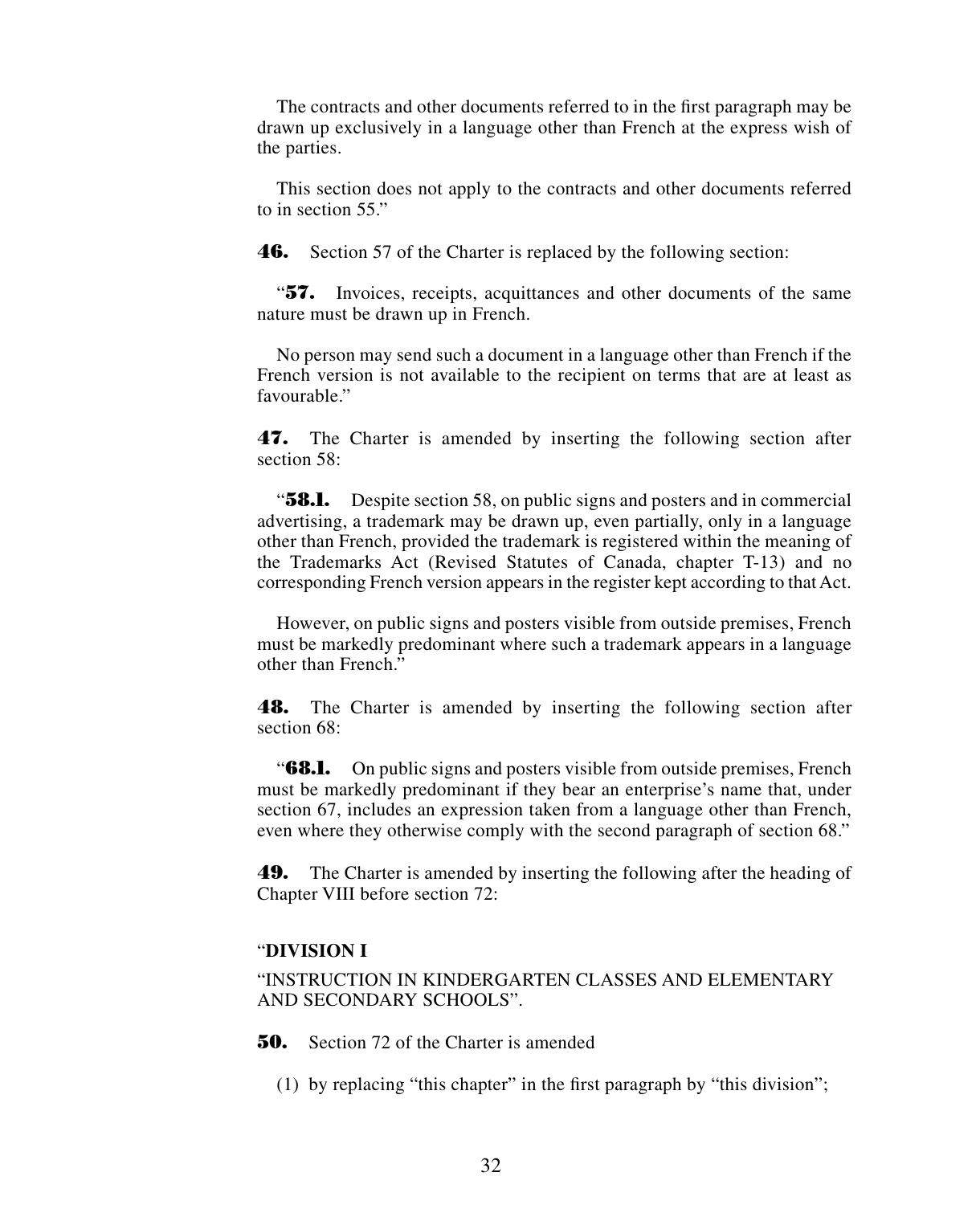The contracts and other documents referred to in the first paragraph may be drawn up exclusively in a language other than French at the express wish of the parties.

This section does not apply to the contracts and other documents referred to in section 55."

**46.** Section 57 of the Charter is replaced by the following section:

"**57.** Invoices, receipts, acquittances and other documents of the same nature must be drawn up in French.

No person may send such a document in a language other than French if the French version is not available to the recipient on terms that are at least as favourable."

**47.** The Charter is amended by inserting the following section after section 58:

"**58.1.** Despite section 58, on public signs and posters and in commercial advertising, a trademark may be drawn up, even partially, only in a language other than French, provided the trademark is registered within the meaning of the Trademarks Act (Revised Statutes of Canada, chapter T-13) and no corresponding French version appears in the register kept according to that Act.

However, on public signs and posters visible from outside premises, French must be markedly predominant where such a trademark appears in a language other than French."

**48.** The Charter is amended by inserting the following section after section 68:

"**68.1.** On public signs and posters visible from outside premises, French must be markedly predominant if they bear an enterprise's name that, under section 67, includes an expression taken from a language other than French, even where they otherwise comply with the second paragraph of section 68."

**49.** The Charter is amended by inserting the following after the heading of Chapter VIII before section 72:

"**DIVISION I**

"INSTRUCTION IN KINDERGARTEN CLASSES AND ELEMENTARY AND SECONDARY SCHOOLS".

**50.** Section 72 of the Charter is amended

(1) by replacing "this chapter" in the first paragraph by "this division";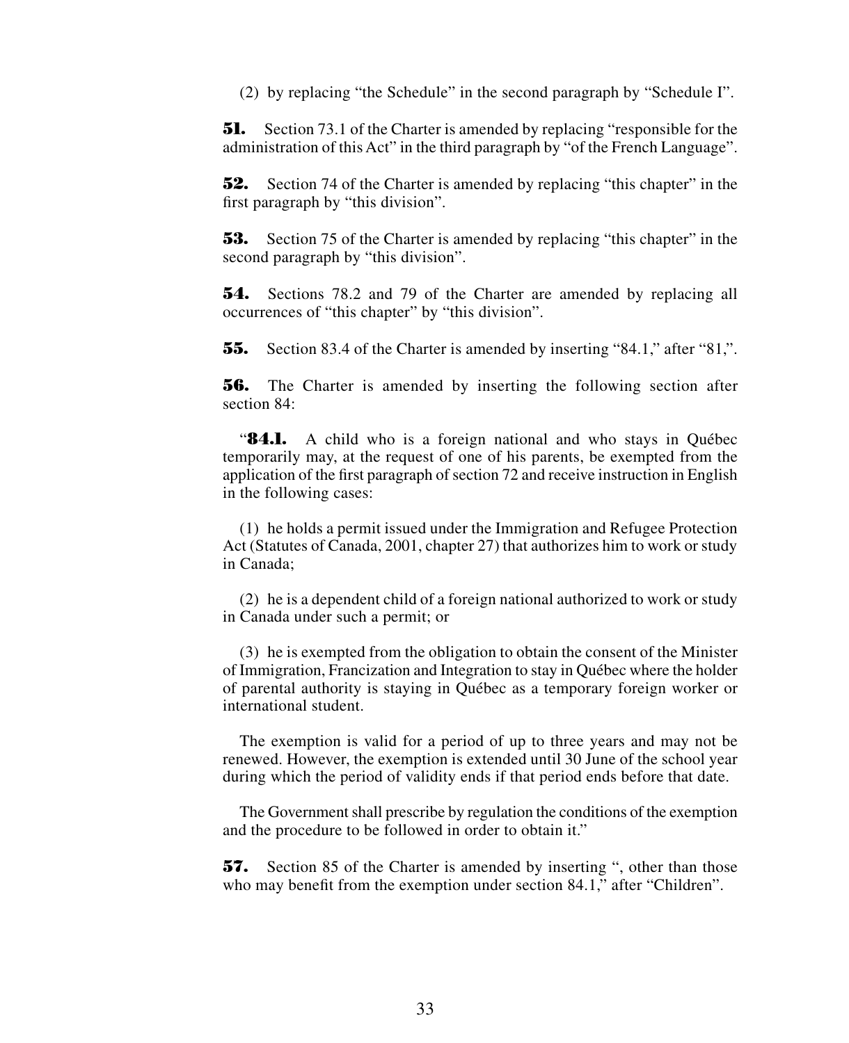(2) by replacing "the Schedule" in the second paragraph by "Schedule I".

**51.** Section 73.1 of the Charter is amended by replacing "responsible for the administration of this Act" in the third paragraph by "of the French Language".

**52.** Section 74 of the Charter is amended by replacing "this chapter" in the first paragraph by "this division".

**53.** Section 75 of the Charter is amended by replacing "this chapter" in the second paragraph by "this division".

**54.** Sections 78.2 and 79 of the Charter are amended by replacing all occurrences of "this chapter" by "this division".

**55.** Section 83.4 of the Charter is amended by inserting "84.1," after "81,".

**56.** The Charter is amended by inserting the following section after section 84:

"**84.1.** A child who is a foreign national and who stays in Québec temporarily may, at the request of one of his parents, be exempted from the application of the first paragraph of section 72 and receive instruction in English in the following cases:

(1) he holds a permit issued under the Immigration and Refugee Protection Act (Statutes of Canada, 2001, chapter 27) that authorizes him to work or study in Canada;

(2) he is a dependent child of a foreign national authorized to work or study in Canada under such a permit; or

(3) he is exempted from the obligation to obtain the consent of the Minister of Immigration, Francization and Integration to stay in Québec where the holder of parental authority is staying in Québec as a temporary foreign worker or international student.

The exemption is valid for a period of up to three years and may not be renewed. However, the exemption is extended until 30 June of the school year during which the period of validity ends if that period ends before that date.

The Government shall prescribe by regulation the conditions of the exemption and the procedure to be followed in order to obtain it."

**57.** Section 85 of the Charter is amended by inserting ", other than those who may benefit from the exemption under section 84.1," after "Children".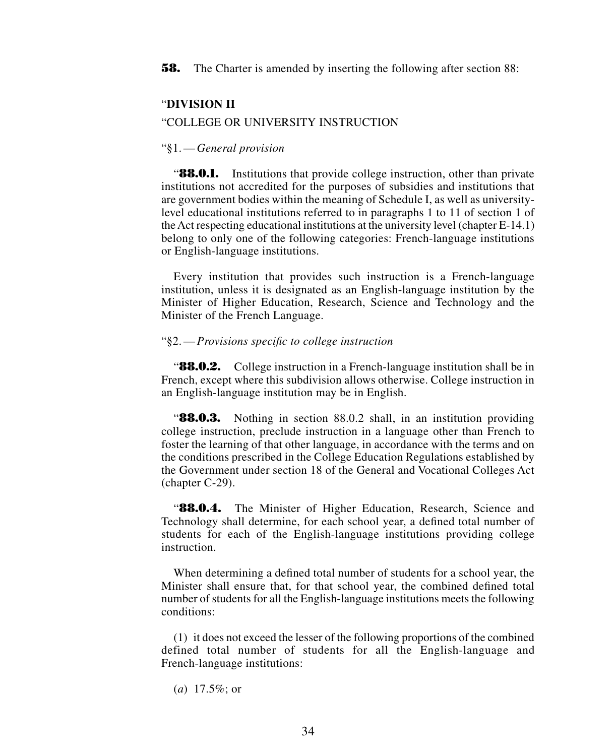**58.** The Charter is amended by inserting the following after section 88:

"**DIVISION II**

"COLLEGE OR UNIVERSITY INSTRUCTION

"§1. — *General provision*

"**88.0.1.** Institutions that provide college instruction, other than private institutions not accredited for the purposes of subsidies and institutions that are government bodies within the meaning of Schedule I, as well as university-level educational institutions referred to in paragraphs 1 to 11 of section 1 of the Act respecting educational institutions at the university level (chapter E-14.1) belong to only one of the following categories: French-language institutions or English-language institutions.

Every institution that provides such instruction is a French-language institution, unless it is designated as an English-language institution by the Minister of Higher Education, Research, Science and Technology and the Minister of the French Language.

"§2. — *Provisions specific to college instruction*

"**88.0.2.** College instruction in a French-language institution shall be in French, except where this subdivision allows otherwise. College instruction in an English-language institution may be in English.

"**88.0.3.** Nothing in section 88.0.2 shall, in an institution providing college instruction, preclude instruction in a language other than French to foster the learning of that other language, in accordance with the terms and on the conditions prescribed in the College Education Regulations established by the Government under section 18 of the General and Vocational Colleges Act (chapter C-29).

"**88.0.4.** The Minister of Higher Education, Research, Science and Technology shall determine, for each school year, a defined total number of students for each of the English-language institutions providing college instruction.

When determining a defined total number of students for a school year, the Minister shall ensure that, for that school year, the combined defined total number of students for all the English-language institutions meets the following conditions:

(1) it does not exceed the lesser of the following proportions of the combined defined total number of students for all the English-language and French-language institutions:

(*a*) 17.5%; or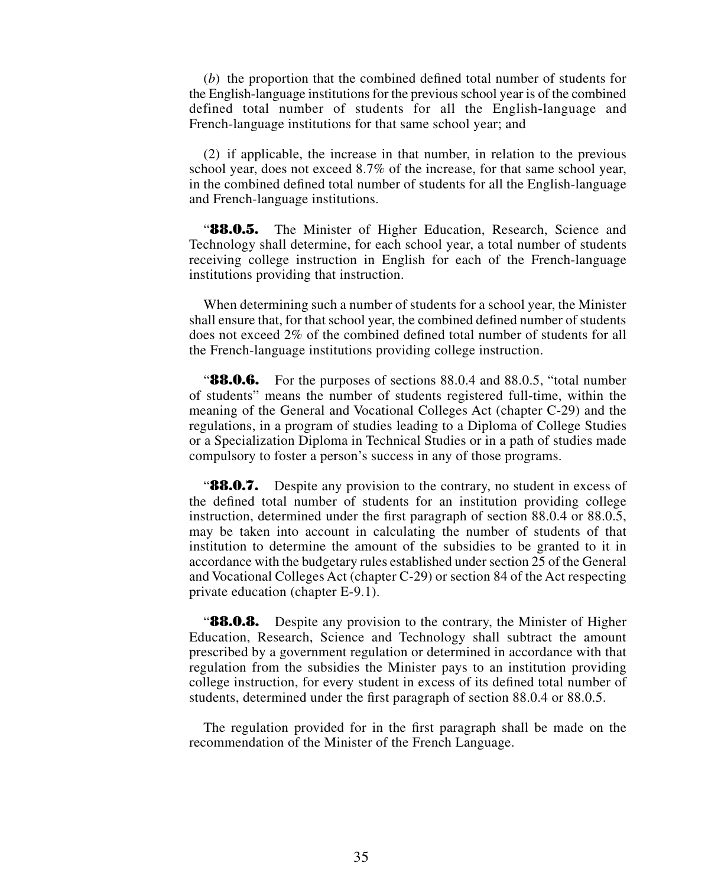(*b*) the proportion that the combined defined total number of students for the English-language institutions for the previous school year is of the combined defined total number of students for all the English-language and French-language institutions for that same school year; and

(2) if applicable, the increase in that number, in relation to the previous school year, does not exceed 8.7% of the increase, for that same school year, in the combined defined total number of students for all the English-language and French-language institutions.

"**88.0.5.** The Minister of Higher Education, Research, Science and Technology shall determine, for each school year, a total number of students receiving college instruction in English for each of the French-language institutions providing that instruction.

When determining such a number of students for a school year, the Minister shall ensure that, for that school year, the combined defined number of students does not exceed 2% of the combined defined total number of students for all the French-language institutions providing college instruction.

"**88.0.6.** For the purposes of sections 88.0.4 and 88.0.5, "total number of students" means the number of students registered full-time, within the meaning of the General and Vocational Colleges Act (chapter C-29) and the regulations, in a program of studies leading to a Diploma of College Studies or a Specialization Diploma in Technical Studies or in a path of studies made compulsory to foster a person's success in any of those programs.

"**88.0.7.** Despite any provision to the contrary, no student in excess of the defined total number of students for an institution providing college instruction, determined under the first paragraph of section 88.0.4 or 88.0.5, may be taken into account in calculating the number of students of that institution to determine the amount of the subsidies to be granted to it in accordance with the budgetary rules established under section 25 of the General and Vocational Colleges Act (chapter C-29) or section 84 of the Act respecting private education (chapter E-9.1).

"**88.0.8.** Despite any provision to the contrary, the Minister of Higher Education, Research, Science and Technology shall subtract the amount prescribed by a government regulation or determined in accordance with that regulation from the subsidies the Minister pays to an institution providing college instruction, for every student in excess of its defined total number of students, determined under the first paragraph of section 88.0.4 or 88.0.5.

The regulation provided for in the first paragraph shall be made on the recommendation of the Minister of the French Language.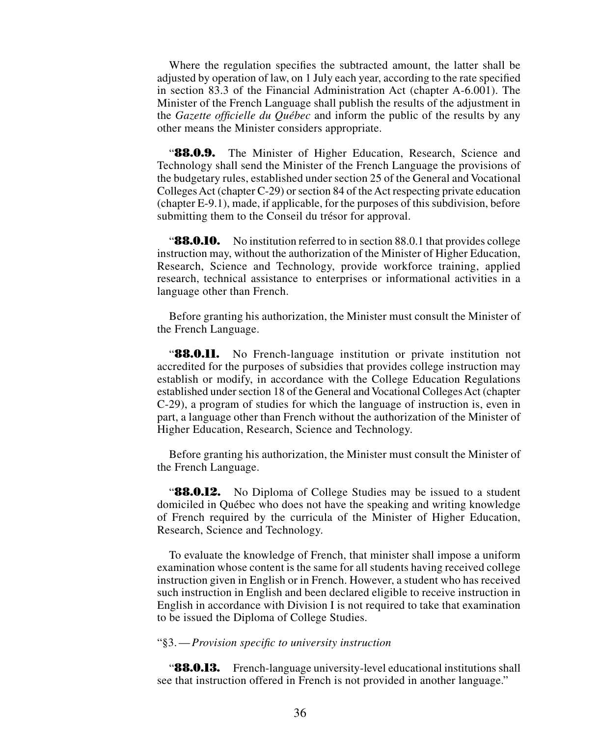Where the regulation specifies the subtracted amount, the latter shall be adjusted by operation of law, on 1 July each year, according to the rate specified in section 83.3 of the Financial Administration Act (chapter A-6.001). The Minister of the French Language shall publish the results of the adjustment in the *Gazette officielle du Québec* and inform the public of the results by any other means the Minister considers appropriate.

"**88.0.9.** The Minister of Higher Education, Research, Science and Technology shall send the Minister of the French Language the provisions of the budgetary rules, established under section 25 of the General and Vocational Colleges Act (chapter C-29) or section 84 of the Act respecting private education (chapter E-9.1), made, if applicable, for the purposes of this subdivision, before submitting them to the Conseil du trésor for approval.

"**88.0.10.** No institution referred to in section 88.0.1 that provides college instruction may, without the authorization of the Minister of Higher Education, Research, Science and Technology, provide workforce training, applied research, technical assistance to enterprises or informational activities in a language other than French.

Before granting his authorization, the Minister must consult the Minister of the French Language.

"**88.0.11.** No French-language institution or private institution not accredited for the purposes of subsidies that provides college instruction may establish or modify, in accordance with the College Education Regulations established under section 18 of the General and Vocational Colleges Act (chapter C-29), a program of studies for which the language of instruction is, even in part, a language other than French without the authorization of the Minister of Higher Education, Research, Science and Technology.

Before granting his authorization, the Minister must consult the Minister of the French Language.

"**88.0.12.** No Diploma of College Studies may be issued to a student domiciled in Québec who does not have the speaking and writing knowledge of French required by the curricula of the Minister of Higher Education, Research, Science and Technology.

To evaluate the knowledge of French, that minister shall impose a uniform examination whose content is the same for all students having received college instruction given in English or in French. However, a student who has received such instruction in English and been declared eligible to receive instruction in English in accordance with Division I is not required to take that examination to be issued the Diploma of College Studies.

"§3. — *Provision specific to university instruction*

"**88.0.13.** French-language university-level educational institutions shall see that instruction offered in French is not provided in another language."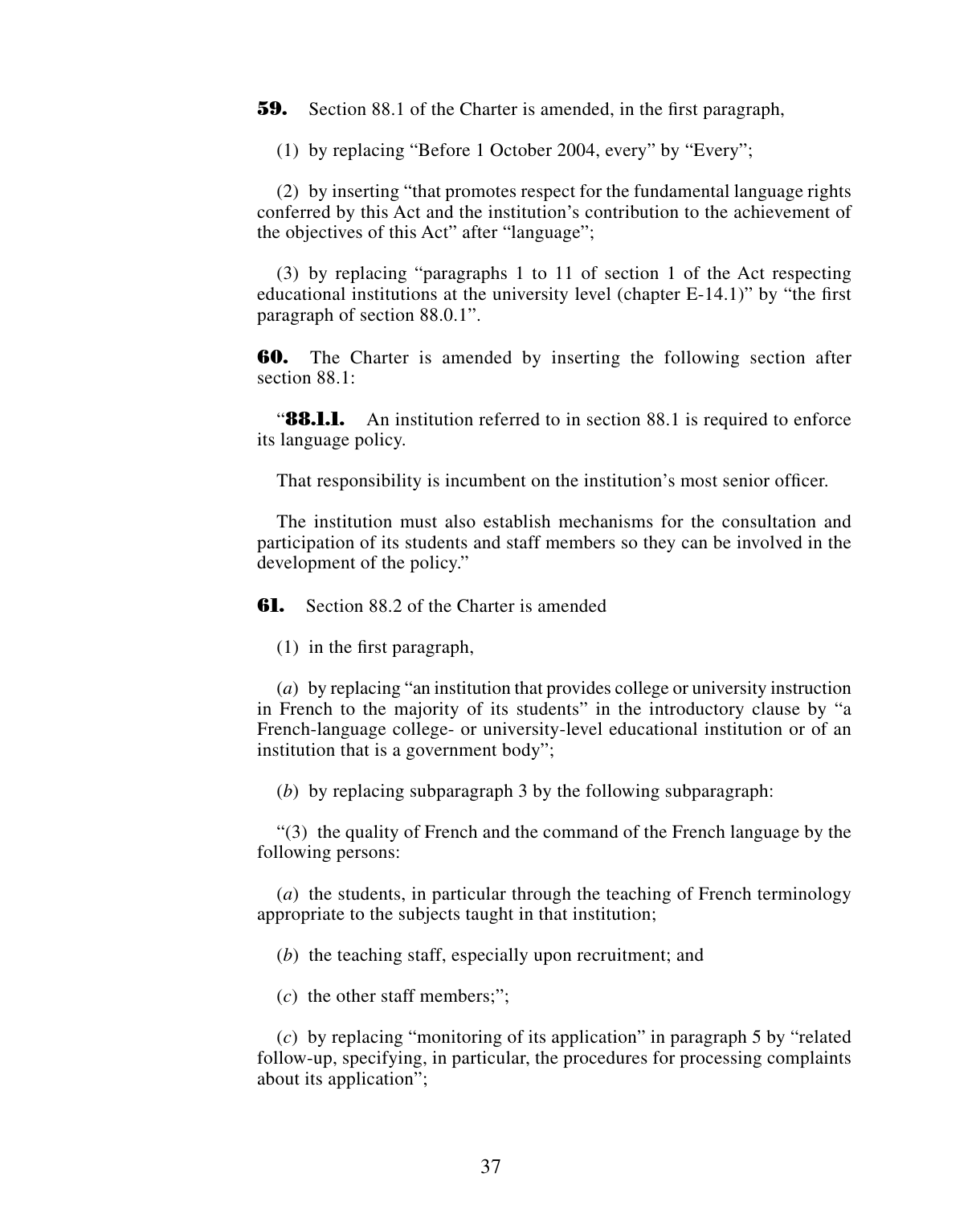**59.** Section 88.1 of the Charter is amended, in the first paragraph,

(1) by replacing "Before 1 October 2004, every" by "Every";

(2) by inserting "that promotes respect for the fundamental language rights conferred by this Act and the institution's contribution to the achievement of the objectives of this Act" after "language";

(3) by replacing "paragraphs 1 to 11 of section 1 of the Act respecting educational institutions at the university level (chapter E-14.1)" by "the first paragraph of section 88.0.1".

**60.** The Charter is amended by inserting the following section after section 88.1:

"**88.1.1.** An institution referred to in section 88.1 is required to enforce its language policy.

That responsibility is incumbent on the institution's most senior officer.

The institution must also establish mechanisms for the consultation and participation of its students and staff members so they can be involved in the development of the policy."

**61.** Section 88.2 of the Charter is amended

(1) in the first paragraph,

(*a*) by replacing "an institution that provides college or university instruction in French to the majority of its students" in the introductory clause by "a French-language college- or university-level educational institution or of an institution that is a government body";

(*b*) by replacing subparagraph 3 by the following subparagraph:

"(3) the quality of French and the command of the French language by the following persons:

(*a*) the students, in particular through the teaching of French terminology appropriate to the subjects taught in that institution;

(*b*) the teaching staff, especially upon recruitment; and

(*c*) the other staff members;";

(*c*) by replacing "monitoring of its application" in paragraph 5 by "related follow-up, specifying, in particular, the procedures for processing complaints about its application";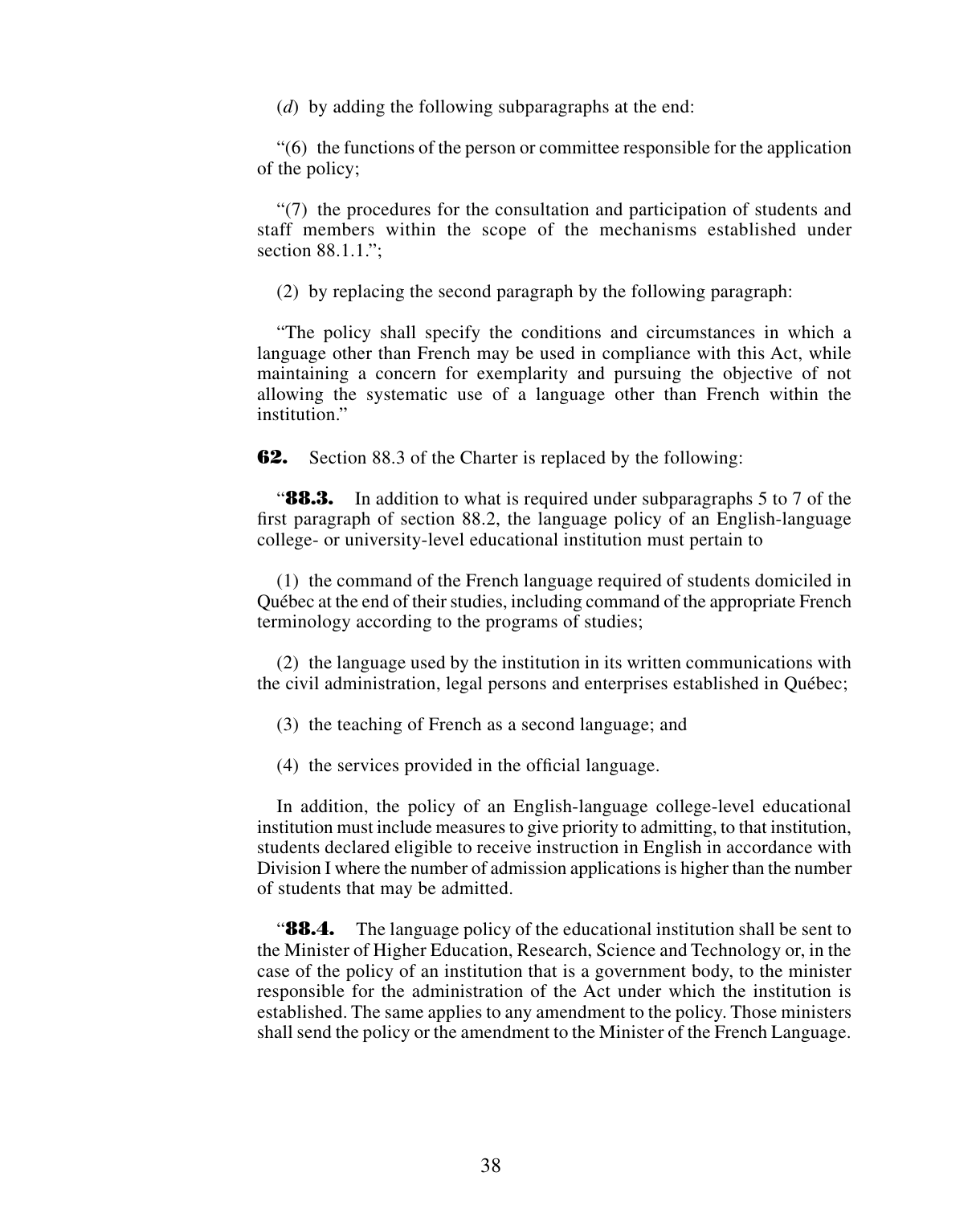(*d*) by adding the following subparagraphs at the end:

"(6) the functions of the person or committee responsible for the application of the policy;

"(7) the procedures for the consultation and participation of students and staff members within the scope of the mechanisms established under section 88.1.1.";

(2) by replacing the second paragraph by the following paragraph:

"The policy shall specify the conditions and circumstances in which a language other than French may be used in compliance with this Act, while maintaining a concern for exemplarity and pursuing the objective of not allowing the systematic use of a language other than French within the institution."

**62.** Section 88.3 of the Charter is replaced by the following:

"**88.3.** In addition to what is required under subparagraphs 5 to 7 of the first paragraph of section 88.2, the language policy of an English-language college- or university-level educational institution must pertain to

(1) the command of the French language required of students domiciled in Québec at the end of their studies, including command of the appropriate French terminology according to the programs of studies;

(2) the language used by the institution in its written communications with the civil administration, legal persons and enterprises established in Québec;

(3) the teaching of French as a second language; and

(4) the services provided in the official language.

In addition, the policy of an English-language college-level educational institution must include measures to give priority to admitting, to that institution, students declared eligible to receive instruction in English in accordance with Division I where the number of admission applications is higher than the number of students that may be admitted.

"**88.4.** The language policy of the educational institution shall be sent to the Minister of Higher Education, Research, Science and Technology or, in the case of the policy of an institution that is a government body, to the minister responsible for the administration of the Act under which the institution is established. The same applies to any amendment to the policy. Those ministers shall send the policy or the amendment to the Minister of the French Language.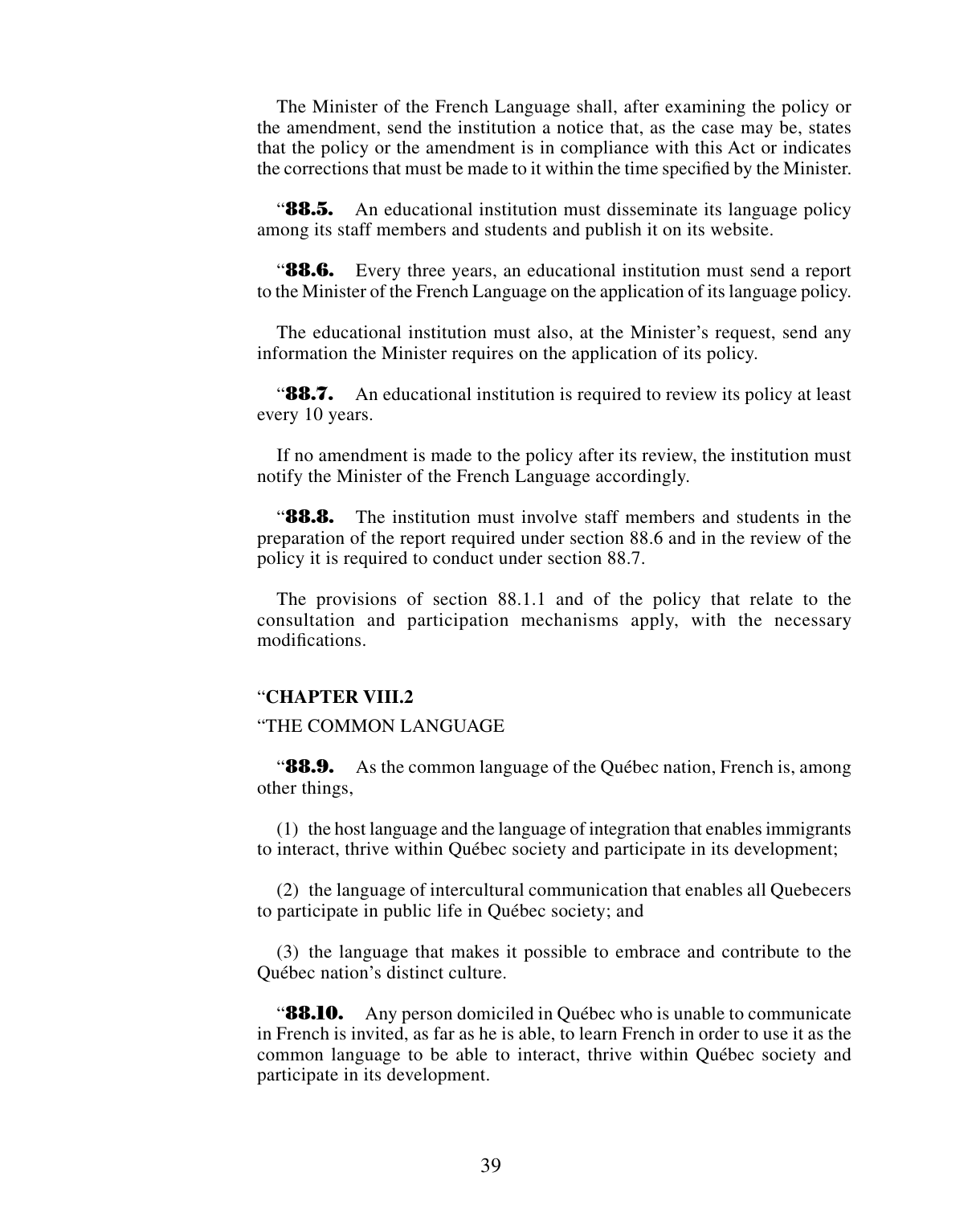The Minister of the French Language shall, after examining the policy or the amendment, send the institution a notice that, as the case may be, states that the policy or the amendment is in compliance with this Act or indicates the corrections that must be made to it within the time specified by the Minister.

“**88.5.** An educational institution must disseminate its language policy among its staff members and students and publish it on its website.

“**88.6.** Every three years, an educational institution must send a report to the Minister of the French Language on the application of its language policy.

The educational institution must also, at the Minister’s request, send any information the Minister requires on the application of its policy.

“**88.7.** An educational institution is required to review its policy at least every 10 years.

If no amendment is made to the policy after its review, the institution must notify the Minister of the French Language accordingly.

“**88.8.** The institution must involve staff members and students in the preparation of the report required under section 88.6 and in the review of the policy it is required to conduct under section 88.7.

The provisions of section 88.1.1 and of the policy that relate to the consultation and participation mechanisms apply, with the necessary modifications.

“**CHAPTER VIII.2**

“THE COMMON LANGUAGE

“**88.9.** As the common language of the Québec nation, French is, among other things,

(1) the host language and the language of integration that enables immigrants to interact, thrive within Québec society and participate in its development;

(2) the language of intercultural communication that enables all Quebecers to participate in public life in Québec society; and

(3) the language that makes it possible to embrace and contribute to the Québec nation’s distinct culture.

“**88.10.** Any person domiciled in Québec who is unable to communicate in French is invited, as far as he is able, to learn French in order to use it as the common language to be able to interact, thrive within Québec society and participate in its development.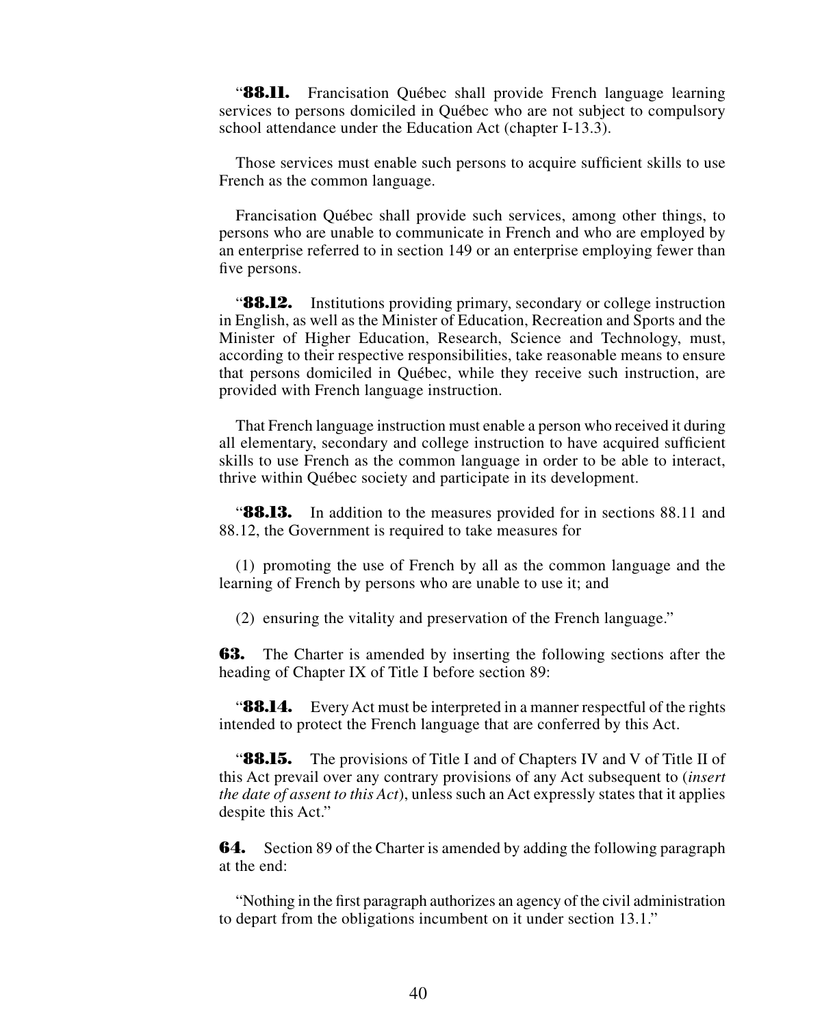"**88.11.** Francisation Québec shall provide French language learning services to persons domiciled in Québec who are not subject to compulsory school attendance under the Education Act (chapter I-13.3).

Those services must enable such persons to acquire sufficient skills to use French as the common language.

Francisation Québec shall provide such services, among other things, to persons who are unable to communicate in French and who are employed by an enterprise referred to in section 149 or an enterprise employing fewer than five persons.

"**88.12.** Institutions providing primary, secondary or college instruction in English, as well as the Minister of Education, Recreation and Sports and the Minister of Higher Education, Research, Science and Technology, must, according to their respective responsibilities, take reasonable means to ensure that persons domiciled in Québec, while they receive such instruction, are provided with French language instruction.

That French language instruction must enable a person who received it during all elementary, secondary and college instruction to have acquired sufficient skills to use French as the common language in order to be able to interact, thrive within Québec society and participate in its development.

"**88.13.** In addition to the measures provided for in sections 88.11 and 88.12, the Government is required to take measures for

(1) promoting the use of French by all as the common language and the learning of French by persons who are unable to use it; and

(2) ensuring the vitality and preservation of the French language."

**63.** The Charter is amended by inserting the following sections after the heading of Chapter IX of Title I before section 89:

"**88.14.** Every Act must be interpreted in a manner respectful of the rights intended to protect the French language that are conferred by this Act.

"**88.15.** The provisions of Title I and of Chapters IV and V of Title II of this Act prevail over any contrary provisions of any Act subsequent to (*insert the date of assent to this Act*), unless such an Act expressly states that it applies despite this Act."

**64.** Section 89 of the Charter is amended by adding the following paragraph at the end:

"Nothing in the first paragraph authorizes an agency of the civil administration to depart from the obligations incumbent on it under section 13.1."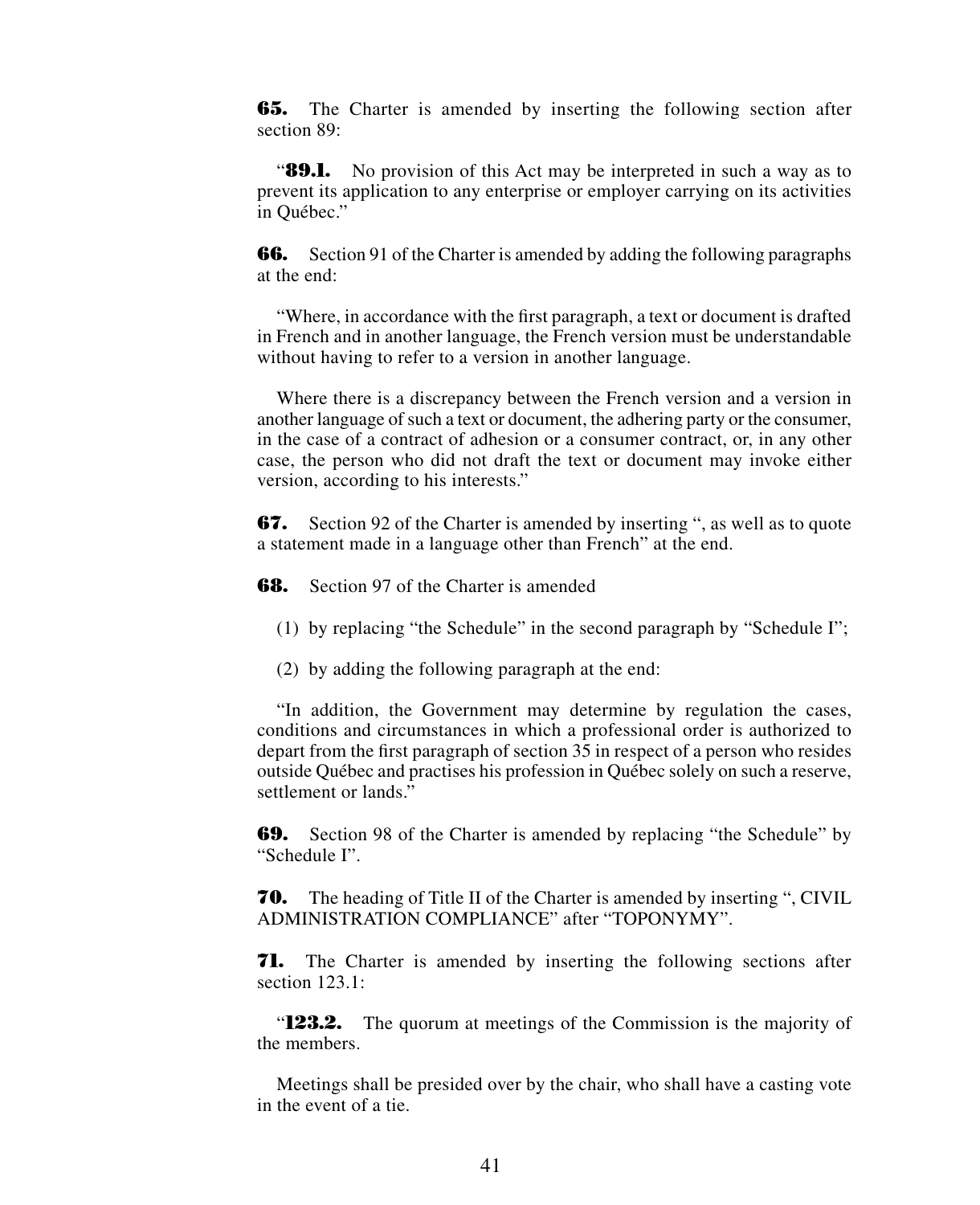**65.** The Charter is amended by inserting the following section after section 89:

"**89.1.** No provision of this Act may be interpreted in such a way as to prevent its application to any enterprise or employer carrying on its activities in Québec."

**66.** Section 91 of the Charter is amended by adding the following paragraphs at the end:

"Where, in accordance with the first paragraph, a text or document is drafted in French and in another language, the French version must be understandable without having to refer to a version in another language.

Where there is a discrepancy between the French version and a version in another language of such a text or document, the adhering party or the consumer, in the case of a contract of adhesion or a consumer contract, or, in any other case, the person who did not draft the text or document may invoke either version, according to his interests."

**67.** Section 92 of the Charter is amended by inserting ", as well as to quote a statement made in a language other than French" at the end.

**68.** Section 97 of the Charter is amended

(1) by replacing "the Schedule" in the second paragraph by "Schedule I";

(2) by adding the following paragraph at the end:

"In addition, the Government may determine by regulation the cases, conditions and circumstances in which a professional order is authorized to depart from the first paragraph of section 35 in respect of a person who resides outside Québec and practises his profession in Québec solely on such a reserve, settlement or lands."

**69.** Section 98 of the Charter is amended by replacing "the Schedule" by "Schedule I".

**70.** The heading of Title II of the Charter is amended by inserting ", CIVIL ADMINISTRATION COMPLIANCE" after "TOPONYMY".

**71.** The Charter is amended by inserting the following sections after section 123.1:

"**123.2.** The quorum at meetings of the Commission is the majority of the members.

Meetings shall be presided over by the chair, who shall have a casting vote in the event of a tie.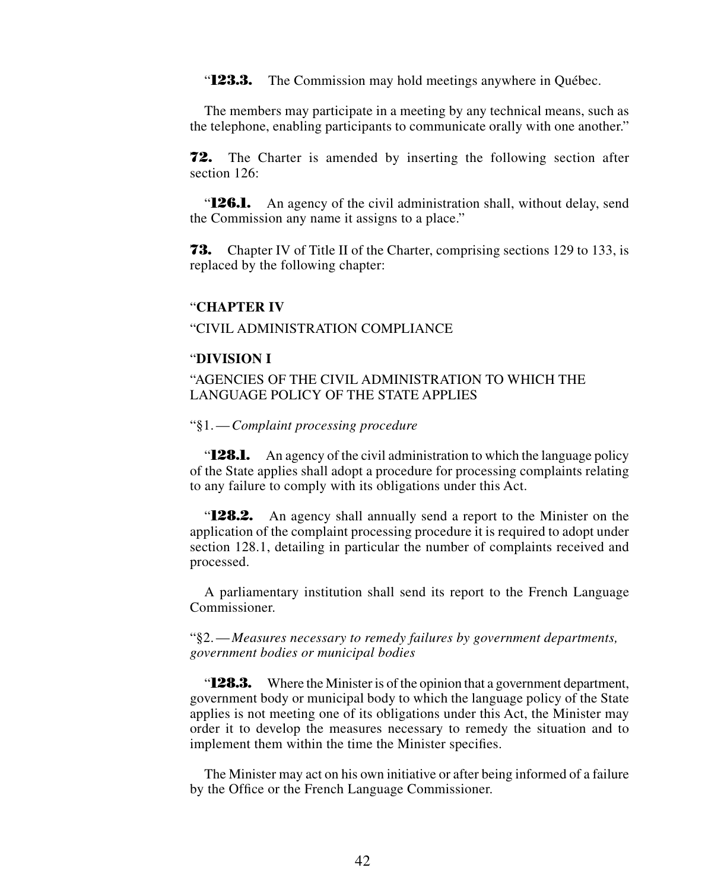"**123.3.** The Commission may hold meetings anywhere in Québec.

The members may participate in a meeting by any technical means, such as the telephone, enabling participants to communicate orally with one another."

**72.** The Charter is amended by inserting the following section after section 126:

"**126.1.** An agency of the civil administration shall, without delay, send the Commission any name it assigns to a place."

**73.** Chapter IV of Title II of the Charter, comprising sections 129 to 133, is replaced by the following chapter:

"**CHAPTER IV**

"CIVIL ADMINISTRATION COMPLIANCE

"**DIVISION I**

"AGENCIES OF THE CIVIL ADMINISTRATION TO WHICH THE LANGUAGE POLICY OF THE STATE APPLIES

"§1.—*Complaint processing procedure*

"**128.1.** An agency of the civil administration to which the language policy of the State applies shall adopt a procedure for processing complaints relating to any failure to comply with its obligations under this Act.

"**128.2.** An agency shall annually send a report to the Minister on the application of the complaint processing procedure it is required to adopt under section 128.1, detailing in particular the number of complaints received and processed.

A parliamentary institution shall send its report to the French Language Commissioner.

"§2.—*Measures necessary to remedy failures by government departments, government bodies or municipal bodies*

"**128.3.** Where the Minister is of the opinion that a government department, government body or municipal body to which the language policy of the State applies is not meeting one of its obligations under this Act, the Minister may order it to develop the measures necessary to remedy the situation and to implement them within the time the Minister specifies.

The Minister may act on his own initiative or after being informed of a failure by the Office or the French Language Commissioner.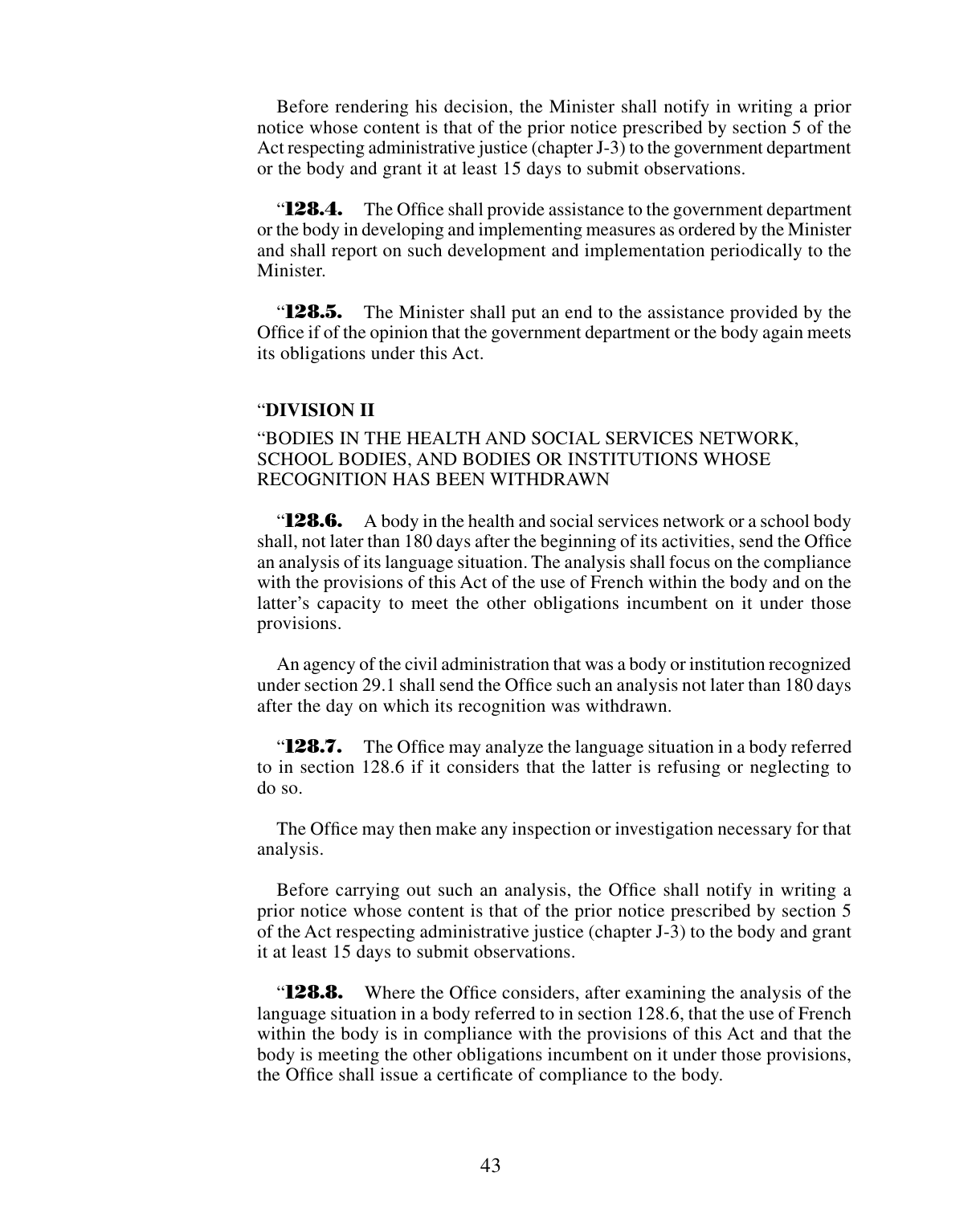Before rendering his decision, the Minister shall notify in writing a prior notice whose content is that of the prior notice prescribed by section 5 of the Act respecting administrative justice (chapter J-3) to the government department or the body and grant it at least 15 days to submit observations.

"**128.4.** The Office shall provide assistance to the government department or the body in developing and implementing measures as ordered by the Minister and shall report on such development and implementation periodically to the Minister.

"**128.5.** The Minister shall put an end to the assistance provided by the Office if of the opinion that the government department or the body again meets its obligations under this Act.

"**DIVISION II**

"BODIES IN THE HEALTH AND SOCIAL SERVICES NETWORK, SCHOOL BODIES, AND BODIES OR INSTITUTIONS WHOSE RECOGNITION HAS BEEN WITHDRAWN

"**128.6.** A body in the health and social services network or a school body shall, not later than 180 days after the beginning of its activities, send the Office an analysis of its language situation. The analysis shall focus on the compliance with the provisions of this Act of the use of French within the body and on the latter's capacity to meet the other obligations incumbent on it under those provisions.

An agency of the civil administration that was a body or institution recognized under section 29.1 shall send the Office such an analysis not later than 180 days after the day on which its recognition was withdrawn.

"**128.7.** The Office may analyze the language situation in a body referred to in section 128.6 if it considers that the latter is refusing or neglecting to do so.

The Office may then make any inspection or investigation necessary for that analysis.

Before carrying out such an analysis, the Office shall notify in writing a prior notice whose content is that of the prior notice prescribed by section 5 of the Act respecting administrative justice (chapter J-3) to the body and grant it at least 15 days to submit observations.

"**128.8.** Where the Office considers, after examining the analysis of the language situation in a body referred to in section 128.6, that the use of French within the body is in compliance with the provisions of this Act and that the body is meeting the other obligations incumbent on it under those provisions, the Office shall issue a certificate of compliance to the body.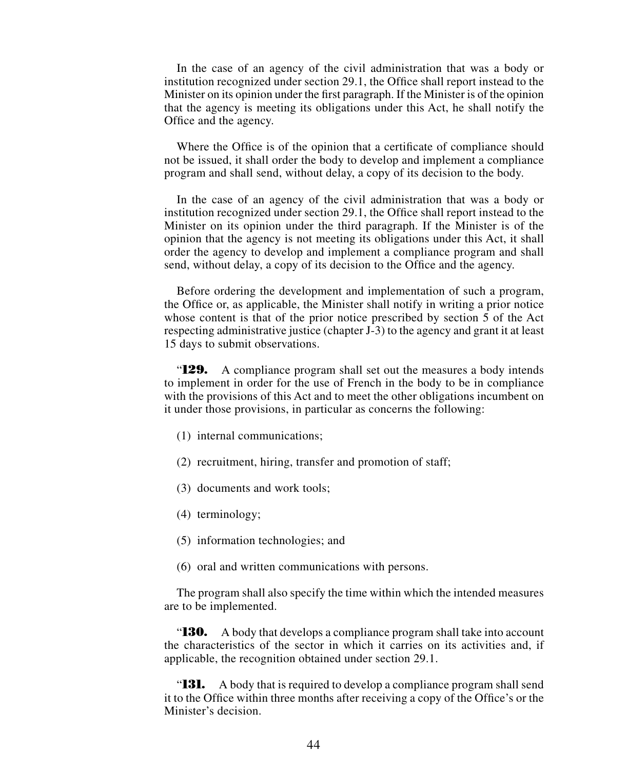In the case of an agency of the civil administration that was a body or institution recognized under section 29.1, the Office shall report instead to the Minister on its opinion under the first paragraph. If the Minister is of the opinion that the agency is meeting its obligations under this Act, he shall notify the Office and the agency.

Where the Office is of the opinion that a certificate of compliance should not be issued, it shall order the body to develop and implement a compliance program and shall send, without delay, a copy of its decision to the body.

In the case of an agency of the civil administration that was a body or institution recognized under section 29.1, the Office shall report instead to the Minister on its opinion under the third paragraph. If the Minister is of the opinion that the agency is not meeting its obligations under this Act, it shall order the agency to develop and implement a compliance program and shall send, without delay, a copy of its decision to the Office and the agency.

Before ordering the development and implementation of such a program, the Office or, as applicable, the Minister shall notify in writing a prior notice whose content is that of the prior notice prescribed by section 5 of the Act respecting administrative justice (chapter J-3) to the agency and grant it at least 15 days to submit observations.

"**129.** A compliance program shall set out the measures a body intends to implement in order for the use of French in the body to be in compliance with the provisions of this Act and to meet the other obligations incumbent on it under those provisions, in particular as concerns the following:

(1) internal communications;

(2) recruitment, hiring, transfer and promotion of staff;

(3) documents and work tools;

(4) terminology;

(5) information technologies; and

(6) oral and written communications with persons.

The program shall also specify the time within which the intended measures are to be implemented.

"**130.** A body that develops a compliance program shall take into account the characteristics of the sector in which it carries on its activities and, if applicable, the recognition obtained under section 29.1.

"**131.** A body that is required to develop a compliance program shall send it to the Office within three months after receiving a copy of the Office's or the Minister's decision.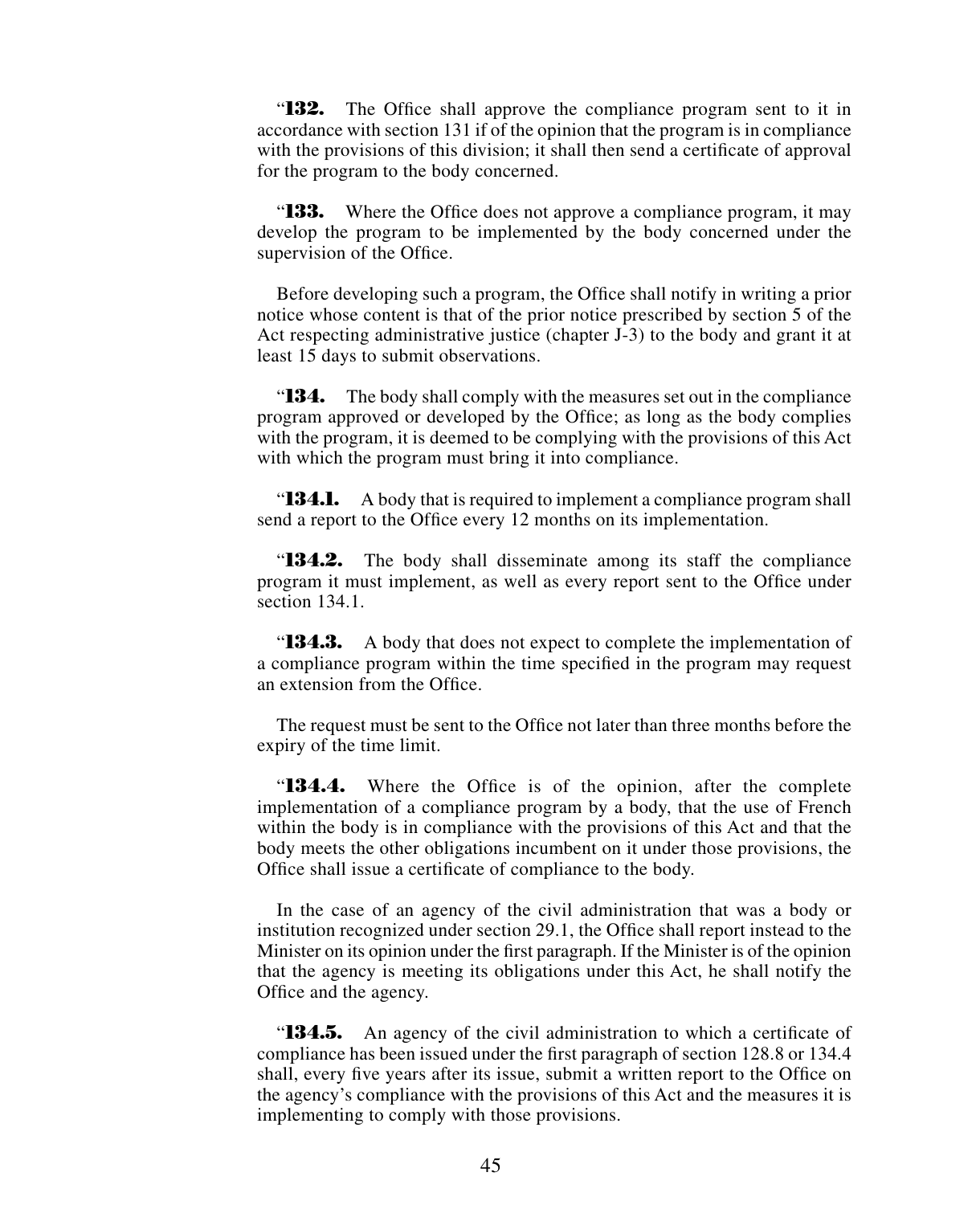“**132.** The Office shall approve the compliance program sent to it in accordance with section 131 if of the opinion that the program is in compliance with the provisions of this division; it shall then send a certificate of approval for the program to the body concerned.

“**133.** Where the Office does not approve a compliance program, it may develop the program to be implemented by the body concerned under the supervision of the Office.

Before developing such a program, the Office shall notify in writing a prior notice whose content is that of the prior notice prescribed by section 5 of the Act respecting administrative justice (chapter J-3) to the body and grant it at least 15 days to submit observations.

“**134.** The body shall comply with the measures set out in the compliance program approved or developed by the Office; as long as the body complies with the program, it is deemed to be complying with the provisions of this Act with which the program must bring it into compliance.

“**134.1.** A body that is required to implement a compliance program shall send a report to the Office every 12 months on its implementation.

“**134.2.** The body shall disseminate among its staff the compliance program it must implement, as well as every report sent to the Office under section 134.1.

“**134.3.** A body that does not expect to complete the implementation of a compliance program within the time specified in the program may request an extension from the Office.

The request must be sent to the Office not later than three months before the expiry of the time limit.

“**134.4.** Where the Office is of the opinion, after the complete implementation of a compliance program by a body, that the use of French within the body is in compliance with the provisions of this Act and that the body meets the other obligations incumbent on it under those provisions, the Office shall issue a certificate of compliance to the body.

In the case of an agency of the civil administration that was a body or institution recognized under section 29.1, the Office shall report instead to the Minister on its opinion under the first paragraph. If the Minister is of the opinion that the agency is meeting its obligations under this Act, he shall notify the Office and the agency.

“**134.5.** An agency of the civil administration to which a certificate of compliance has been issued under the first paragraph of section 128.8 or 134.4 shall, every five years after its issue, submit a written report to the Office on the agency’s compliance with the provisions of this Act and the measures it is implementing to comply with those provisions.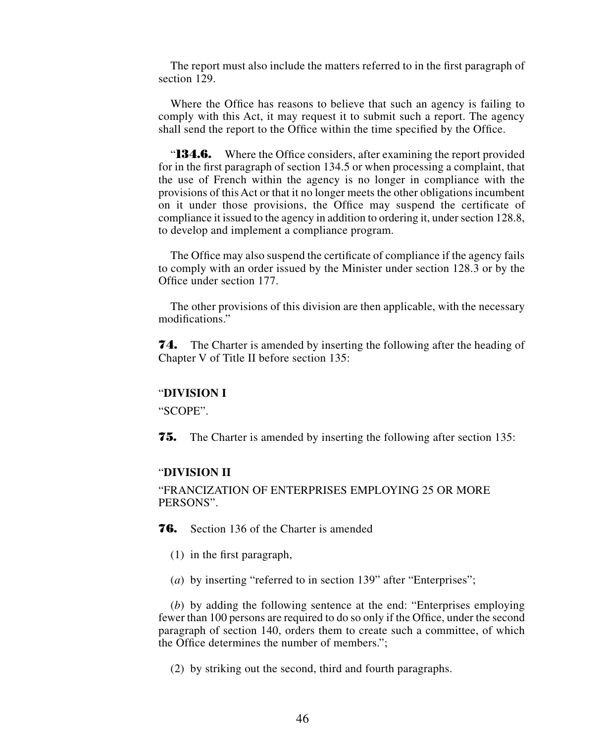The report must also include the matters referred to in the first paragraph of section 129.

Where the Office has reasons to believe that such an agency is failing to comply with this Act, it may request it to submit such a report. The agency shall send the report to the Office within the time specified by the Office.

"**134.6.** Where the Office considers, after examining the report provided for in the first paragraph of section 134.5 or when processing a complaint, that the use of French within the agency is no longer in compliance with the provisions of this Act or that it no longer meets the other obligations incumbent on it under those provisions, the Office may suspend the certificate of compliance it issued to the agency in addition to ordering it, under section 128.8, to develop and implement a compliance program.

The Office may also suspend the certificate of compliance if the agency fails to comply with an order issued by the Minister under section 128.3 or by the Office under section 177.

The other provisions of this division are then applicable, with the necessary modifications."

**74.** The Charter is amended by inserting the following after the heading of Chapter V of Title II before section 135:

"**DIVISION I**

"SCOPE".

**75.** The Charter is amended by inserting the following after section 135:

"**DIVISION II**

"FRANCIZATION OF ENTERPRISES EMPLOYING 25 OR MORE PERSONS".

**76.** Section 136 of the Charter is amended

(1) in the first paragraph,

(*a*) by inserting "referred to in section 139" after "Enterprises";

(*b*) by adding the following sentence at the end: "Enterprises employing fewer than 100 persons are required to do so only if the Office, under the second paragraph of section 140, orders them to create such a committee, of which the Office determines the number of members.";

(2) by striking out the second, third and fourth paragraphs.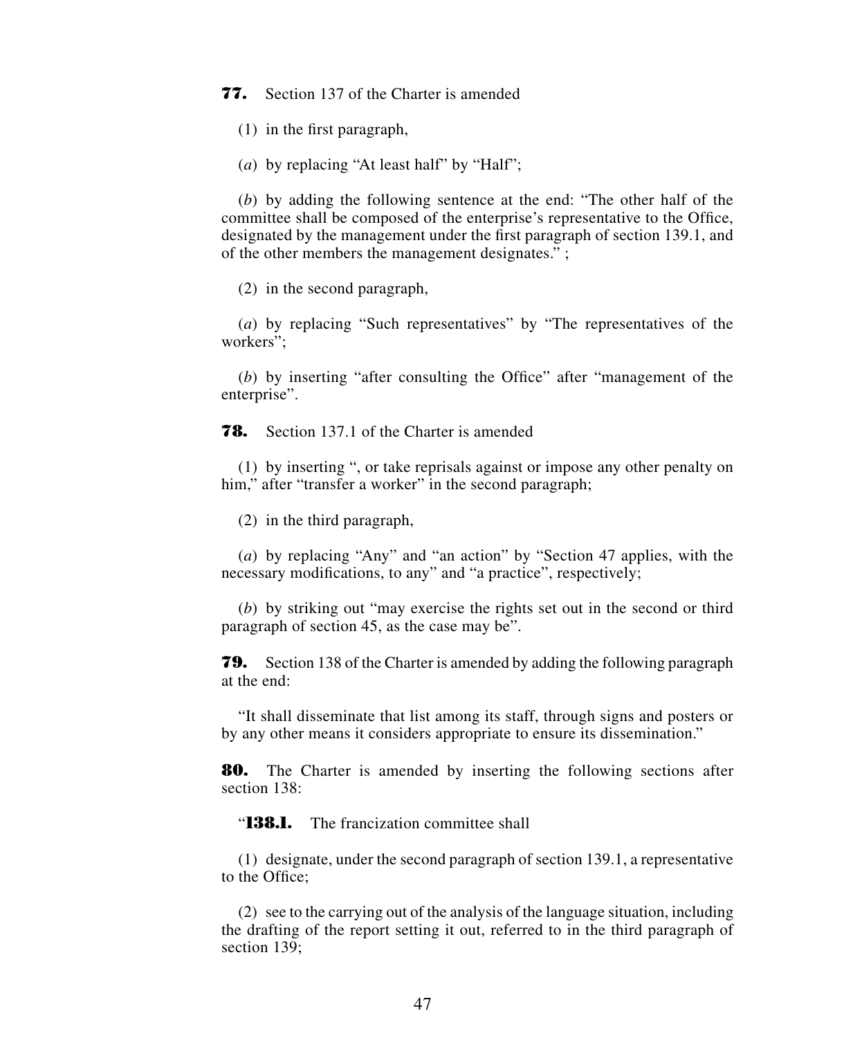**77.** Section 137 of the Charter is amended

(1) in the first paragraph,

(*a*) by replacing "At least half" by "Half";

(*b*) by adding the following sentence at the end: "The other half of the committee shall be composed of the enterprise's representative to the Office, designated by the management under the first paragraph of section 139.1, and of the other members the management designates." ;

(2) in the second paragraph,

(*a*) by replacing "Such representatives" by "The representatives of the workers";

(*b*) by inserting "after consulting the Office" after "management of the enterprise".

**78.** Section 137.1 of the Charter is amended

(1) by inserting ", or take reprisals against or impose any other penalty on him," after "transfer a worker" in the second paragraph;

(2) in the third paragraph,

(*a*) by replacing "Any" and "an action" by "Section 47 applies, with the necessary modifications, to any" and "a practice", respectively;

(*b*) by striking out "may exercise the rights set out in the second or third paragraph of section 45, as the case may be".

**79.** Section 138 of the Charter is amended by adding the following paragraph at the end:

"It shall disseminate that list among its staff, through signs and posters or by any other means it considers appropriate to ensure its dissemination."

**80.** The Charter is amended by inserting the following sections after section 138:

"**138.1.** The francization committee shall

(1) designate, under the second paragraph of section 139.1, a representative to the Office;

(2) see to the carrying out of the analysis of the language situation, including the drafting of the report setting it out, referred to in the third paragraph of section 139;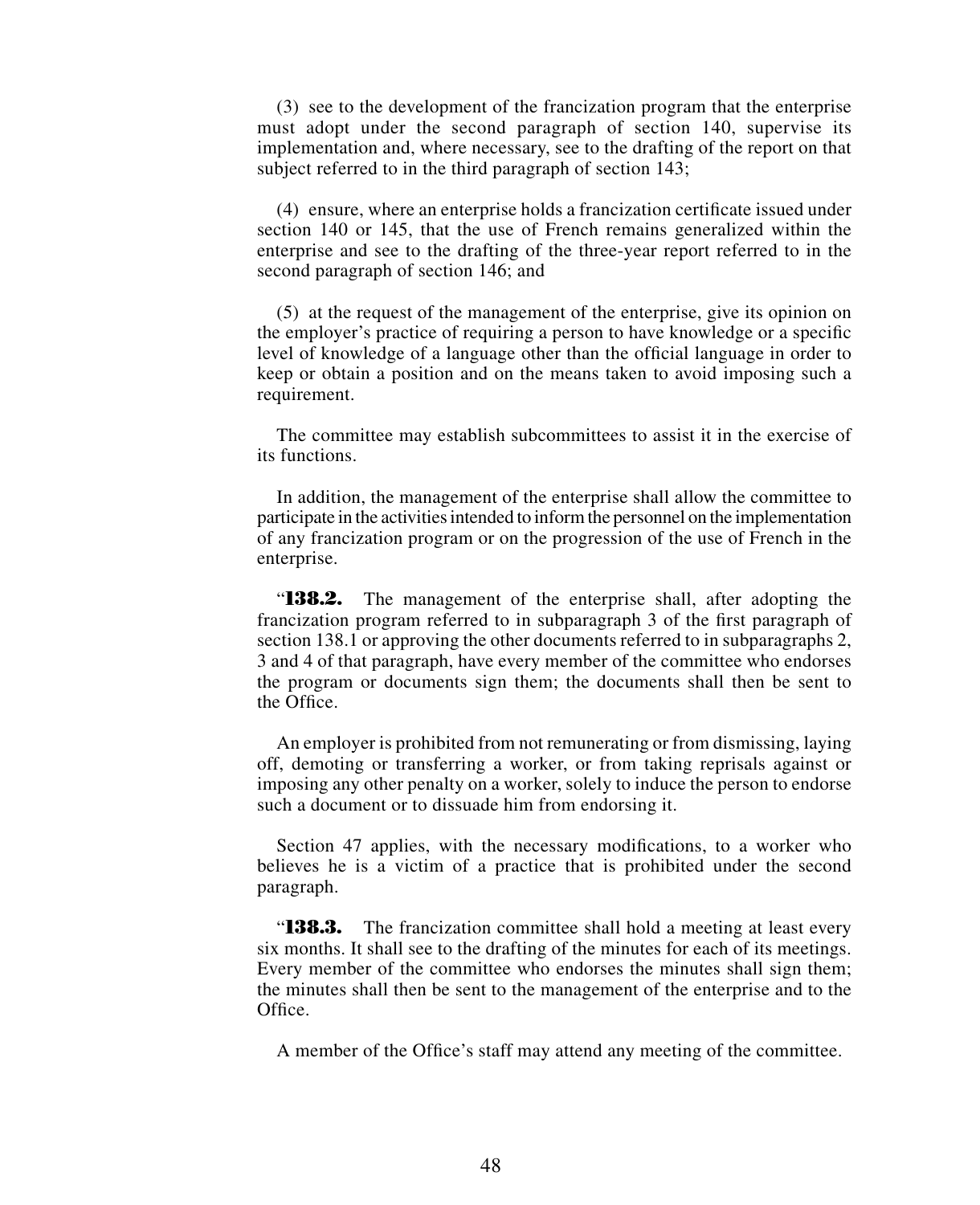(3) see to the development of the francization program that the enterprise must adopt under the second paragraph of section 140, supervise its implementation and, where necessary, see to the drafting of the report on that subject referred to in the third paragraph of section 143;

(4) ensure, where an enterprise holds a francization certificate issued under section 140 or 145, that the use of French remains generalized within the enterprise and see to the drafting of the three-year report referred to in the second paragraph of section 146; and

(5) at the request of the management of the enterprise, give its opinion on the employer's practice of requiring a person to have knowledge or a specific level of knowledge of a language other than the official language in order to keep or obtain a position and on the means taken to avoid imposing such a requirement.

The committee may establish subcommittees to assist it in the exercise of its functions.

In addition, the management of the enterprise shall allow the committee to participate in the activities intended to inform the personnel on the implementation of any francization program or on the progression of the use of French in the enterprise.

"**138.2.** The management of the enterprise shall, after adopting the francization program referred to in subparagraph 3 of the first paragraph of section 138.1 or approving the other documents referred to in subparagraphs 2, 3 and 4 of that paragraph, have every member of the committee who endorses the program or documents sign them; the documents shall then be sent to the Office.

An employer is prohibited from not remunerating or from dismissing, laying off, demoting or transferring a worker, or from taking reprisals against or imposing any other penalty on a worker, solely to induce the person to endorse such a document or to dissuade him from endorsing it.

Section 47 applies, with the necessary modifications, to a worker who believes he is a victim of a practice that is prohibited under the second paragraph.

"**138.3.** The francization committee shall hold a meeting at least every six months. It shall see to the drafting of the minutes for each of its meetings. Every member of the committee who endorses the minutes shall sign them; the minutes shall then be sent to the management of the enterprise and to the Office.

A member of the Office's staff may attend any meeting of the committee.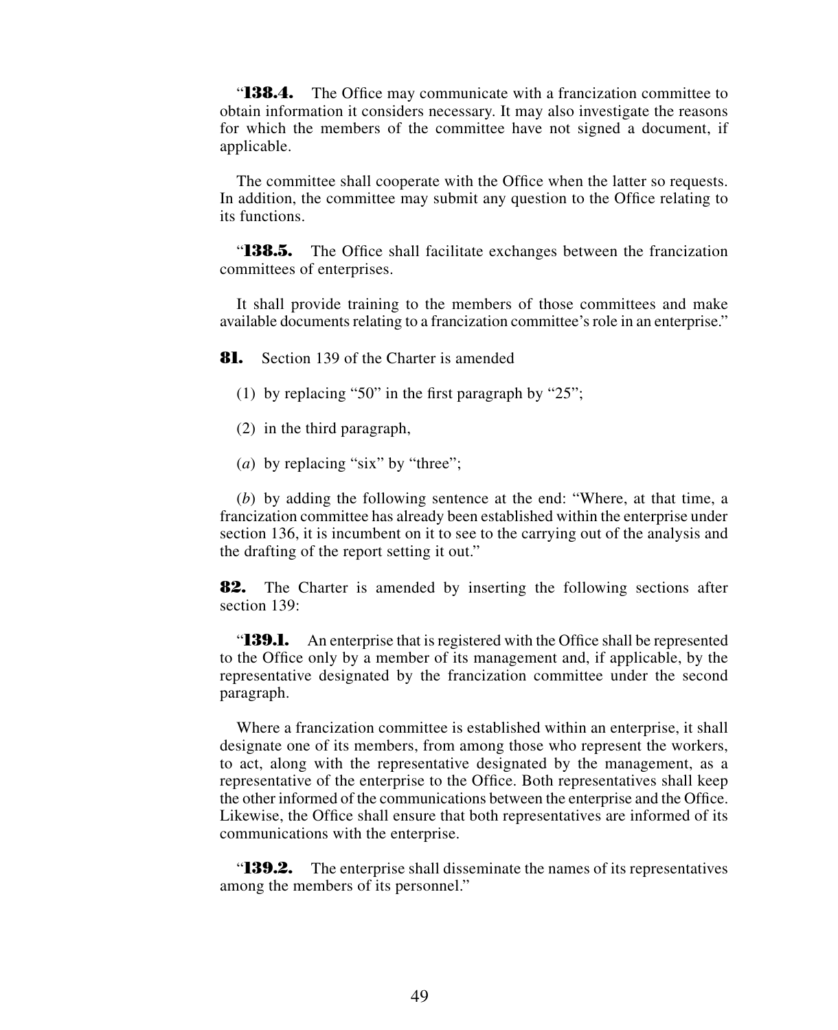"**138.4.** The Office may communicate with a francization committee to obtain information it considers necessary. It may also investigate the reasons for which the members of the committee have not signed a document, if applicable.

The committee shall cooperate with the Office when the latter so requests. In addition, the committee may submit any question to the Office relating to its functions.

"**138.5.** The Office shall facilitate exchanges between the francization committees of enterprises.

It shall provide training to the members of those committees and make available documents relating to a francization committee's role in an enterprise."

**81.** Section 139 of the Charter is amended

(1) by replacing "50" in the first paragraph by "25";

(2) in the third paragraph,

(*a*) by replacing "six" by "three";

(*b*) by adding the following sentence at the end: "Where, at that time, a francization committee has already been established within the enterprise under section 136, it is incumbent on it to see to the carrying out of the analysis and the drafting of the report setting it out."

**82.** The Charter is amended by inserting the following sections after section 139:

"**139.1.** An enterprise that is registered with the Office shall be represented to the Office only by a member of its management and, if applicable, by the representative designated by the francization committee under the second paragraph.

Where a francization committee is established within an enterprise, it shall designate one of its members, from among those who represent the workers, to act, along with the representative designated by the management, as a representative of the enterprise to the Office. Both representatives shall keep the other informed of the communications between the enterprise and the Office. Likewise, the Office shall ensure that both representatives are informed of its communications with the enterprise.

"**139.2.** The enterprise shall disseminate the names of its representatives among the members of its personnel."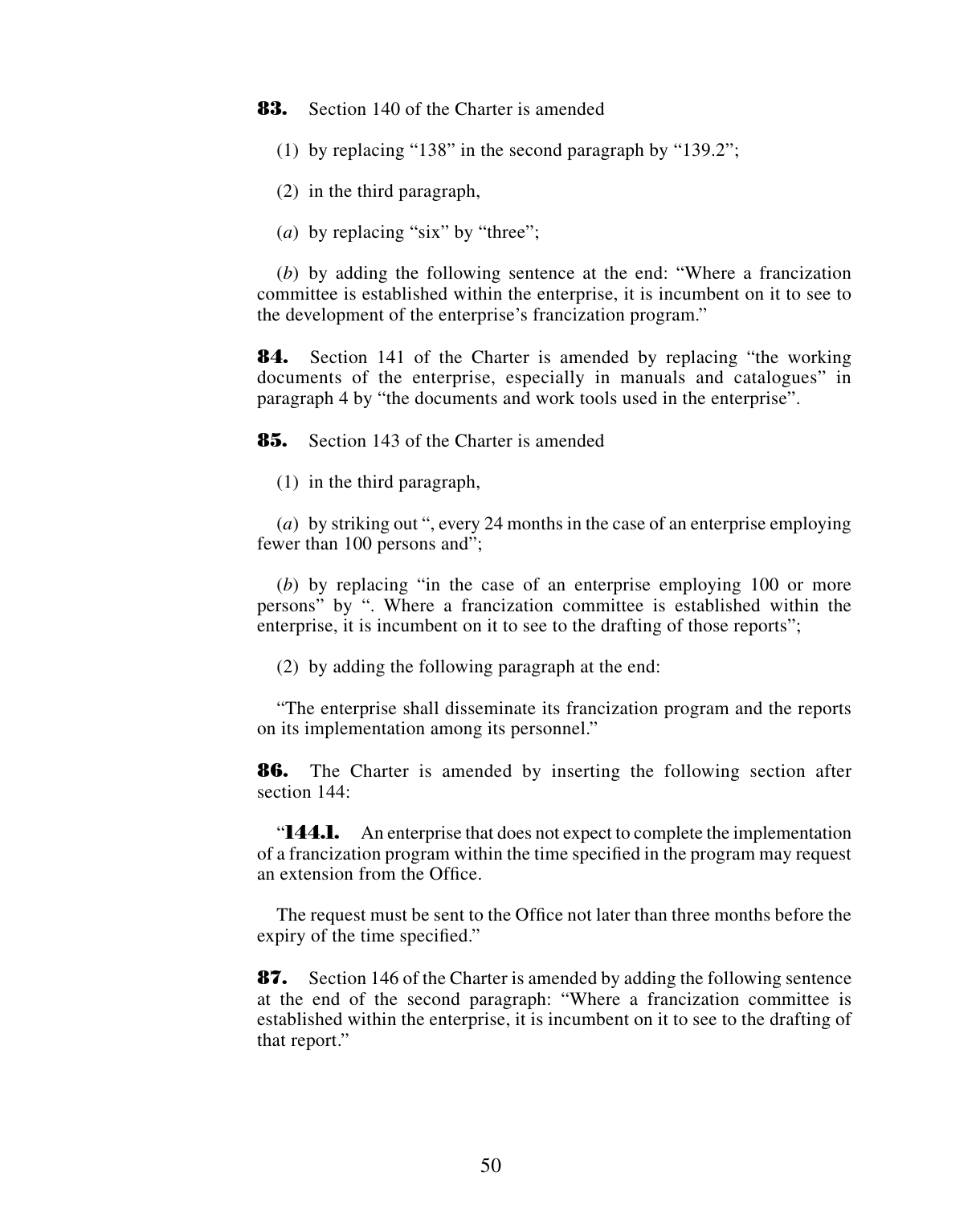**83.** Section 140 of the Charter is amended

(1) by replacing "138" in the second paragraph by "139.2";

(2) in the third paragraph,

(*a*) by replacing "six" by "three";

(*b*) by adding the following sentence at the end: "Where a francization committee is established within the enterprise, it is incumbent on it to see to the development of the enterprise's francization program."

**84.** Section 141 of the Charter is amended by replacing "the working documents of the enterprise, especially in manuals and catalogues" in paragraph 4 by "the documents and work tools used in the enterprise".

**85.** Section 143 of the Charter is amended

(1) in the third paragraph,

(*a*) by striking out ", every 24 months in the case of an enterprise employing fewer than 100 persons and";

(*b*) by replacing "in the case of an enterprise employing 100 or more persons" by ". Where a francization committee is established within the enterprise, it is incumbent on it to see to the drafting of those reports";

(2) by adding the following paragraph at the end:

"The enterprise shall disseminate its francization program and the reports on its implementation among its personnel."

**86.** The Charter is amended by inserting the following section after section 144:

"**144.1.** An enterprise that does not expect to complete the implementation of a francization program within the time specified in the program may request an extension from the Office.

The request must be sent to the Office not later than three months before the expiry of the time specified."

**87.** Section 146 of the Charter is amended by adding the following sentence at the end of the second paragraph: "Where a francization committee is established within the enterprise, it is incumbent on it to see to the drafting of that report."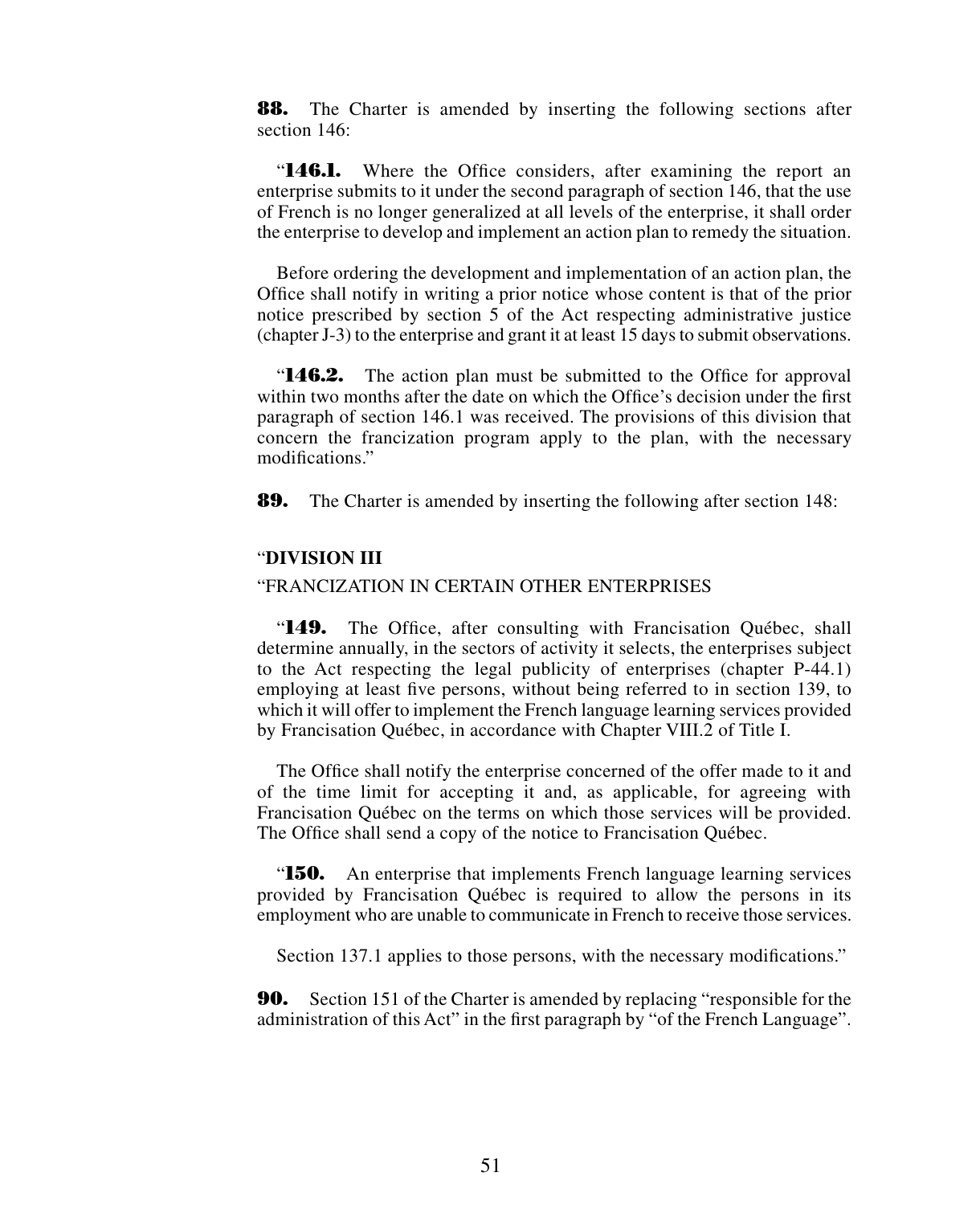**88.** The Charter is amended by inserting the following sections after section 146:

"**146.1.** Where the Office considers, after examining the report an enterprise submits to it under the second paragraph of section 146, that the use of French is no longer generalized at all levels of the enterprise, it shall order the enterprise to develop and implement an action plan to remedy the situation.

Before ordering the development and implementation of an action plan, the Office shall notify in writing a prior notice whose content is that of the prior notice prescribed by section 5 of the Act respecting administrative justice (chapter J-3) to the enterprise and grant it at least 15 days to submit observations.

"**146.2.** The action plan must be submitted to the Office for approval within two months after the date on which the Office's decision under the first paragraph of section 146.1 was received. The provisions of this division that concern the francization program apply to the plan, with the necessary modifications."

**89.** The Charter is amended by inserting the following after section 148:

"**DIVISION III**

"FRANCIZATION IN CERTAIN OTHER ENTERPRISES

"**149.** The Office, after consulting with Francisation Québec, shall determine annually, in the sectors of activity it selects, the enterprises subject to the Act respecting the legal publicity of enterprises (chapter P-44.1) employing at least five persons, without being referred to in section 139, to which it will offer to implement the French language learning services provided by Francisation Québec, in accordance with Chapter VIII.2 of Title I.

The Office shall notify the enterprise concerned of the offer made to it and of the time limit for accepting it and, as applicable, for agreeing with Francisation Québec on the terms on which those services will be provided. The Office shall send a copy of the notice to Francisation Québec.

"**150.** An enterprise that implements French language learning services provided by Francisation Québec is required to allow the persons in its employment who are unable to communicate in French to receive those services.

Section 137.1 applies to those persons, with the necessary modifications."

**90.** Section 151 of the Charter is amended by replacing "responsible for the administration of this Act" in the first paragraph by "of the French Language".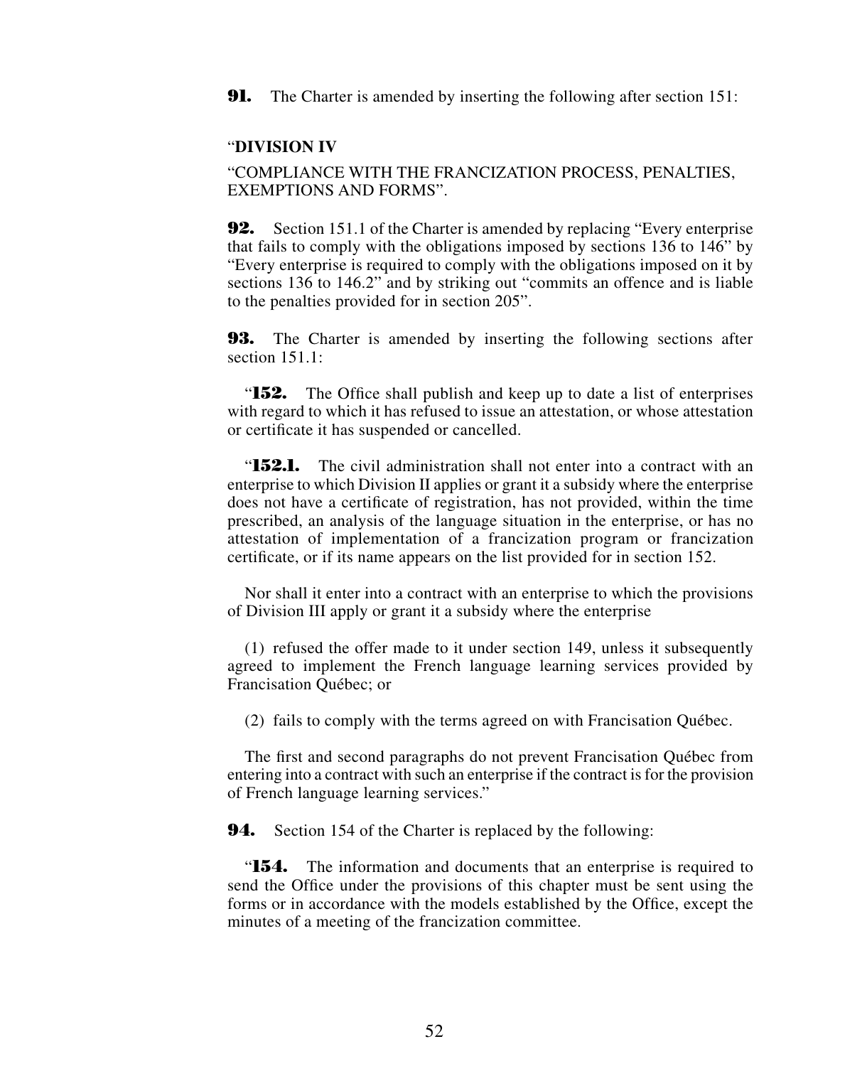**91.** The Charter is amended by inserting the following after section 151:

"**DIVISION IV**

"COMPLIANCE WITH THE FRANCIZATION PROCESS, PENALTIES, EXEMPTIONS AND FORMS".

**92.** Section 151.1 of the Charter is amended by replacing "Every enterprise that fails to comply with the obligations imposed by sections 136 to 146" by "Every enterprise is required to comply with the obligations imposed on it by sections 136 to 146.2" and by striking out "commits an offence and is liable to the penalties provided for in section 205".

**93.** The Charter is amended by inserting the following sections after section 151.1:

"**152.** The Office shall publish and keep up to date a list of enterprises with regard to which it has refused to issue an attestation, or whose attestation or certificate it has suspended or cancelled.

"**152.1.** The civil administration shall not enter into a contract with an enterprise to which Division II applies or grant it a subsidy where the enterprise does not have a certificate of registration, has not provided, within the time prescribed, an analysis of the language situation in the enterprise, or has no attestation of implementation of a francization program or francization certificate, or if its name appears on the list provided for in section 152.

Nor shall it enter into a contract with an enterprise to which the provisions of Division III apply or grant it a subsidy where the enterprise

(1) refused the offer made to it under section 149, unless it subsequently agreed to implement the French language learning services provided by Francisation Québec; or

(2) fails to comply with the terms agreed on with Francisation Québec.

The first and second paragraphs do not prevent Francisation Québec from entering into a contract with such an enterprise if the contract is for the provision of French language learning services."

**94.** Section 154 of the Charter is replaced by the following:

"**154.** The information and documents that an enterprise is required to send the Office under the provisions of this chapter must be sent using the forms or in accordance with the models established by the Office, except the minutes of a meeting of the francization committee.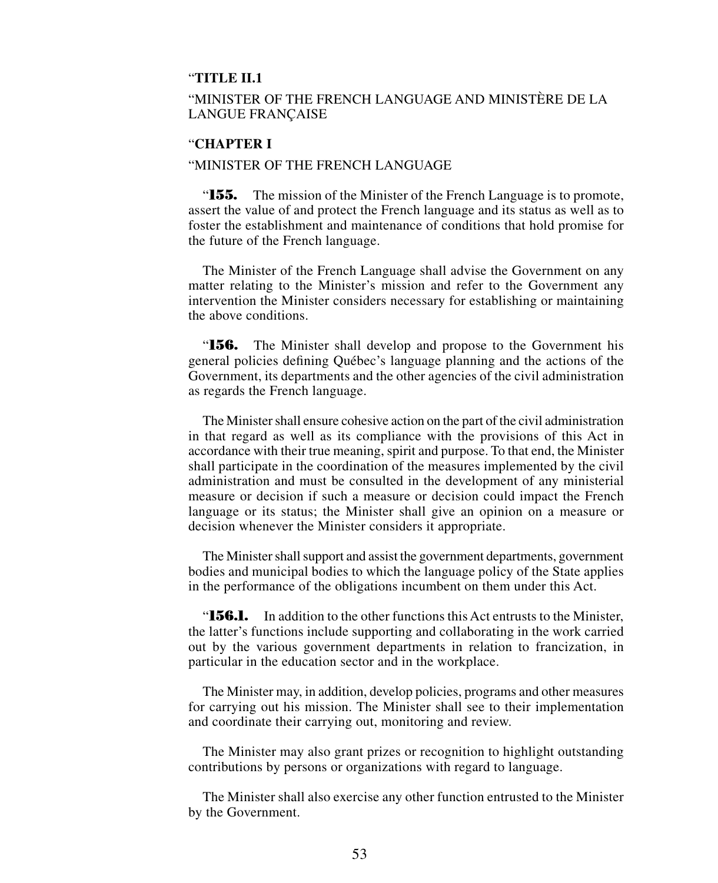"**TITLE II.1**

"MINISTER OF THE FRENCH LANGUAGE AND MINISTÈRE DE LA LANGUE FRANÇAISE

"**CHAPTER I**

"MINISTER OF THE FRENCH LANGUAGE

"**155.** The mission of the Minister of the French Language is to promote, assert the value of and protect the French language and its status as well as to foster the establishment and maintenance of conditions that hold promise for the future of the French language.

The Minister of the French Language shall advise the Government on any matter relating to the Minister's mission and refer to the Government any intervention the Minister considers necessary for establishing or maintaining the above conditions.

"**156.** The Minister shall develop and propose to the Government his general policies defining Québec's language planning and the actions of the Government, its departments and the other agencies of the civil administration as regards the French language.

The Minister shall ensure cohesive action on the part of the civil administration in that regard as well as its compliance with the provisions of this Act in accordance with their true meaning, spirit and purpose. To that end, the Minister shall participate in the coordination of the measures implemented by the civil administration and must be consulted in the development of any ministerial measure or decision if such a measure or decision could impact the French language or its status; the Minister shall give an opinion on a measure or decision whenever the Minister considers it appropriate.

The Minister shall support and assist the government departments, government bodies and municipal bodies to which the language policy of the State applies in the performance of the obligations incumbent on them under this Act.

"**156.1.** In addition to the other functions this Act entrusts to the Minister, the latter's functions include supporting and collaborating in the work carried out by the various government departments in relation to francization, in particular in the education sector and in the workplace.

The Minister may, in addition, develop policies, programs and other measures for carrying out his mission. The Minister shall see to their implementation and coordinate their carrying out, monitoring and review.

The Minister may also grant prizes or recognition to highlight outstanding contributions by persons or organizations with regard to language.

The Minister shall also exercise any other function entrusted to the Minister by the Government.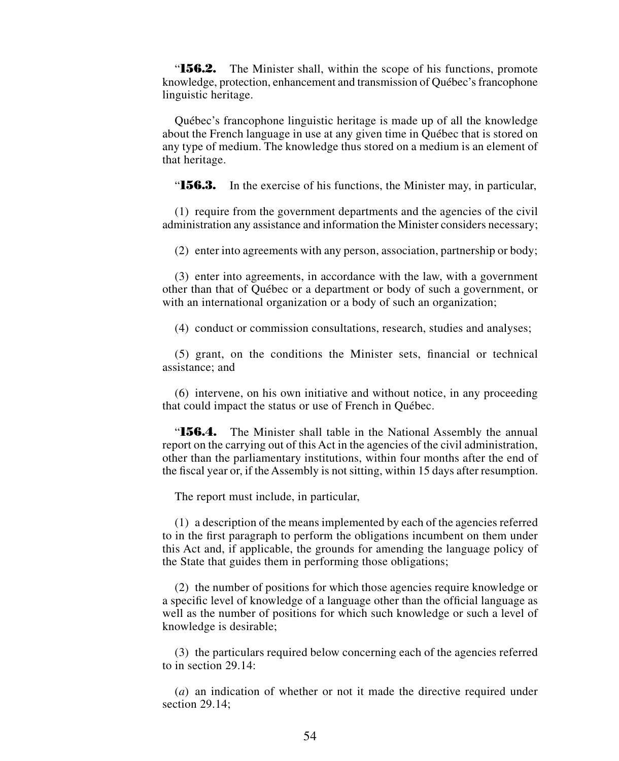“**156.2.** The Minister shall, within the scope of his functions, promote knowledge, protection, enhancement and transmission of Québec’s francophone linguistic heritage.

Québec’s francophone linguistic heritage is made up of all the knowledge about the French language in use at any given time in Québec that is stored on any type of medium. The knowledge thus stored on a medium is an element of that heritage.

“**156.3.** In the exercise of his functions, the Minister may, in particular,

(1) require from the government departments and the agencies of the civil administration any assistance and information the Minister considers necessary;

(2) enter into agreements with any person, association, partnership or body;

(3) enter into agreements, in accordance with the law, with a government other than that of Québec or a department or body of such a government, or with an international organization or a body of such an organization;

(4) conduct or commission consultations, research, studies and analyses;

(5) grant, on the conditions the Minister sets, financial or technical assistance; and

(6) intervene, on his own initiative and without notice, in any proceeding that could impact the status or use of French in Québec.

“**156.4.** The Minister shall table in the National Assembly the annual report on the carrying out of this Act in the agencies of the civil administration, other than the parliamentary institutions, within four months after the end of the fiscal year or, if the Assembly is not sitting, within 15 days after resumption.

The report must include, in particular,

(1) a description of the means implemented by each of the agencies referred to in the first paragraph to perform the obligations incumbent on them under this Act and, if applicable, the grounds for amending the language policy of the State that guides them in performing those obligations;

(2) the number of positions for which those agencies require knowledge or a specific level of knowledge of a language other than the official language as well as the number of positions for which such knowledge or such a level of knowledge is desirable;

(3) the particulars required below concerning each of the agencies referred to in section 29.14:

(*a*) an indication of whether or not it made the directive required under section 29.14;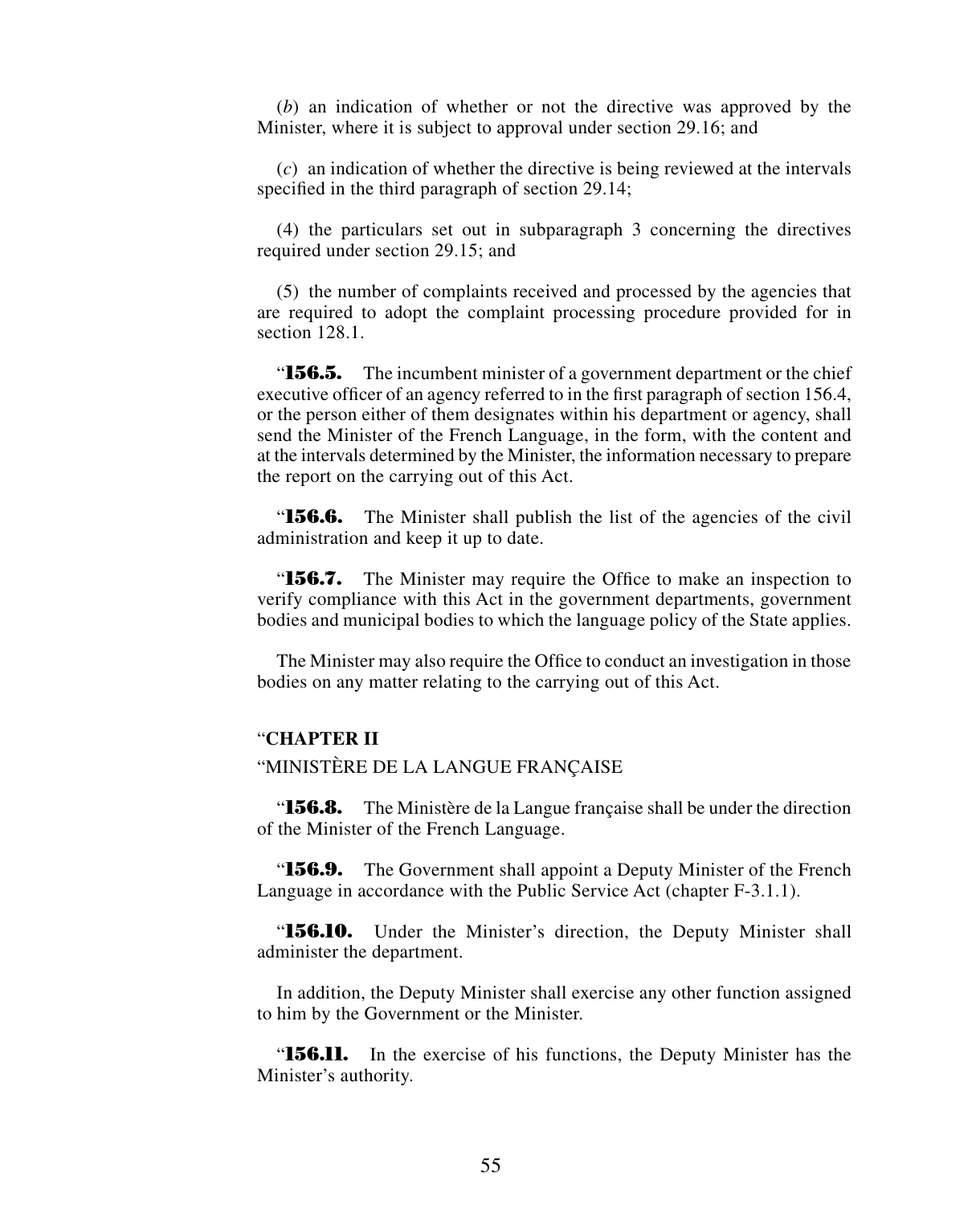(*b*) an indication of whether or not the directive was approved by the Minister, where it is subject to approval under section 29.16; and

(*c*) an indication of whether the directive is being reviewed at the intervals specified in the third paragraph of section 29.14;

(4) the particulars set out in subparagraph 3 concerning the directives required under section 29.15; and

(5) the number of complaints received and processed by the agencies that are required to adopt the complaint processing procedure provided for in section 128.1.

"**156.5.** The incumbent minister of a government department or the chief executive officer of an agency referred to in the first paragraph of section 156.4, or the person either of them designates within his department or agency, shall send the Minister of the French Language, in the form, with the content and at the intervals determined by the Minister, the information necessary to prepare the report on the carrying out of this Act.

"**156.6.** The Minister shall publish the list of the agencies of the civil administration and keep it up to date.

"**156.7.** The Minister may require the Office to make an inspection to verify compliance with this Act in the government departments, government bodies and municipal bodies to which the language policy of the State applies.

The Minister may also require the Office to conduct an investigation in those bodies on any matter relating to the carrying out of this Act.

"**CHAPTER II**

"MINISTÈRE DE LA LANGUE FRANÇAISE

"**156.8.** The Ministère de la Langue française shall be under the direction of the Minister of the French Language.

"**156.9.** The Government shall appoint a Deputy Minister of the French Language in accordance with the Public Service Act (chapter F-3.1.1).

"**156.10.** Under the Minister's direction, the Deputy Minister shall administer the department.

In addition, the Deputy Minister shall exercise any other function assigned to him by the Government or the Minister.

"**156.11.** In the exercise of his functions, the Deputy Minister has the Minister's authority.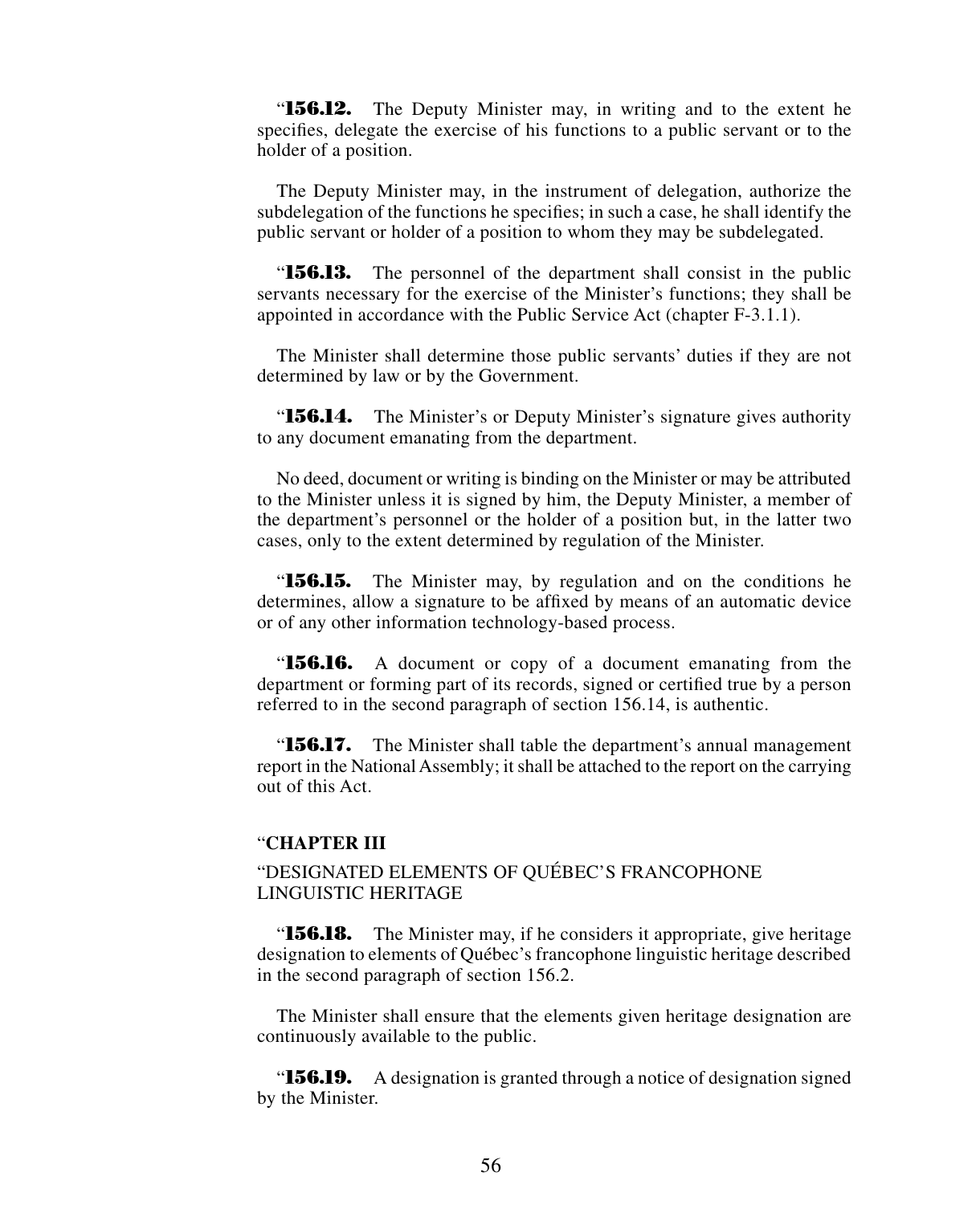"**156.12.** The Deputy Minister may, in writing and to the extent he specifies, delegate the exercise of his functions to a public servant or to the holder of a position.

The Deputy Minister may, in the instrument of delegation, authorize the subdelegation of the functions he specifies; in such a case, he shall identify the public servant or holder of a position to whom they may be subdelegated.

"**156.13.** The personnel of the department shall consist in the public servants necessary for the exercise of the Minister's functions; they shall be appointed in accordance with the Public Service Act (chapter F-3.1.1).

The Minister shall determine those public servants' duties if they are not determined by law or by the Government.

"**156.14.** The Minister's or Deputy Minister's signature gives authority to any document emanating from the department.

No deed, document or writing is binding on the Minister or may be attributed to the Minister unless it is signed by him, the Deputy Minister, a member of the department's personnel or the holder of a position but, in the latter two cases, only to the extent determined by regulation of the Minister.

"**156.15.** The Minister may, by regulation and on the conditions he determines, allow a signature to be affixed by means of an automatic device or of any other information technology-based process.

"**156.16.** A document or copy of a document emanating from the department or forming part of its records, signed or certified true by a person referred to in the second paragraph of section 156.14, is authentic.

"**156.17.** The Minister shall table the department's annual management report in the National Assembly; it shall be attached to the report on the carrying out of this Act.

"**CHAPTER III**

"DESIGNATED ELEMENTS OF QUÉBEC'S FRANCOPHONE LINGUISTIC HERITAGE

"**156.18.** The Minister may, if he considers it appropriate, give heritage designation to elements of Québec's francophone linguistic heritage described in the second paragraph of section 156.2.

The Minister shall ensure that the elements given heritage designation are continuously available to the public.

"**156.19.** A designation is granted through a notice of designation signed by the Minister.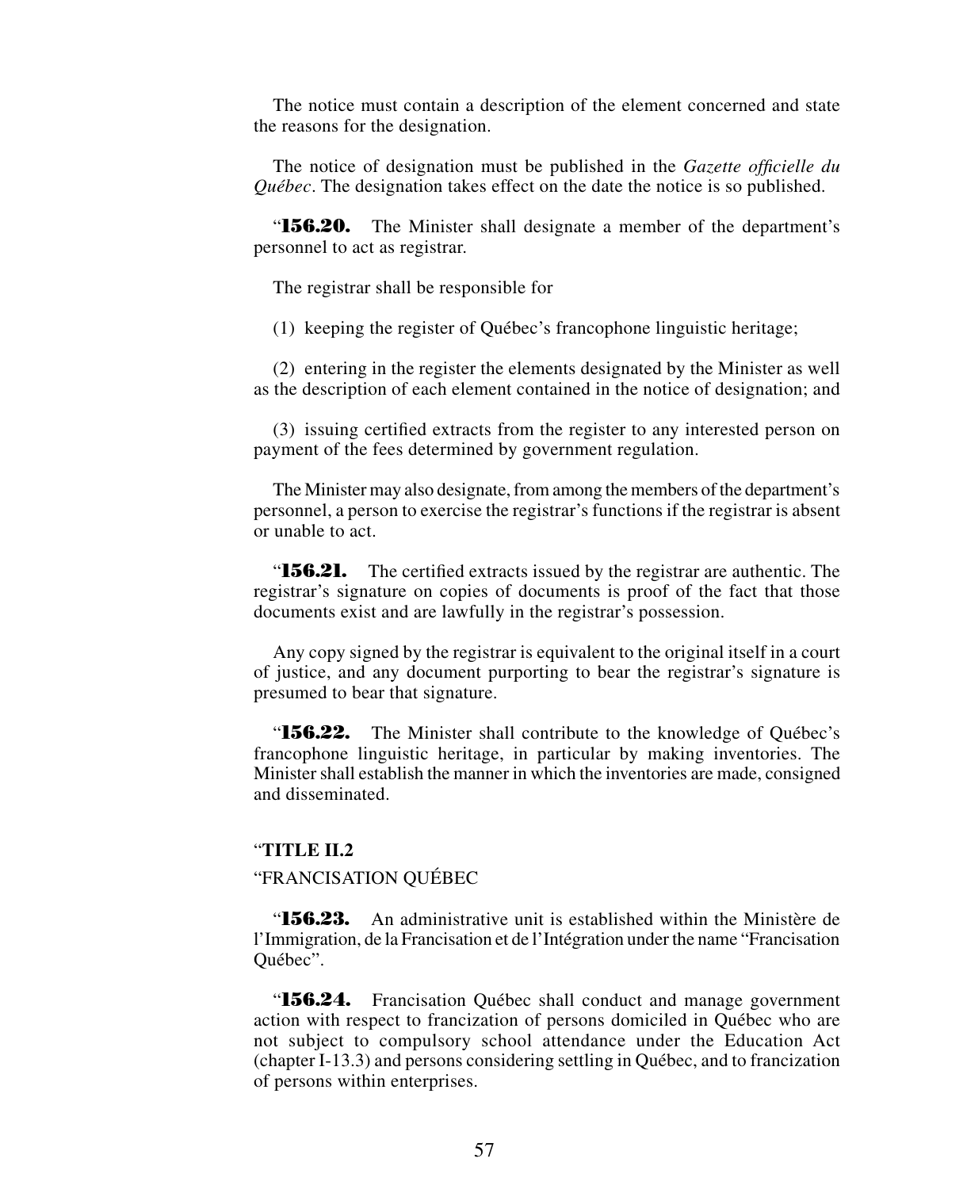The notice must contain a description of the element concerned and state the reasons for the designation.

The notice of designation must be published in the *Gazette officielle du Québec*. The designation takes effect on the date the notice is so published.

“**156.20.** The Minister shall designate a member of the department’s personnel to act as registrar.

The registrar shall be responsible for

(1) keeping the register of Québec’s francophone linguistic heritage;

(2) entering in the register the elements designated by the Minister as well as the description of each element contained in the notice of designation; and

(3) issuing certified extracts from the register to any interested person on payment of the fees determined by government regulation.

The Minister may also designate, from among the members of the department’s personnel, a person to exercise the registrar’s functions if the registrar is absent or unable to act.

“**156.21.** The certified extracts issued by the registrar are authentic. The registrar’s signature on copies of documents is proof of the fact that those documents exist and are lawfully in the registrar’s possession.

Any copy signed by the registrar is equivalent to the original itself in a court of justice, and any document purporting to bear the registrar’s signature is presumed to bear that signature.

“**156.22.** The Minister shall contribute to the knowledge of Québec’s francophone linguistic heritage, in particular by making inventories. The Minister shall establish the manner in which the inventories are made, consigned and disseminated.

“**TITLE II.2**

“FRANCISATION QUÉBEC

“**156.23.** An administrative unit is established within the Ministère de l’Immigration, de la Francisation et de l’Intégration under the name “Francisation Québec”.

“**156.24.** Francisation Québec shall conduct and manage government action with respect to francization of persons domiciled in Québec who are not subject to compulsory school attendance under the Education Act (chapter I-13.3) and persons considering settling in Québec, and to francization of persons within enterprises.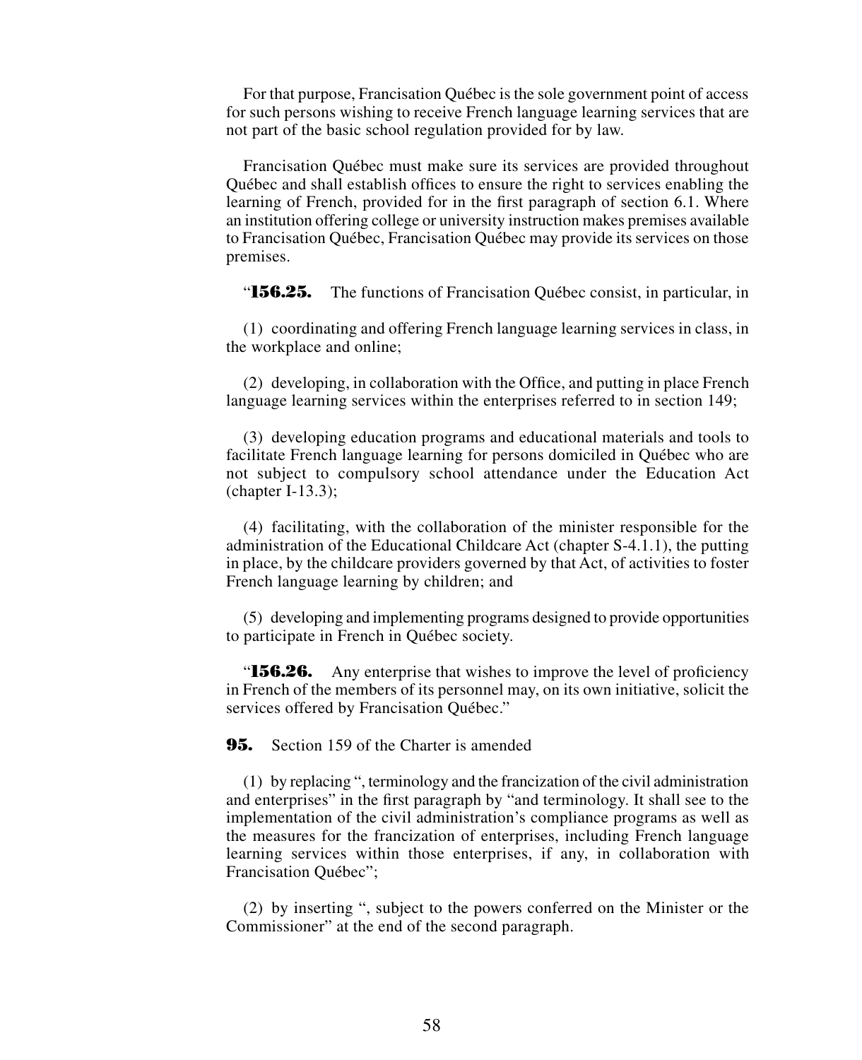For that purpose, Francisation Québec is the sole government point of access for such persons wishing to receive French language learning services that are not part of the basic school regulation provided for by law.

Francisation Québec must make sure its services are provided throughout Québec and shall establish offices to ensure the right to services enabling the learning of French, provided for in the first paragraph of section 6.1. Where an institution offering college or university instruction makes premises available to Francisation Québec, Francisation Québec may provide its services on those premises.

"**156.25.** The functions of Francisation Québec consist, in particular, in

(1) coordinating and offering French language learning services in class, in the workplace and online;

(2) developing, in collaboration with the Office, and putting in place French language learning services within the enterprises referred to in section 149;

(3) developing education programs and educational materials and tools to facilitate French language learning for persons domiciled in Québec who are not subject to compulsory school attendance under the Education Act (chapter I-13.3);

(4) facilitating, with the collaboration of the minister responsible for the administration of the Educational Childcare Act (chapter S-4.1.1), the putting in place, by the childcare providers governed by that Act, of activities to foster French language learning by children; and

(5) developing and implementing programs designed to provide opportunities to participate in French in Québec society.

"**156.26.** Any enterprise that wishes to improve the level of proficiency in French of the members of its personnel may, on its own initiative, solicit the services offered by Francisation Québec."

**95.** Section 159 of the Charter is amended

(1) by replacing ", terminology and the francization of the civil administration and enterprises" in the first paragraph by "and terminology. It shall see to the implementation of the civil administration's compliance programs as well as the measures for the francization of enterprises, including French language learning services within those enterprises, if any, in collaboration with Francisation Québec";

(2) by inserting ", subject to the powers conferred on the Minister or the Commissioner" at the end of the second paragraph.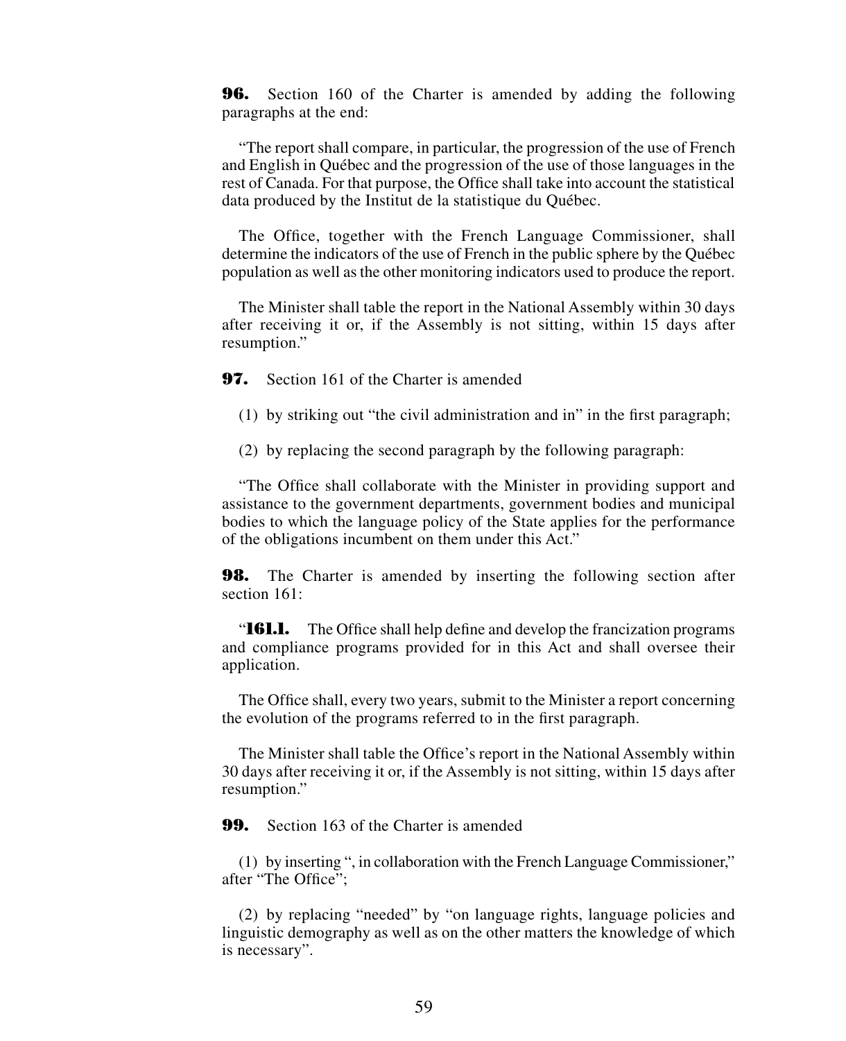**96.** Section 160 of the Charter is amended by adding the following paragraphs at the end:

"The report shall compare, in particular, the progression of the use of French and English in Québec and the progression of the use of those languages in the rest of Canada. For that purpose, the Office shall take into account the statistical data produced by the Institut de la statistique du Québec.

The Office, together with the French Language Commissioner, shall determine the indicators of the use of French in the public sphere by the Québec population as well as the other monitoring indicators used to produce the report.

The Minister shall table the report in the National Assembly within 30 days after receiving it or, if the Assembly is not sitting, within 15 days after resumption."

**97.** Section 161 of the Charter is amended

(1) by striking out "the civil administration and in" in the first paragraph;

(2) by replacing the second paragraph by the following paragraph:

"The Office shall collaborate with the Minister in providing support and assistance to the government departments, government bodies and municipal bodies to which the language policy of the State applies for the performance of the obligations incumbent on them under this Act."

**98.** The Charter is amended by inserting the following section after section 161:

"**161.1.** The Office shall help define and develop the francization programs and compliance programs provided for in this Act and shall oversee their application.

The Office shall, every two years, submit to the Minister a report concerning the evolution of the programs referred to in the first paragraph.

The Minister shall table the Office's report in the National Assembly within 30 days after receiving it or, if the Assembly is not sitting, within 15 days after resumption."

**99.** Section 163 of the Charter is amended

(1) by inserting ", in collaboration with the French Language Commissioner," after "The Office";

(2) by replacing "needed" by "on language rights, language policies and linguistic demography as well as on the other matters the knowledge of which is necessary".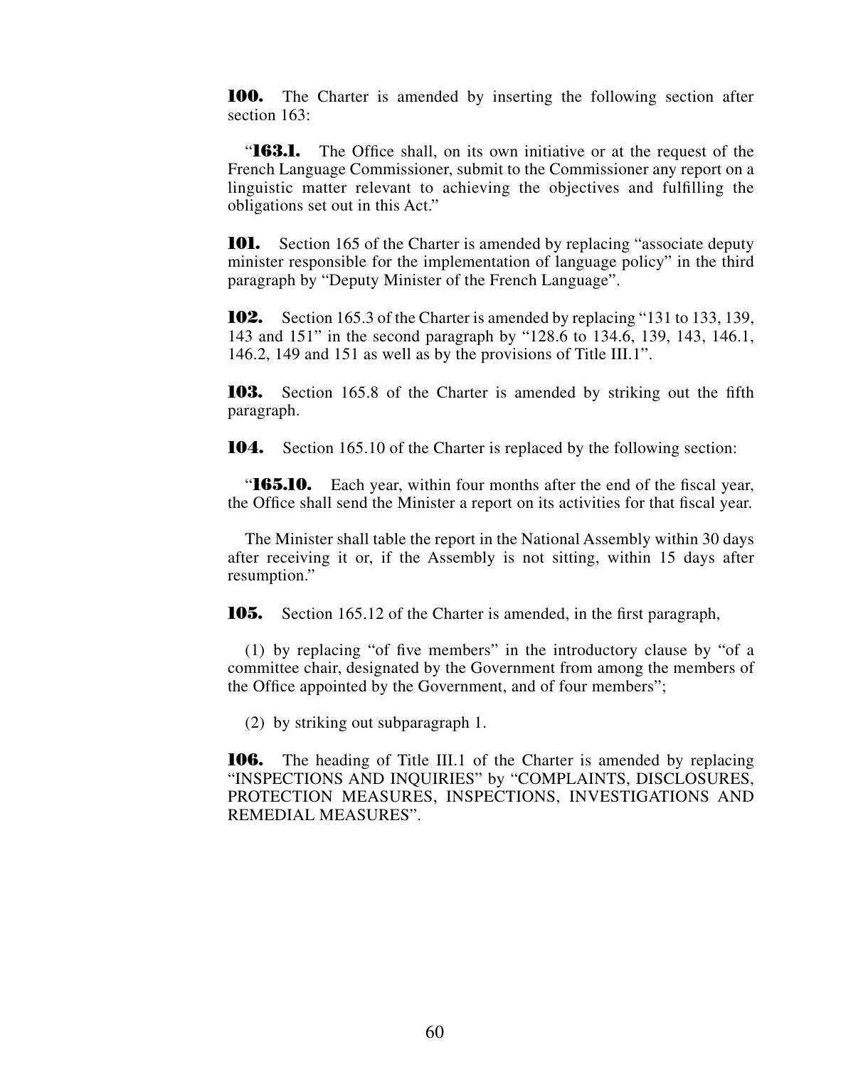**100.** The Charter is amended by inserting the following section after section 163:

"**163.1.** The Office shall, on its own initiative or at the request of the French Language Commissioner, submit to the Commissioner any report on a linguistic matter relevant to achieving the objectives and fulfilling the obligations set out in this Act."

**101.** Section 165 of the Charter is amended by replacing "associate deputy minister responsible for the implementation of language policy" in the third paragraph by "Deputy Minister of the French Language".

**102.** Section 165.3 of the Charter is amended by replacing "131 to 133, 139, 143 and 151" in the second paragraph by "128.6 to 134.6, 139, 143, 146.1, 146.2, 149 and 151 as well as by the provisions of Title III.1".

**103.** Section 165.8 of the Charter is amended by striking out the fifth paragraph.

**104.** Section 165.10 of the Charter is replaced by the following section:

"**165.10.** Each year, within four months after the end of the fiscal year, the Office shall send the Minister a report on its activities for that fiscal year.

The Minister shall table the report in the National Assembly within 30 days after receiving it or, if the Assembly is not sitting, within 15 days after resumption."

**105.** Section 165.12 of the Charter is amended, in the first paragraph,

(1) by replacing "of five members" in the introductory clause by "of a committee chair, designated by the Government from among the members of the Office appointed by the Government, and of four members";

(2) by striking out subparagraph 1.

**106.** The heading of Title III.1 of the Charter is amended by replacing "INSPECTIONS AND INQUIRIES" by "COMPLAINTS, DISCLOSURES, PROTECTION MEASURES, INSPECTIONS, INVESTIGATIONS AND REMEDIAL MEASURES".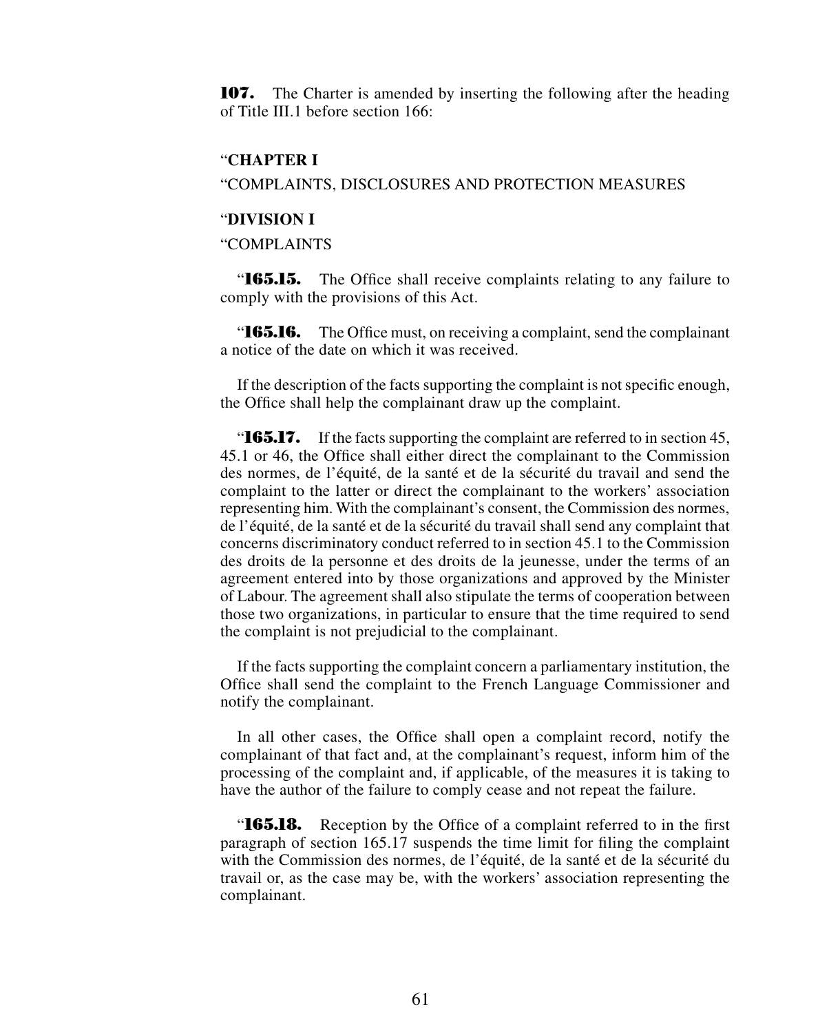**107.** The Charter is amended by inserting the following after the heading of Title III.1 before section 166:

"**CHAPTER I**

"COMPLAINTS, DISCLOSURES AND PROTECTION MEASURES

"**DIVISION I**

"COMPLAINTS

"**165.15.** The Office shall receive complaints relating to any failure to comply with the provisions of this Act.

"**165.16.** The Office must, on receiving a complaint, send the complainant a notice of the date on which it was received.

If the description of the facts supporting the complaint is not specific enough, the Office shall help the complainant draw up the complaint.

"**165.17.** If the facts supporting the complaint are referred to in section 45, 45.1 or 46, the Office shall either direct the complainant to the Commission des normes, de l'équité, de la santé et de la sécurité du travail and send the complaint to the latter or direct the complainant to the workers' association representing him. With the complainant's consent, the Commission des normes, de l'équité, de la santé et de la sécurité du travail shall send any complaint that concerns discriminatory conduct referred to in section 45.1 to the Commission des droits de la personne et des droits de la jeunesse, under the terms of an agreement entered into by those organizations and approved by the Minister of Labour. The agreement shall also stipulate the terms of cooperation between those two organizations, in particular to ensure that the time required to send the complaint is not prejudicial to the complainant.

If the facts supporting the complaint concern a parliamentary institution, the Office shall send the complaint to the French Language Commissioner and notify the complainant.

In all other cases, the Office shall open a complaint record, notify the complainant of that fact and, at the complainant's request, inform him of the processing of the complaint and, if applicable, of the measures it is taking to have the author of the failure to comply cease and not repeat the failure.

"**165.18.** Reception by the Office of a complaint referred to in the first paragraph of section 165.17 suspends the time limit for filing the complaint with the Commission des normes, de l'équité, de la santé et de la sécurité du travail or, as the case may be, with the workers' association representing the complainant.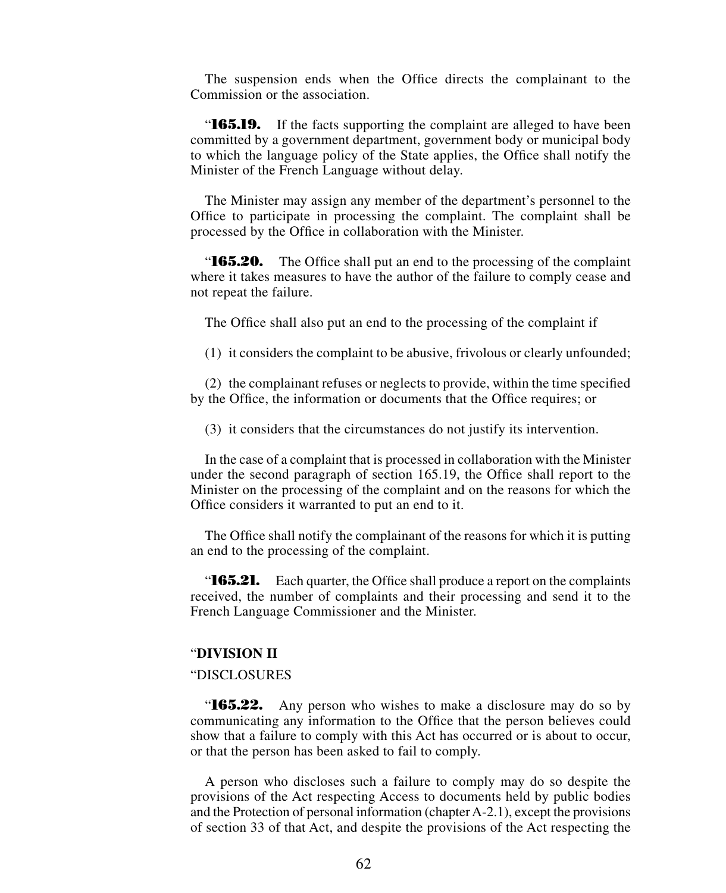The suspension ends when the Office directs the complainant to the Commission or the association.

“**165.19.** If the facts supporting the complaint are alleged to have been committed by a government department, government body or municipal body to which the language policy of the State applies, the Office shall notify the Minister of the French Language without delay.

The Minister may assign any member of the department’s personnel to the Office to participate in processing the complaint. The complaint shall be processed by the Office in collaboration with the Minister.

“**165.20.** The Office shall put an end to the processing of the complaint where it takes measures to have the author of the failure to comply cease and not repeat the failure.

The Office shall also put an end to the processing of the complaint if

(1) it considers the complaint to be abusive, frivolous or clearly unfounded;

(2) the complainant refuses or neglects to provide, within the time specified by the Office, the information or documents that the Office requires; or

(3) it considers that the circumstances do not justify its intervention.

In the case of a complaint that is processed in collaboration with the Minister under the second paragraph of section 165.19, the Office shall report to the Minister on the processing of the complaint and on the reasons for which the Office considers it warranted to put an end to it.

The Office shall notify the complainant of the reasons for which it is putting an end to the processing of the complaint.

“**165.21.** Each quarter, the Office shall produce a report on the complaints received, the number of complaints and their processing and send it to the French Language Commissioner and the Minister.

“**DIVISION II**

“DISCLOSURES

“**165.22.** Any person who wishes to make a disclosure may do so by communicating any information to the Office that the person believes could show that a failure to comply with this Act has occurred or is about to occur, or that the person has been asked to fail to comply.

A person who discloses such a failure to comply may do so despite the provisions of the Act respecting Access to documents held by public bodies and the Protection of personal information (chapter A-2.1), except the provisions of section 33 of that Act, and despite the provisions of the Act respecting the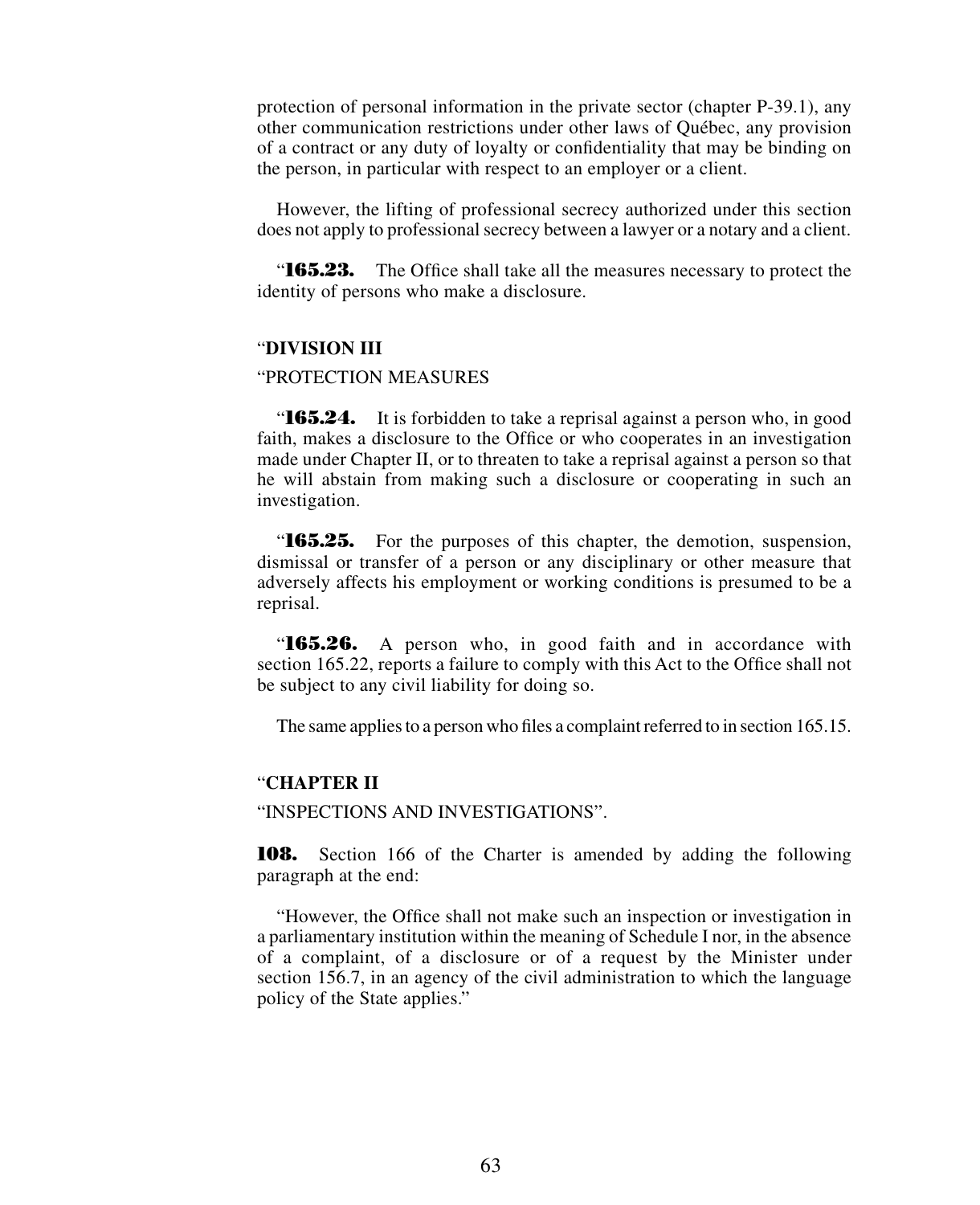protection of personal information in the private sector (chapter P-39.1), any other communication restrictions under other laws of Québec, any provision of a contract or any duty of loyalty or confidentiality that may be binding on the person, in particular with respect to an employer or a client.

However, the lifting of professional secrecy authorized under this section does not apply to professional secrecy between a lawyer or a notary and a client.

"**165.23.** The Office shall take all the measures necessary to protect the identity of persons who make a disclosure.

"**DIVISION III**

"PROTECTION MEASURES

"**165.24.** It is forbidden to take a reprisal against a person who, in good faith, makes a disclosure to the Office or who cooperates in an investigation made under Chapter II, or to threaten to take a reprisal against a person so that he will abstain from making such a disclosure or cooperating in such an investigation.

"**165.25.** For the purposes of this chapter, the demotion, suspension, dismissal or transfer of a person or any disciplinary or other measure that adversely affects his employment or working conditions is presumed to be a reprisal.

"**165.26.** A person who, in good faith and in accordance with section 165.22, reports a failure to comply with this Act to the Office shall not be subject to any civil liability for doing so.

The same applies to a person who files a complaint referred to in section 165.15.

"**CHAPTER II**

"INSPECTIONS AND INVESTIGATIONS".

**108.** Section 166 of the Charter is amended by adding the following paragraph at the end:

"However, the Office shall not make such an inspection or investigation in a parliamentary institution within the meaning of Schedule I nor, in the absence of a complaint, of a disclosure or of a request by the Minister under section 156.7, in an agency of the civil administration to which the language policy of the State applies."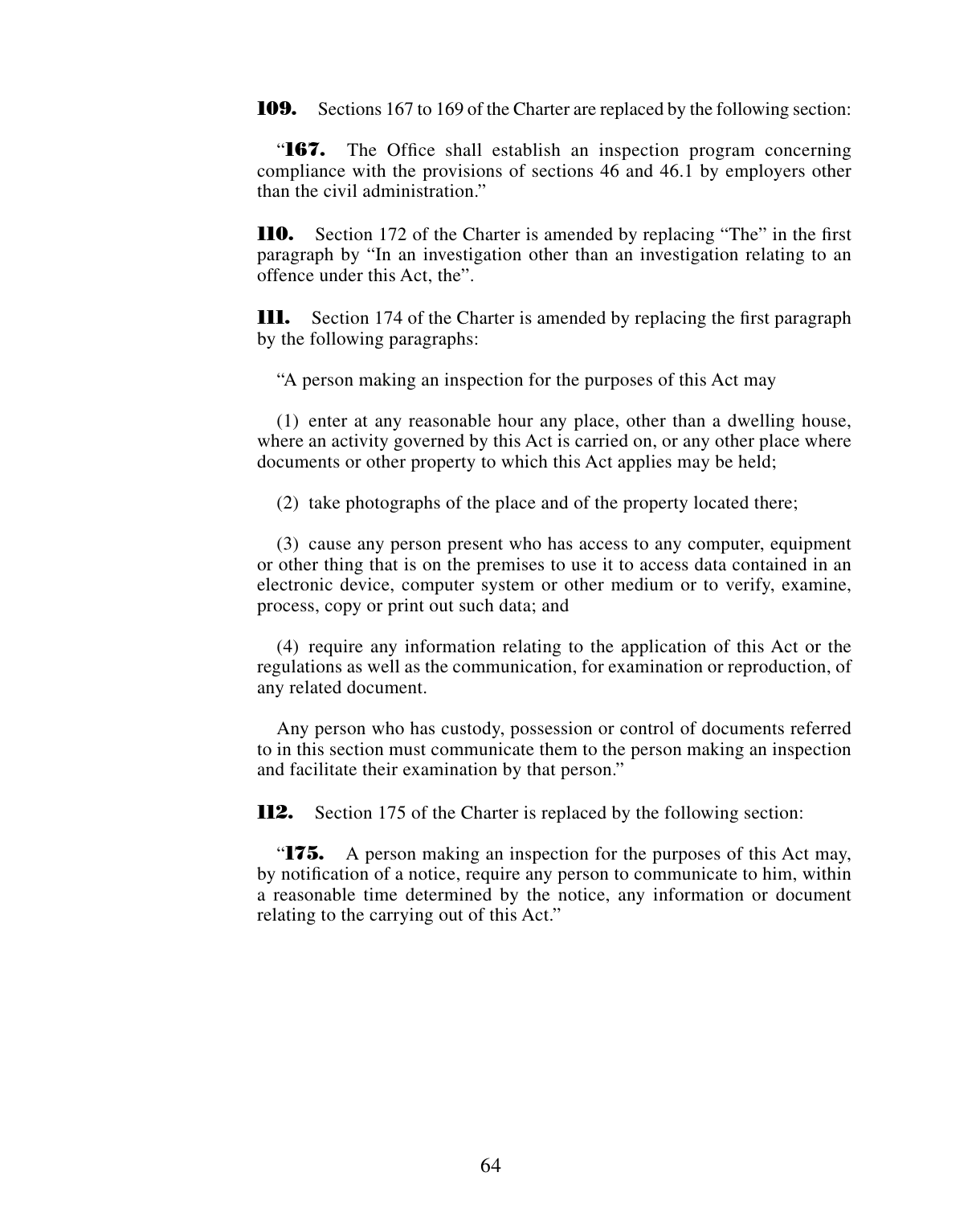**109.** Sections 167 to 169 of the Charter are replaced by the following section:

"**167.** The Office shall establish an inspection program concerning compliance with the provisions of sections 46 and 46.1 by employers other than the civil administration."

**110.** Section 172 of the Charter is amended by replacing "The" in the first paragraph by "In an investigation other than an investigation relating to an offence under this Act, the".

**111.** Section 174 of the Charter is amended by replacing the first paragraph by the following paragraphs:

"A person making an inspection for the purposes of this Act may

(1) enter at any reasonable hour any place, other than a dwelling house, where an activity governed by this Act is carried on, or any other place where documents or other property to which this Act applies may be held;

(2) take photographs of the place and of the property located there;

(3) cause any person present who has access to any computer, equipment or other thing that is on the premises to use it to access data contained in an electronic device, computer system or other medium or to verify, examine, process, copy or print out such data; and

(4) require any information relating to the application of this Act or the regulations as well as the communication, for examination or reproduction, of any related document.

Any person who has custody, possession or control of documents referred to in this section must communicate them to the person making an inspection and facilitate their examination by that person."

**112.** Section 175 of the Charter is replaced by the following section:

"**175.** A person making an inspection for the purposes of this Act may, by notification of a notice, require any person to communicate to him, within a reasonable time determined by the notice, any information or document relating to the carrying out of this Act."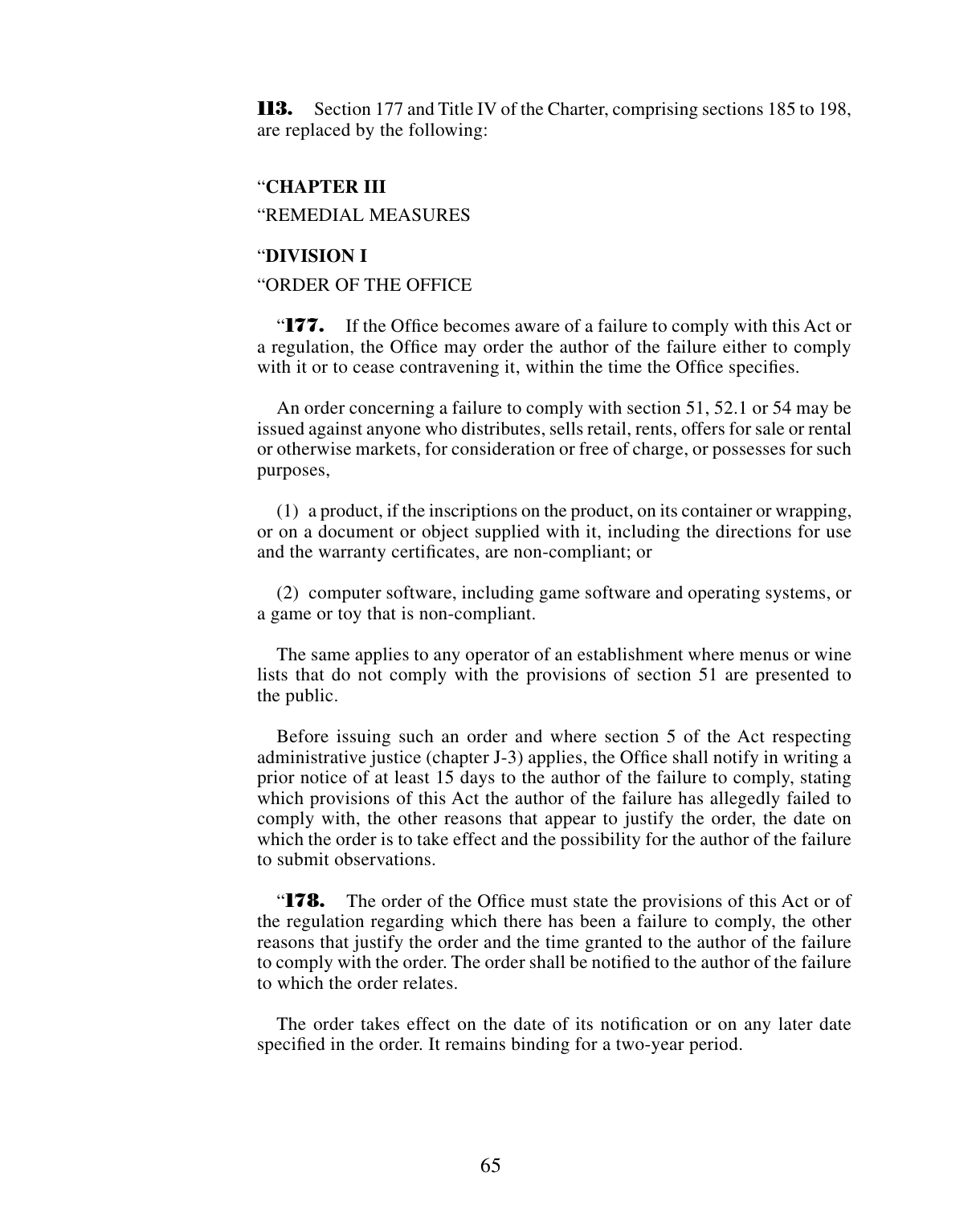**113.** Section 177 and Title IV of the Charter, comprising sections 185 to 198, are replaced by the following:

"**CHAPTER III**

"REMEDIAL MEASURES

"**DIVISION I**

"ORDER OF THE OFFICE

"**177.** If the Office becomes aware of a failure to comply with this Act or a regulation, the Office may order the author of the failure either to comply with it or to cease contravening it, within the time the Office specifies.

An order concerning a failure to comply with section 51, 52.1 or 54 may be issued against anyone who distributes, sells retail, rents, offers for sale or rental or otherwise markets, for consideration or free of charge, or possesses for such purposes,

(1) a product, if the inscriptions on the product, on its container or wrapping, or on a document or object supplied with it, including the directions for use and the warranty certificates, are non-compliant; or

(2) computer software, including game software and operating systems, or a game or toy that is non-compliant.

The same applies to any operator of an establishment where menus or wine lists that do not comply with the provisions of section 51 are presented to the public.

Before issuing such an order and where section 5 of the Act respecting administrative justice (chapter J-3) applies, the Office shall notify in writing a prior notice of at least 15 days to the author of the failure to comply, stating which provisions of this Act the author of the failure has allegedly failed to comply with, the other reasons that appear to justify the order, the date on which the order is to take effect and the possibility for the author of the failure to submit observations.

"**178.** The order of the Office must state the provisions of this Act or of the regulation regarding which there has been a failure to comply, the other reasons that justify the order and the time granted to the author of the failure to comply with the order. The order shall be notified to the author of the failure to which the order relates.

The order takes effect on the date of its notification or on any later date specified in the order. It remains binding for a two-year period.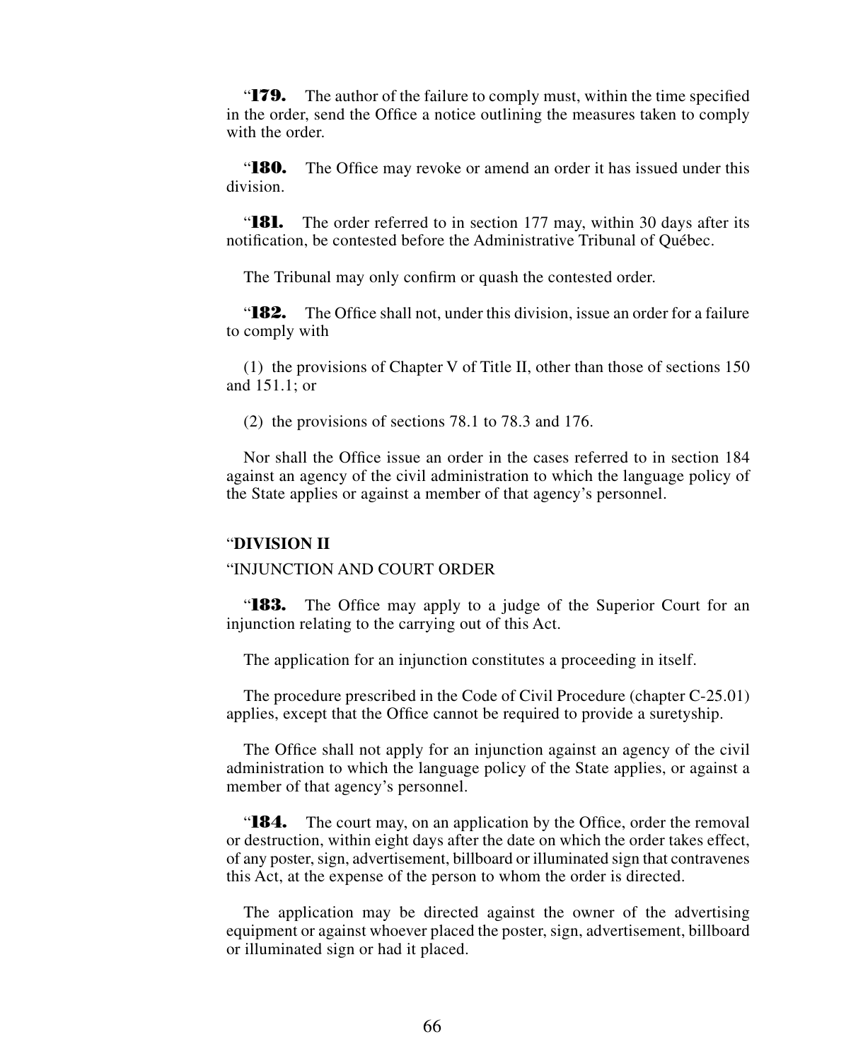"**179.** The author of the failure to comply must, within the time specified in the order, send the Office a notice outlining the measures taken to comply with the order.

"**180.** The Office may revoke or amend an order it has issued under this division.

"**181.** The order referred to in section 177 may, within 30 days after its notification, be contested before the Administrative Tribunal of Québec.

The Tribunal may only confirm or quash the contested order.

"**182.** The Office shall not, under this division, issue an order for a failure to comply with

(1) the provisions of Chapter V of Title II, other than those of sections 150 and 151.1; or

(2) the provisions of sections 78.1 to 78.3 and 176.

Nor shall the Office issue an order in the cases referred to in section 184 against an agency of the civil administration to which the language policy of the State applies or against a member of that agency's personnel.

"**DIVISION II**

"INJUNCTION AND COURT ORDER

"**183.** The Office may apply to a judge of the Superior Court for an injunction relating to the carrying out of this Act.

The application for an injunction constitutes a proceeding in itself.

The procedure prescribed in the Code of Civil Procedure (chapter C-25.01) applies, except that the Office cannot be required to provide a suretyship.

The Office shall not apply for an injunction against an agency of the civil administration to which the language policy of the State applies, or against a member of that agency's personnel.

"**184.** The court may, on an application by the Office, order the removal or destruction, within eight days after the date on which the order takes effect, of any poster, sign, advertisement, billboard or illuminated sign that contravenes this Act, at the expense of the person to whom the order is directed.

The application may be directed against the owner of the advertising equipment or against whoever placed the poster, sign, advertisement, billboard or illuminated sign or had it placed.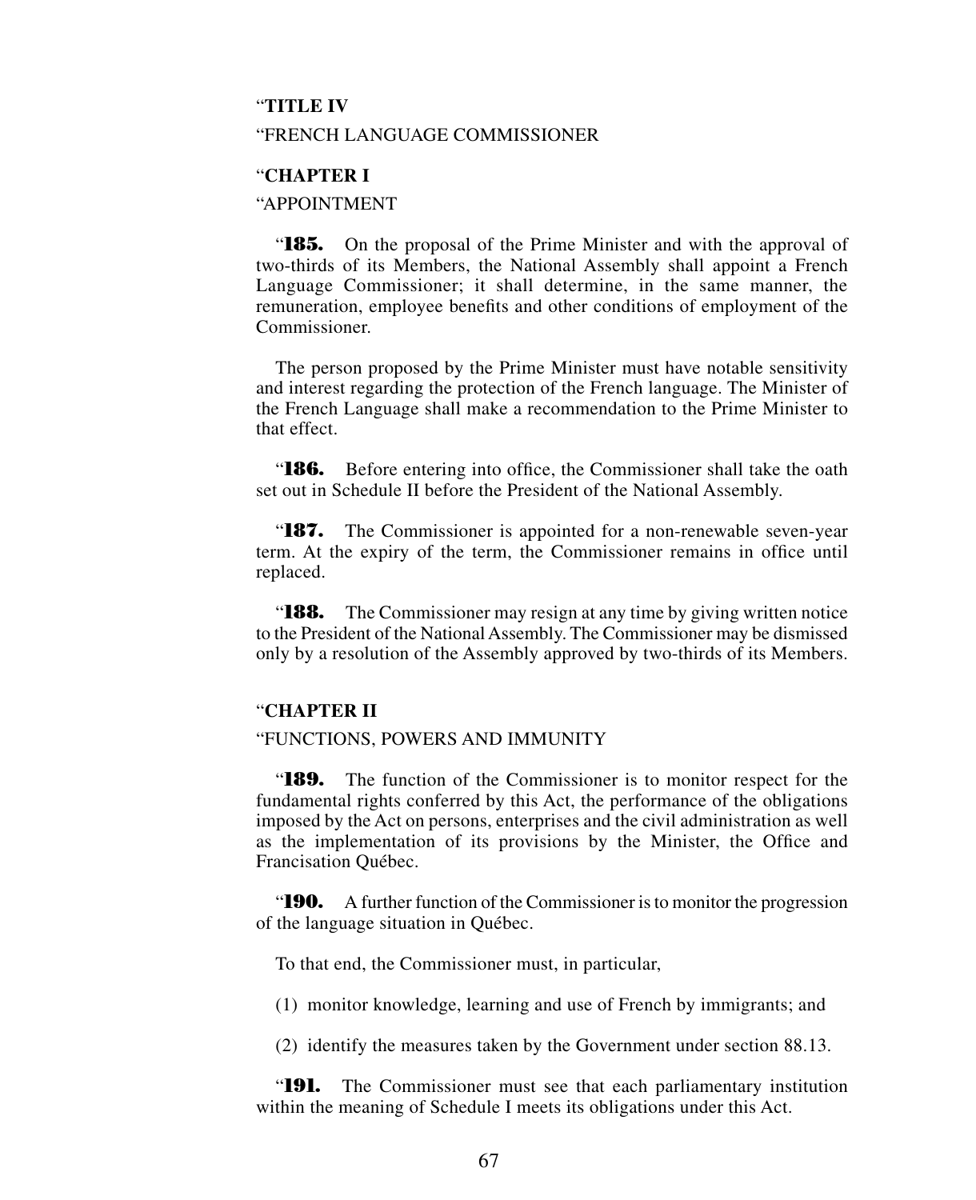"**TITLE IV**

"FRENCH LANGUAGE COMMISSIONER

"**CHAPTER I**

"APPOINTMENT

"**185.** On the proposal of the Prime Minister and with the approval of two-thirds of its Members, the National Assembly shall appoint a French Language Commissioner; it shall determine, in the same manner, the remuneration, employee benefits and other conditions of employment of the Commissioner.

The person proposed by the Prime Minister must have notable sensitivity and interest regarding the protection of the French language. The Minister of the French Language shall make a recommendation to the Prime Minister to that effect.

"**186.** Before entering into office, the Commissioner shall take the oath set out in Schedule II before the President of the National Assembly.

"**187.** The Commissioner is appointed for a non-renewable seven-year term. At the expiry of the term, the Commissioner remains in office until replaced.

"**188.** The Commissioner may resign at any time by giving written notice to the President of the National Assembly. The Commissioner may be dismissed only by a resolution of the Assembly approved by two-thirds of its Members.

"**CHAPTER II**

"FUNCTIONS, POWERS AND IMMUNITY

"**189.** The function of the Commissioner is to monitor respect for the fundamental rights conferred by this Act, the performance of the obligations imposed by the Act on persons, enterprises and the civil administration as well as the implementation of its provisions by the Minister, the Office and Francisation Québec.

"**190.** A further function of the Commissioner is to monitor the progression of the language situation in Québec.

To that end, the Commissioner must, in particular,

(1) monitor knowledge, learning and use of French by immigrants; and

(2) identify the measures taken by the Government under section 88.13.

"**191.** The Commissioner must see that each parliamentary institution within the meaning of Schedule I meets its obligations under this Act.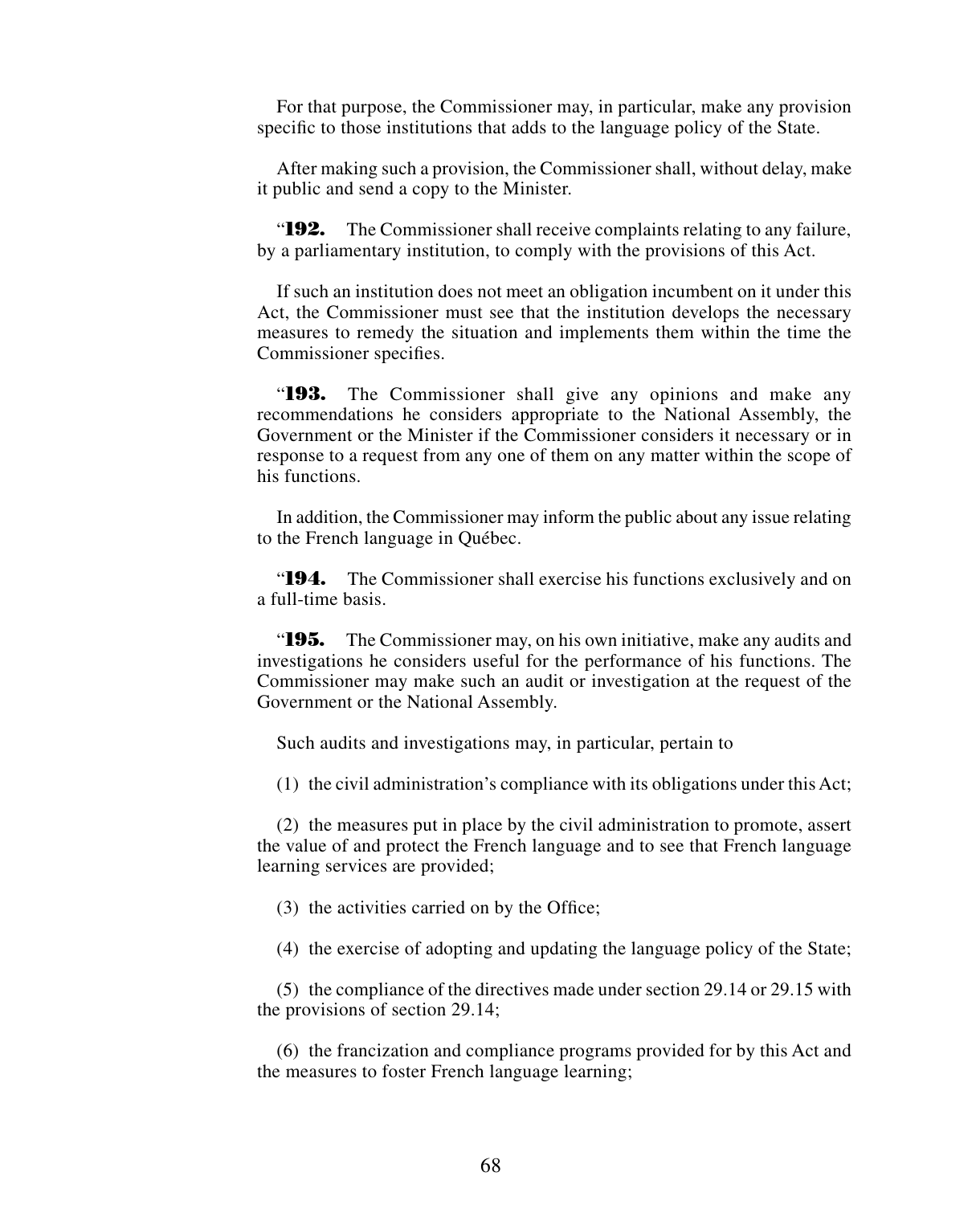For that purpose, the Commissioner may, in particular, make any provision specific to those institutions that adds to the language policy of the State.

After making such a provision, the Commissioner shall, without delay, make it public and send a copy to the Minister.

"**192.** The Commissioner shall receive complaints relating to any failure, by a parliamentary institution, to comply with the provisions of this Act.

If such an institution does not meet an obligation incumbent on it under this Act, the Commissioner must see that the institution develops the necessary measures to remedy the situation and implements them within the time the Commissioner specifies.

"**193.** The Commissioner shall give any opinions and make any recommendations he considers appropriate to the National Assembly, the Government or the Minister if the Commissioner considers it necessary or in response to a request from any one of them on any matter within the scope of his functions.

In addition, the Commissioner may inform the public about any issue relating to the French language in Québec.

"**194.** The Commissioner shall exercise his functions exclusively and on a full-time basis.

"**195.** The Commissioner may, on his own initiative, make any audits and investigations he considers useful for the performance of his functions. The Commissioner may make such an audit or investigation at the request of the Government or the National Assembly.

Such audits and investigations may, in particular, pertain to

(1) the civil administration's compliance with its obligations under this Act;

(2) the measures put in place by the civil administration to promote, assert the value of and protect the French language and to see that French language learning services are provided;

(3) the activities carried on by the Office;

(4) the exercise of adopting and updating the language policy of the State;

(5) the compliance of the directives made under section 29.14 or 29.15 with the provisions of section 29.14;

(6) the francization and compliance programs provided for by this Act and the measures to foster French language learning;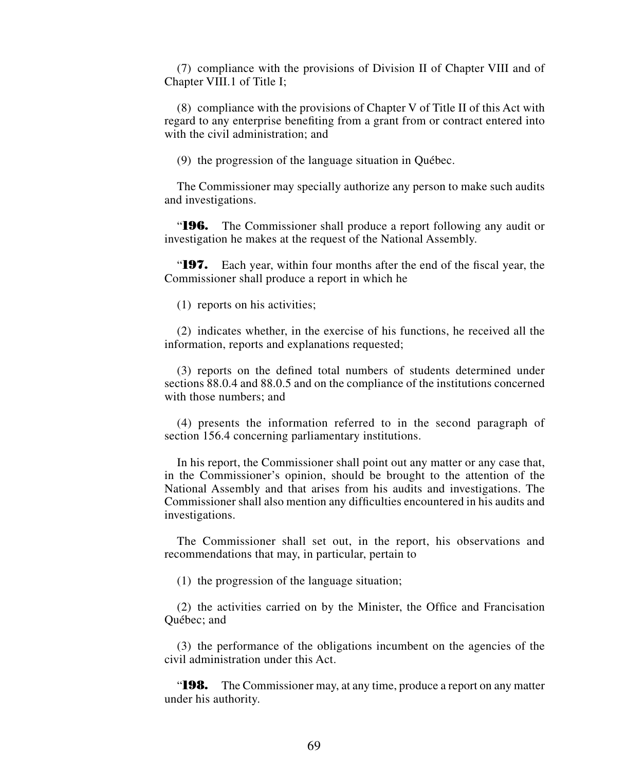(7) compliance with the provisions of Division II of Chapter VIII and of Chapter VIII.1 of Title I;

(8) compliance with the provisions of Chapter V of Title II of this Act with regard to any enterprise benefiting from a grant from or contract entered into with the civil administration; and

(9) the progression of the language situation in Québec.

The Commissioner may specially authorize any person to make such audits and investigations.

"**196.** The Commissioner shall produce a report following any audit or investigation he makes at the request of the National Assembly.

"**197.** Each year, within four months after the end of the fiscal year, the Commissioner shall produce a report in which he

(1) reports on his activities;

(2) indicates whether, in the exercise of his functions, he received all the information, reports and explanations requested;

(3) reports on the defined total numbers of students determined under sections 88.0.4 and 88.0.5 and on the compliance of the institutions concerned with those numbers; and

(4) presents the information referred to in the second paragraph of section 156.4 concerning parliamentary institutions.

In his report, the Commissioner shall point out any matter or any case that, in the Commissioner's opinion, should be brought to the attention of the National Assembly and that arises from his audits and investigations. The Commissioner shall also mention any difficulties encountered in his audits and investigations.

The Commissioner shall set out, in the report, his observations and recommendations that may, in particular, pertain to

(1) the progression of the language situation;

(2) the activities carried on by the Minister, the Office and Francisation Québec; and

(3) the performance of the obligations incumbent on the agencies of the civil administration under this Act.

"**198.** The Commissioner may, at any time, produce a report on any matter under his authority.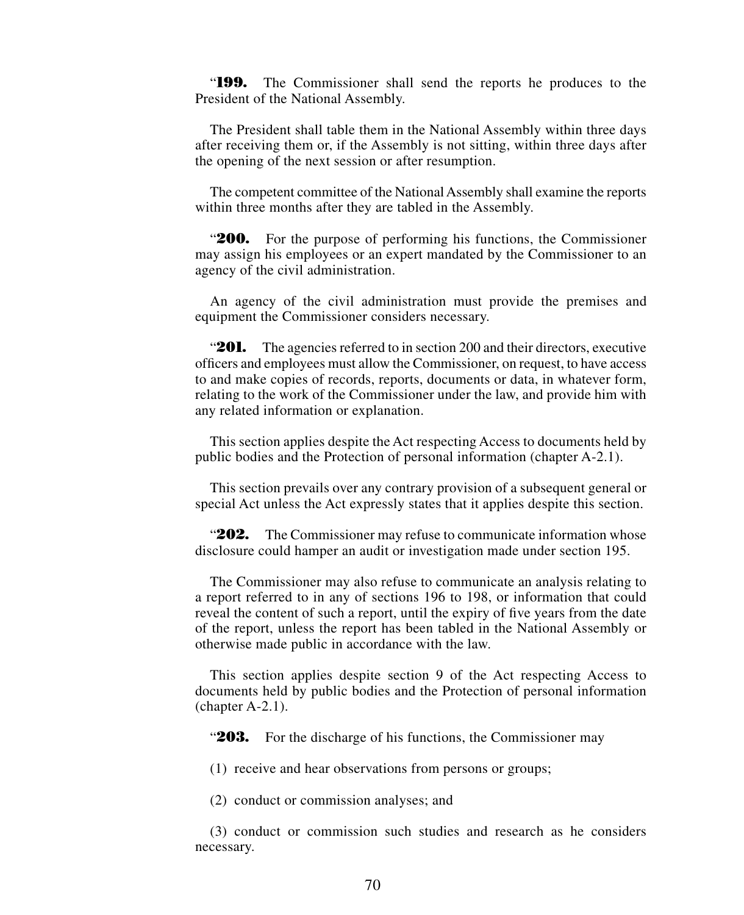"**199.** The Commissioner shall send the reports he produces to the President of the National Assembly.

The President shall table them in the National Assembly within three days after receiving them or, if the Assembly is not sitting, within three days after the opening of the next session or after resumption.

The competent committee of the National Assembly shall examine the reports within three months after they are tabled in the Assembly.

"**200.** For the purpose of performing his functions, the Commissioner may assign his employees or an expert mandated by the Commissioner to an agency of the civil administration.

An agency of the civil administration must provide the premises and equipment the Commissioner considers necessary.

"**201.** The agencies referred to in section 200 and their directors, executive officers and employees must allow the Commissioner, on request, to have access to and make copies of records, reports, documents or data, in whatever form, relating to the work of the Commissioner under the law, and provide him with any related information or explanation.

This section applies despite the Act respecting Access to documents held by public bodies and the Protection of personal information (chapter A-2.1).

This section prevails over any contrary provision of a subsequent general or special Act unless the Act expressly states that it applies despite this section.

"**202.** The Commissioner may refuse to communicate information whose disclosure could hamper an audit or investigation made under section 195.

The Commissioner may also refuse to communicate an analysis relating to a report referred to in any of sections 196 to 198, or information that could reveal the content of such a report, until the expiry of five years from the date of the report, unless the report has been tabled in the National Assembly or otherwise made public in accordance with the law.

This section applies despite section 9 of the Act respecting Access to documents held by public bodies and the Protection of personal information (chapter A-2.1).

"**203.** For the discharge of his functions, the Commissioner may

(1) receive and hear observations from persons or groups;

(2) conduct or commission analyses; and

(3) conduct or commission such studies and research as he considers necessary.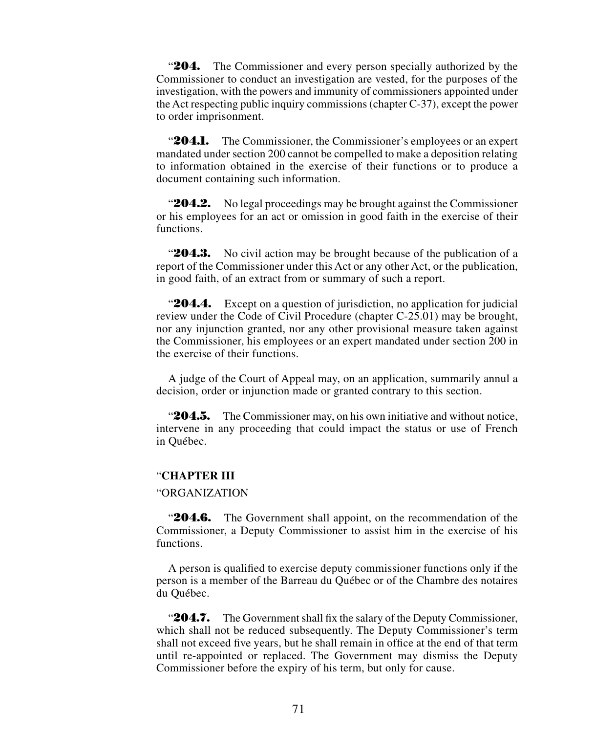"**204.** The Commissioner and every person specially authorized by the Commissioner to conduct an investigation are vested, for the purposes of the investigation, with the powers and immunity of commissioners appointed under the Act respecting public inquiry commissions (chapter C-37), except the power to order imprisonment.

"**204.1.** The Commissioner, the Commissioner's employees or an expert mandated under section 200 cannot be compelled to make a deposition relating to information obtained in the exercise of their functions or to produce a document containing such information.

"**204.2.** No legal proceedings may be brought against the Commissioner or his employees for an act or omission in good faith in the exercise of their functions.

"**204.3.** No civil action may be brought because of the publication of a report of the Commissioner under this Act or any other Act, or the publication, in good faith, of an extract from or summary of such a report.

"**204.4.** Except on a question of jurisdiction, no application for judicial review under the Code of Civil Procedure (chapter C-25.01) may be brought, nor any injunction granted, nor any other provisional measure taken against the Commissioner, his employees or an expert mandated under section 200 in the exercise of their functions.

A judge of the Court of Appeal may, on an application, summarily annul a decision, order or injunction made or granted contrary to this section.

"**204.5.** The Commissioner may, on his own initiative and without notice, intervene in any proceeding that could impact the status or use of French in Québec.

"**CHAPTER III**

"ORGANIZATION

"**204.6.** The Government shall appoint, on the recommendation of the Commissioner, a Deputy Commissioner to assist him in the exercise of his functions.

A person is qualified to exercise deputy commissioner functions only if the person is a member of the Barreau du Québec or of the Chambre des notaires du Québec.

"**204.7.** The Government shall fix the salary of the Deputy Commissioner, which shall not be reduced subsequently. The Deputy Commissioner's term shall not exceed five years, but he shall remain in office at the end of that term until re-appointed or replaced. The Government may dismiss the Deputy Commissioner before the expiry of his term, but only for cause.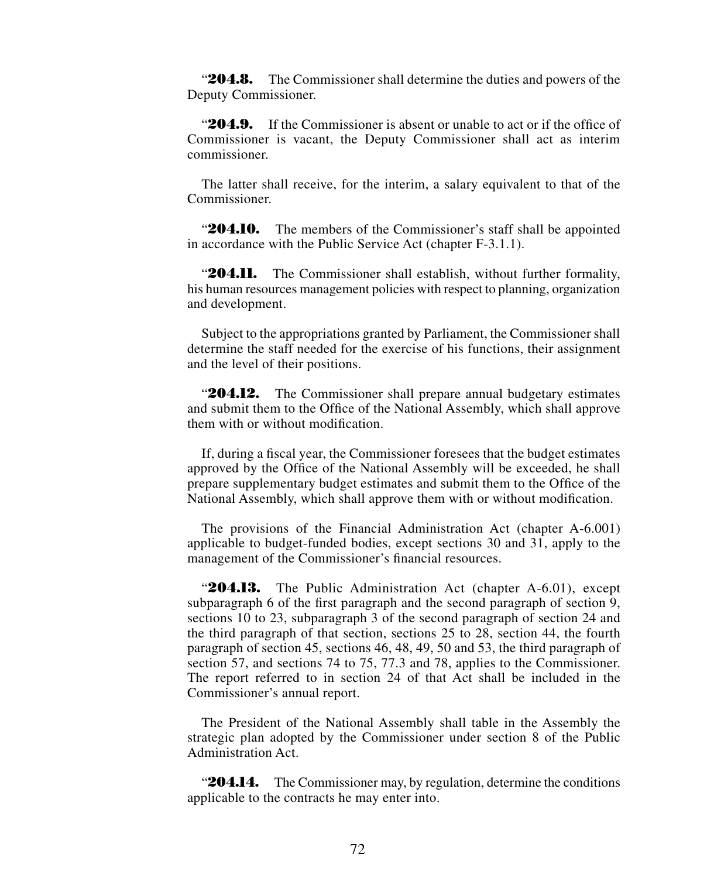"**204.8.** The Commissioner shall determine the duties and powers of the Deputy Commissioner.

"**204.9.** If the Commissioner is absent or unable to act or if the office of Commissioner is vacant, the Deputy Commissioner shall act as interim commissioner.

The latter shall receive, for the interim, a salary equivalent to that of the Commissioner.

"**204.10.** The members of the Commissioner's staff shall be appointed in accordance with the Public Service Act (chapter F-3.1.1).

"**204.11.** The Commissioner shall establish, without further formality, his human resources management policies with respect to planning, organization and development.

Subject to the appropriations granted by Parliament, the Commissioner shall determine the staff needed for the exercise of his functions, their assignment and the level of their positions.

"**204.12.** The Commissioner shall prepare annual budgetary estimates and submit them to the Office of the National Assembly, which shall approve them with or without modification.

If, during a fiscal year, the Commissioner foresees that the budget estimates approved by the Office of the National Assembly will be exceeded, he shall prepare supplementary budget estimates and submit them to the Office of the National Assembly, which shall approve them with or without modification.

The provisions of the Financial Administration Act (chapter A-6.001) applicable to budget-funded bodies, except sections 30 and 31, apply to the management of the Commissioner's financial resources.

"**204.13.** The Public Administration Act (chapter A-6.01), except subparagraph 6 of the first paragraph and the second paragraph of section 9, sections 10 to 23, subparagraph 3 of the second paragraph of section 24 and the third paragraph of that section, sections 25 to 28, section 44, the fourth paragraph of section 45, sections 46, 48, 49, 50 and 53, the third paragraph of section 57, and sections 74 to 75, 77.3 and 78, applies to the Commissioner. The report referred to in section 24 of that Act shall be included in the Commissioner's annual report.

The President of the National Assembly shall table in the Assembly the strategic plan adopted by the Commissioner under section 8 of the Public Administration Act.

"**204.14.** The Commissioner may, by regulation, determine the conditions applicable to the contracts he may enter into.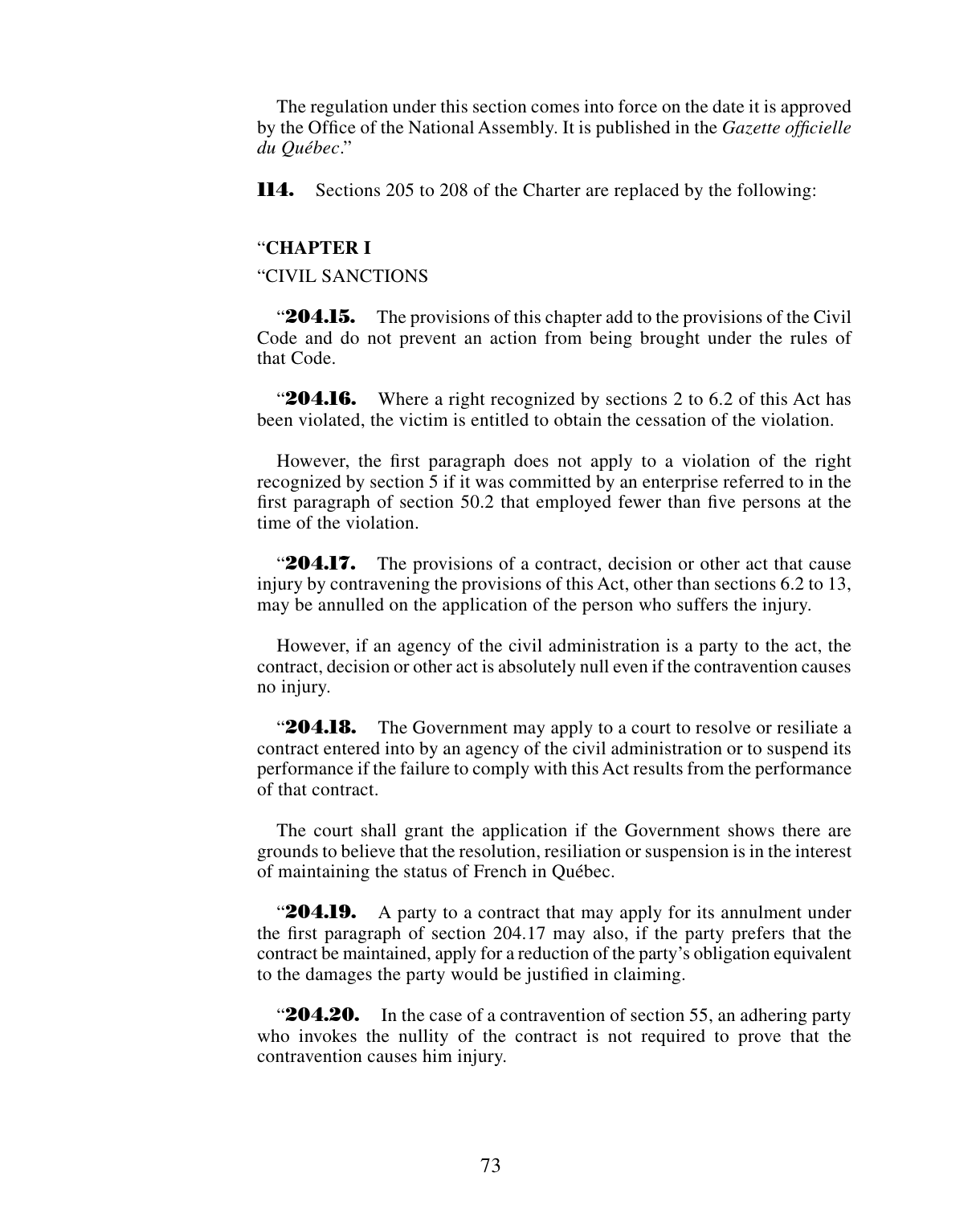The regulation under this section comes into force on the date it is approved by the Office of the National Assembly. It is published in the *Gazette officielle du Québec*."

**114.** Sections 205 to 208 of the Charter are replaced by the following:

"**CHAPTER I**

"CIVIL SANCTIONS

"**204.15.** The provisions of this chapter add to the provisions of the Civil Code and do not prevent an action from being brought under the rules of that Code.

"**204.16.** Where a right recognized by sections 2 to 6.2 of this Act has been violated, the victim is entitled to obtain the cessation of the violation.

However, the first paragraph does not apply to a violation of the right recognized by section 5 if it was committed by an enterprise referred to in the first paragraph of section 50.2 that employed fewer than five persons at the time of the violation.

"**204.17.** The provisions of a contract, decision or other act that cause injury by contravening the provisions of this Act, other than sections 6.2 to 13, may be annulled on the application of the person who suffers the injury.

However, if an agency of the civil administration is a party to the act, the contract, decision or other act is absolutely null even if the contravention causes no injury.

"**204.18.** The Government may apply to a court to resolve or resiliate a contract entered into by an agency of the civil administration or to suspend its performance if the failure to comply with this Act results from the performance of that contract.

The court shall grant the application if the Government shows there are grounds to believe that the resolution, resiliation or suspension is in the interest of maintaining the status of French in Québec.

"**204.19.** A party to a contract that may apply for its annulment under the first paragraph of section 204.17 may also, if the party prefers that the contract be maintained, apply for a reduction of the party's obligation equivalent to the damages the party would be justified in claiming.

"**204.20.** In the case of a contravention of section 55, an adhering party who invokes the nullity of the contract is not required to prove that the contravention causes him injury.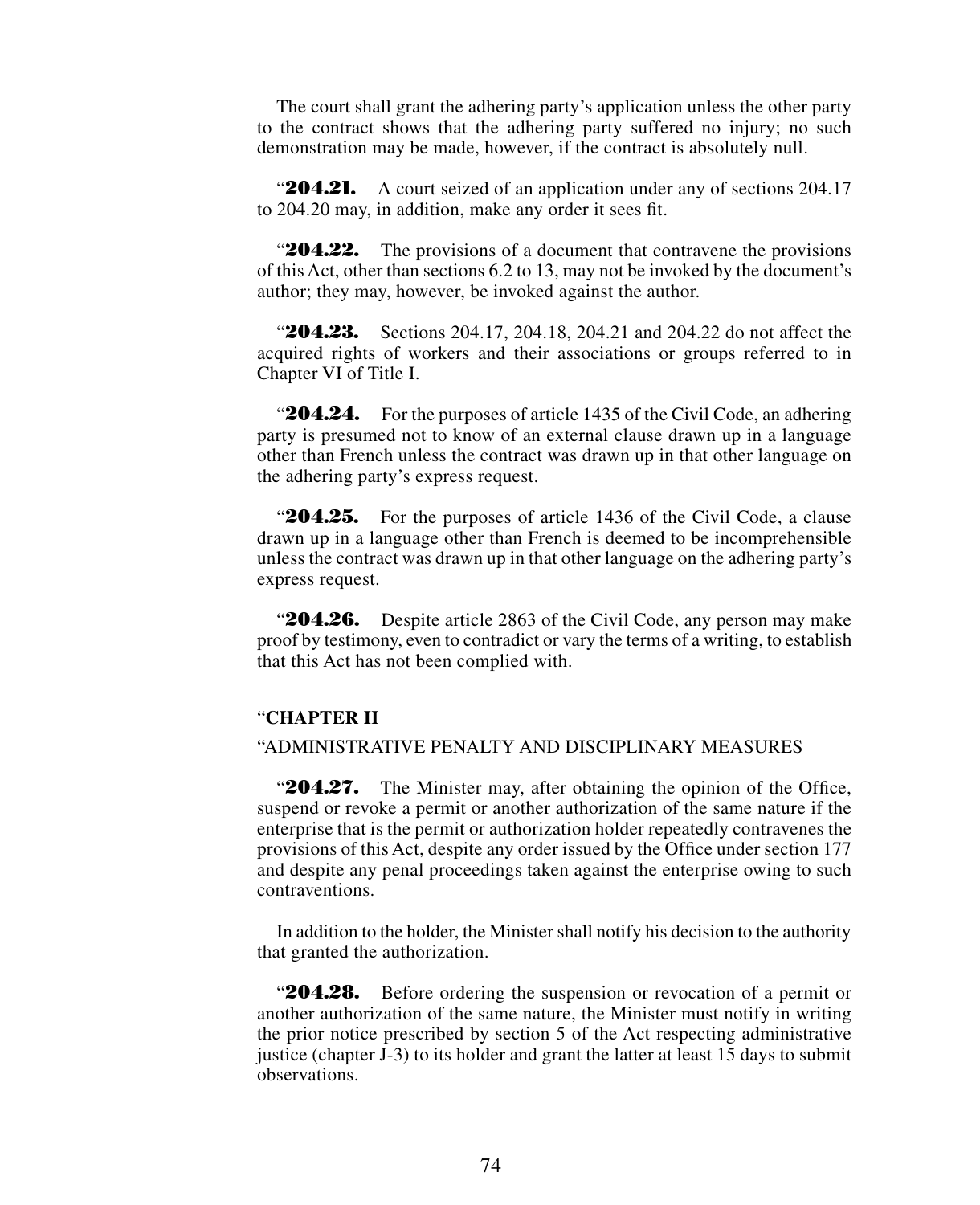The court shall grant the adhering party's application unless the other party to the contract shows that the adhering party suffered no injury; no such demonstration may be made, however, if the contract is absolutely null.

"**204.21.** A court seized of an application under any of sections 204.17 to 204.20 may, in addition, make any order it sees fit.

"**204.22.** The provisions of a document that contravene the provisions of this Act, other than sections 6.2 to 13, may not be invoked by the document's author; they may, however, be invoked against the author.

"**204.23.** Sections 204.17, 204.18, 204.21 and 204.22 do not affect the acquired rights of workers and their associations or groups referred to in Chapter VI of Title I.

"**204.24.** For the purposes of article 1435 of the Civil Code, an adhering party is presumed not to know of an external clause drawn up in a language other than French unless the contract was drawn up in that other language on the adhering party's express request.

"**204.25.** For the purposes of article 1436 of the Civil Code, a clause drawn up in a language other than French is deemed to be incomprehensible unless the contract was drawn up in that other language on the adhering party's express request.

"**204.26.** Despite article 2863 of the Civil Code, any person may make proof by testimony, even to contradict or vary the terms of a writing, to establish that this Act has not been complied with.

"**CHAPTER II**

"ADMINISTRATIVE PENALTY AND DISCIPLINARY MEASURES

"**204.27.** The Minister may, after obtaining the opinion of the Office, suspend or revoke a permit or another authorization of the same nature if the enterprise that is the permit or authorization holder repeatedly contravenes the provisions of this Act, despite any order issued by the Office under section 177 and despite any penal proceedings taken against the enterprise owing to such contraventions.

In addition to the holder, the Minister shall notify his decision to the authority that granted the authorization.

"**204.28.** Before ordering the suspension or revocation of a permit or another authorization of the same nature, the Minister must notify in writing the prior notice prescribed by section 5 of the Act respecting administrative justice (chapter J-3) to its holder and grant the latter at least 15 days to submit observations.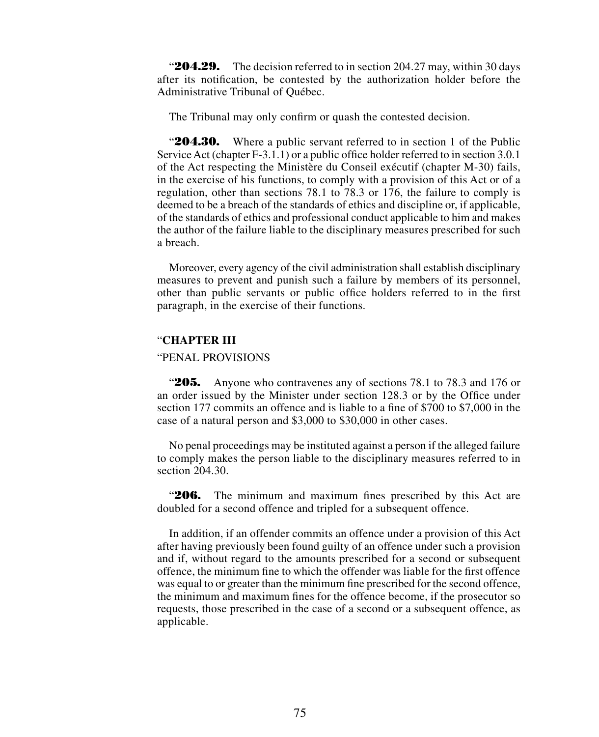“**204.29.** The decision referred to in section 204.27 may, within 30 days after its notification, be contested by the authorization holder before the Administrative Tribunal of Québec.

The Tribunal may only confirm or quash the contested decision.

“**204.30.** Where a public servant referred to in section 1 of the Public Service Act (chapter F-3.1.1) or a public office holder referred to in section 3.0.1 of the Act respecting the Ministère du Conseil exécutif (chapter M-30) fails, in the exercise of his functions, to comply with a provision of this Act or of a regulation, other than sections 78.1 to 78.3 or 176, the failure to comply is deemed to be a breach of the standards of ethics and discipline or, if applicable, of the standards of ethics and professional conduct applicable to him and makes the author of the failure liable to the disciplinary measures prescribed for such a breach.

Moreover, every agency of the civil administration shall establish disciplinary measures to prevent and punish such a failure by members of its personnel, other than public servants or public office holders referred to in the first paragraph, in the exercise of their functions.

“**CHAPTER III**

“PENAL PROVISIONS

“**205.** Anyone who contravenes any of sections 78.1 to 78.3 and 176 or an order issued by the Minister under section 128.3 or by the Office under section 177 commits an offence and is liable to a fine of $700 to $7,000 in the case of a natural person and $3,000 to $30,000 in other cases.

No penal proceedings may be instituted against a person if the alleged failure to comply makes the person liable to the disciplinary measures referred to in section 204.30.

“**206.** The minimum and maximum fines prescribed by this Act are doubled for a second offence and tripled for a subsequent offence.

In addition, if an offender commits an offence under a provision of this Act after having previously been found guilty of an offence under such a provision and if, without regard to the amounts prescribed for a second or subsequent offence, the minimum fine to which the offender was liable for the first offence was equal to or greater than the minimum fine prescribed for the second offence, the minimum and maximum fines for the offence become, if the prosecutor so requests, those prescribed in the case of a second or a subsequent offence, as applicable.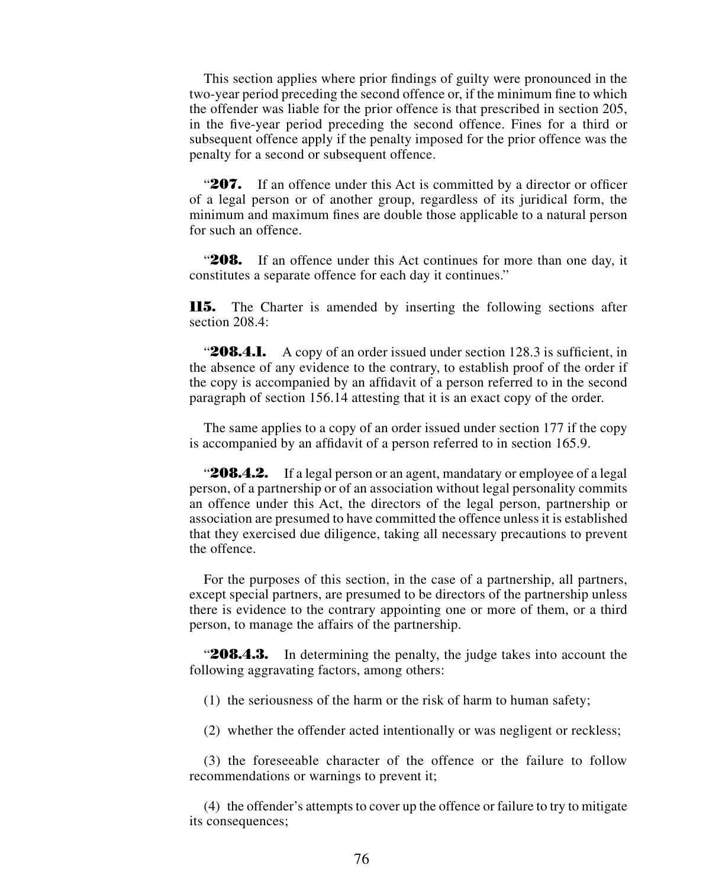This section applies where prior findings of guilty were pronounced in the two-year period preceding the second offence or, if the minimum fine to which the offender was liable for the prior offence is that prescribed in section 205, in the five-year period preceding the second offence. Fines for a third or subsequent offence apply if the penalty imposed for the prior offence was the penalty for a second or subsequent offence.

"**207.** If an offence under this Act is committed by a director or officer of a legal person or of another group, regardless of its juridical form, the minimum and maximum fines are double those applicable to a natural person for such an offence.

"**208.** If an offence under this Act continues for more than one day, it constitutes a separate offence for each day it continues."

**115.** The Charter is amended by inserting the following sections after section 208.4:

"**208.4.1.** A copy of an order issued under section 128.3 is sufficient, in the absence of any evidence to the contrary, to establish proof of the order if the copy is accompanied by an affidavit of a person referred to in the second paragraph of section 156.14 attesting that it is an exact copy of the order.

The same applies to a copy of an order issued under section 177 if the copy is accompanied by an affidavit of a person referred to in section 165.9.

"**208.4.2.** If a legal person or an agent, mandatary or employee of a legal person, of a partnership or of an association without legal personality commits an offence under this Act, the directors of the legal person, partnership or association are presumed to have committed the offence unless it is established that they exercised due diligence, taking all necessary precautions to prevent the offence.

For the purposes of this section, in the case of a partnership, all partners, except special partners, are presumed to be directors of the partnership unless there is evidence to the contrary appointing one or more of them, or a third person, to manage the affairs of the partnership.

"**208.4.3.** In determining the penalty, the judge takes into account the following aggravating factors, among others:

(1) the seriousness of the harm or the risk of harm to human safety;

(2) whether the offender acted intentionally or was negligent or reckless;

(3) the foreseeable character of the offence or the failure to follow recommendations or warnings to prevent it;

(4) the offender's attempts to cover up the offence or failure to try to mitigate its consequences;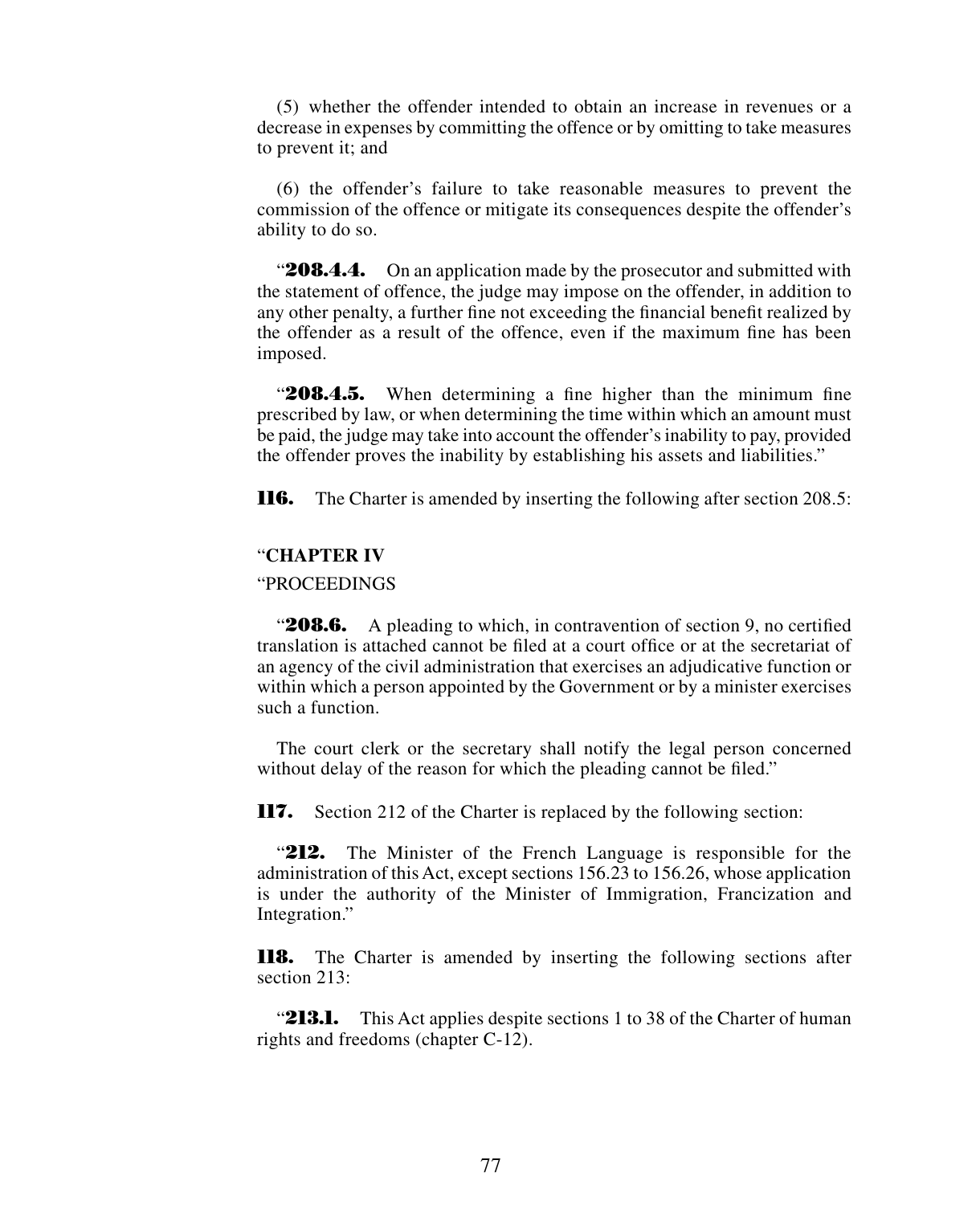(5) whether the offender intended to obtain an increase in revenues or a decrease in expenses by committing the offence or by omitting to take measures to prevent it; and

(6) the offender's failure to take reasonable measures to prevent the commission of the offence or mitigate its consequences despite the offender's ability to do so.

"**208.4.4.** On an application made by the prosecutor and submitted with the statement of offence, the judge may impose on the offender, in addition to any other penalty, a further fine not exceeding the financial benefit realized by the offender as a result of the offence, even if the maximum fine has been imposed.

"**208.4.5.** When determining a fine higher than the minimum fine prescribed by law, or when determining the time within which an amount must be paid, the judge may take into account the offender's inability to pay, provided the offender proves the inability by establishing his assets and liabilities."

**116.** The Charter is amended by inserting the following after section 208.5:

"**CHAPTER IV**

"PROCEEDINGS

"**208.6.** A pleading to which, in contravention of section 9, no certified translation is attached cannot be filed at a court office or at the secretariat of an agency of the civil administration that exercises an adjudicative function or within which a person appointed by the Government or by a minister exercises such a function.

The court clerk or the secretary shall notify the legal person concerned without delay of the reason for which the pleading cannot be filed."

**117.** Section 212 of the Charter is replaced by the following section:

"**212.** The Minister of the French Language is responsible for the administration of this Act, except sections 156.23 to 156.26, whose application is under the authority of the Minister of Immigration, Francization and Integration."

**118.** The Charter is amended by inserting the following sections after section 213:

"**213.1.** This Act applies despite sections 1 to 38 of the Charter of human rights and freedoms (chapter C-12).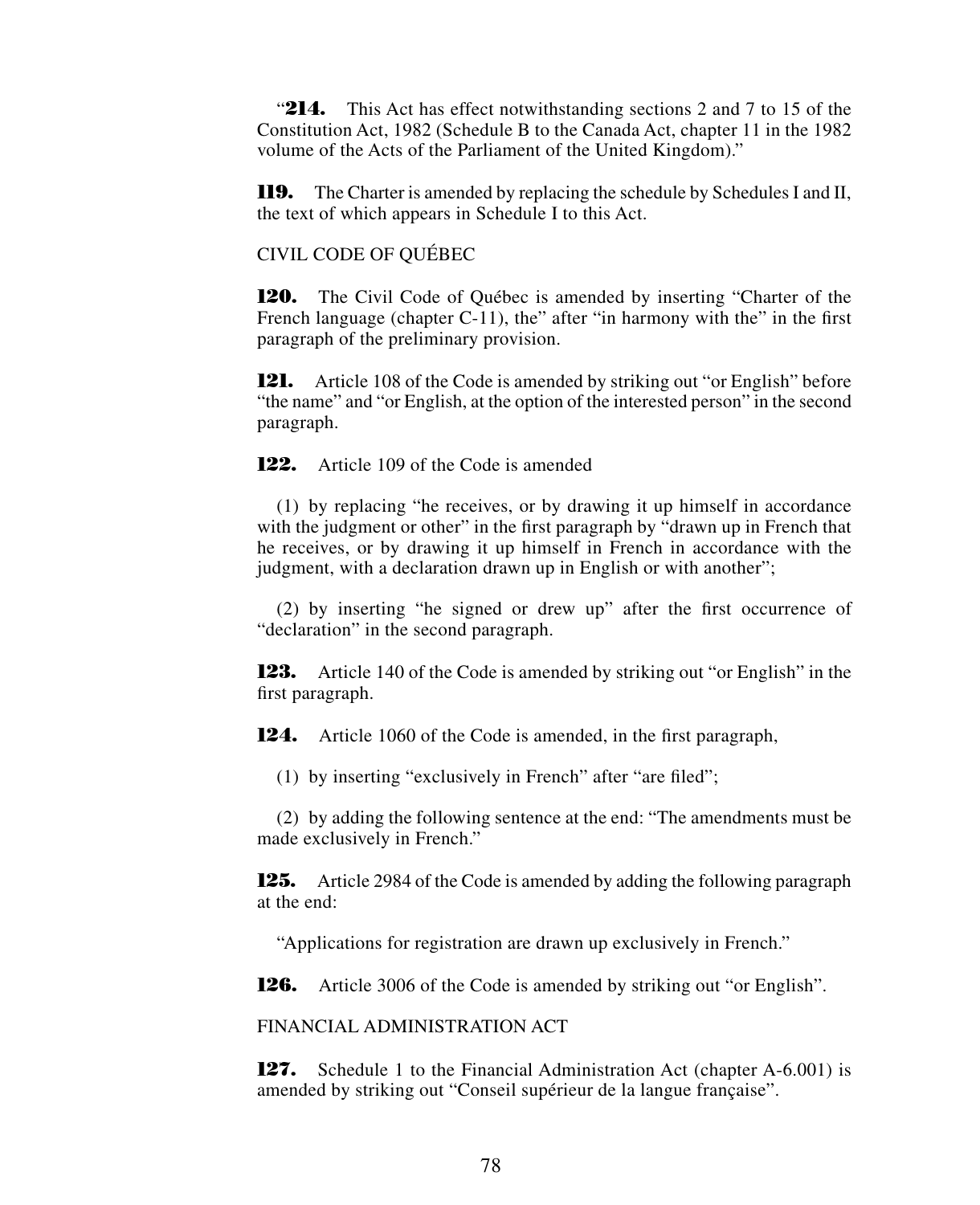"**214.** This Act has effect notwithstanding sections 2 and 7 to 15 of the Constitution Act, 1982 (Schedule B to the Canada Act, chapter 11 in the 1982 volume of the Acts of the Parliament of the United Kingdom)."

**119.** The Charter is amended by replacing the schedule by Schedules I and II, the text of which appears in Schedule I to this Act.

CIVIL CODE OF QUÉBEC

**120.** The Civil Code of Québec is amended by inserting "Charter of the French language (chapter C-11), the" after "in harmony with the" in the first paragraph of the preliminary provision.

**121.** Article 108 of the Code is amended by striking out "or English" before "the name" and "or English, at the option of the interested person" in the second paragraph.

**122.** Article 109 of the Code is amended

(1) by replacing "he receives, or by drawing it up himself in accordance with the judgment or other" in the first paragraph by "drawn up in French that he receives, or by drawing it up himself in French in accordance with the judgment, with a declaration drawn up in English or with another";

(2) by inserting "he signed or drew up" after the first occurrence of "declaration" in the second paragraph.

**123.** Article 140 of the Code is amended by striking out "or English" in the first paragraph.

**124.** Article 1060 of the Code is amended, in the first paragraph,

(1) by inserting "exclusively in French" after "are filed";

(2) by adding the following sentence at the end: "The amendments must be made exclusively in French."

**125.** Article 2984 of the Code is amended by adding the following paragraph at the end:

"Applications for registration are drawn up exclusively in French."

**126.** Article 3006 of the Code is amended by striking out "or English".

FINANCIAL ADMINISTRATION ACT

**127.** Schedule 1 to the Financial Administration Act (chapter A-6.001) is amended by striking out "Conseil supérieur de la langue française".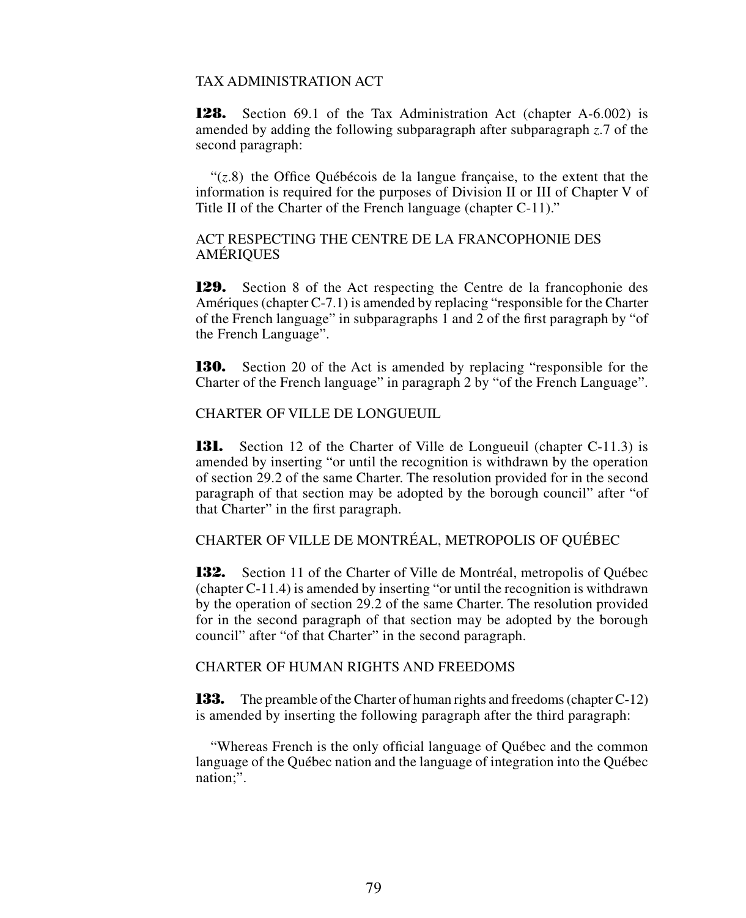TAX ADMINISTRATION ACT

**128.** Section 69.1 of the Tax Administration Act (chapter A-6.002) is amended by adding the following subparagraph after subparagraph *z*.7 of the second paragraph:

"(*z*.8) the Office Québécois de la langue française, to the extent that the information is required for the purposes of Division II or III of Chapter V of Title II of the Charter of the French language (chapter C-11)."

ACT RESPECTING THE CENTRE DE LA FRANCOPHONIE DES AMÉRIQUES

**129.** Section 8 of the Act respecting the Centre de la francophonie des Amériques (chapter C-7.1) is amended by replacing "responsible for the Charter of the French language" in subparagraphs 1 and 2 of the first paragraph by "of the French Language".

**130.** Section 20 of the Act is amended by replacing "responsible for the Charter of the French language" in paragraph 2 by "of the French Language".

CHARTER OF VILLE DE LONGUEUIL

**131.** Section 12 of the Charter of Ville de Longueuil (chapter C-11.3) is amended by inserting "or until the recognition is withdrawn by the operation of section 29.2 of the same Charter. The resolution provided for in the second paragraph of that section may be adopted by the borough council" after "of that Charter" in the first paragraph.

CHARTER OF VILLE DE MONTRÉAL, METROPOLIS OF QUÉBEC

**132.** Section 11 of the Charter of Ville de Montréal, metropolis of Québec (chapter C-11.4) is amended by inserting "or until the recognition is withdrawn by the operation of section 29.2 of the same Charter. The resolution provided for in the second paragraph of that section may be adopted by the borough council" after "of that Charter" in the second paragraph.

CHARTER OF HUMAN RIGHTS AND FREEDOMS

**133.** The preamble of the Charter of human rights and freedoms (chapter C-12) is amended by inserting the following paragraph after the third paragraph:

"Whereas French is the only official language of Québec and the common language of the Québec nation and the language of integration into the Québec nation;".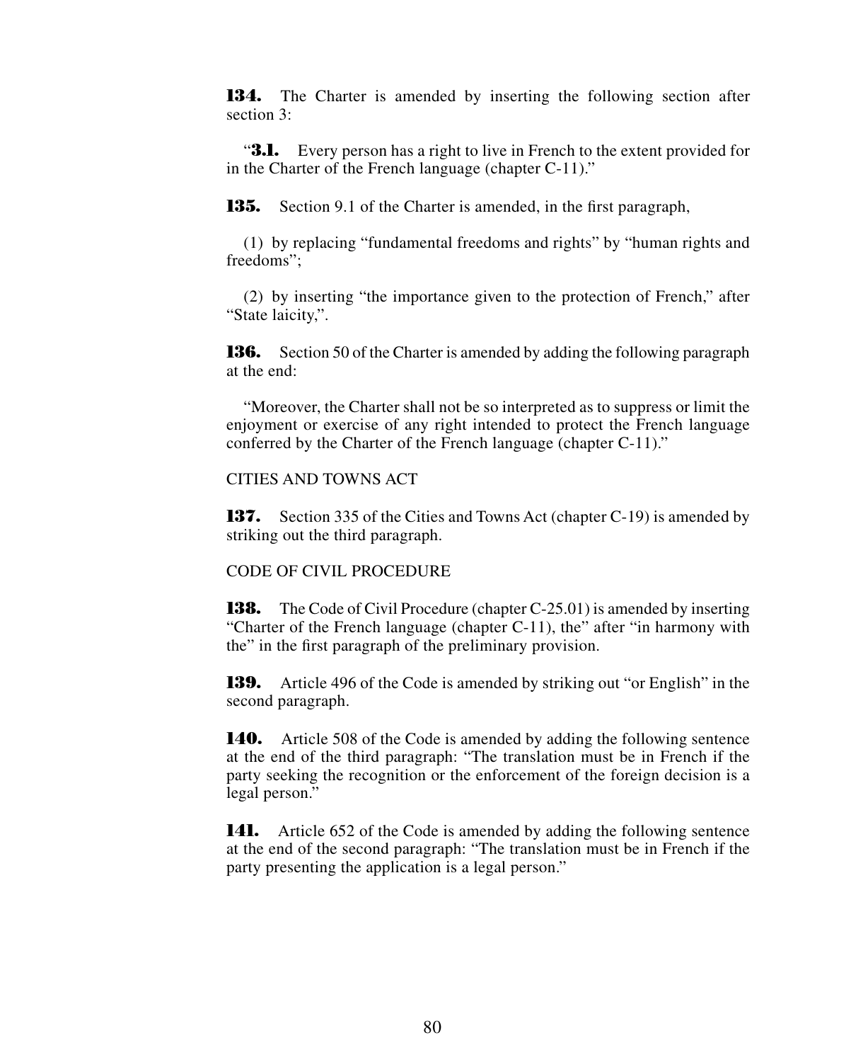**134.** The Charter is amended by inserting the following section after section 3:

"**3.1.** Every person has a right to live in French to the extent provided for in the Charter of the French language (chapter C-11)."

**135.** Section 9.1 of the Charter is amended, in the first paragraph,

(1) by replacing "fundamental freedoms and rights" by "human rights and freedoms";

(2) by inserting "the importance given to the protection of French," after "State laicity,".

**136.** Section 50 of the Charter is amended by adding the following paragraph at the end:

"Moreover, the Charter shall not be so interpreted as to suppress or limit the enjoyment or exercise of any right intended to protect the French language conferred by the Charter of the French language (chapter C-11)."

CITIES AND TOWNS ACT

**137.** Section 335 of the Cities and Towns Act (chapter C-19) is amended by striking out the third paragraph.

CODE OF CIVIL PROCEDURE

**138.** The Code of Civil Procedure (chapter C-25.01) is amended by inserting "Charter of the French language (chapter C-11), the" after "in harmony with the" in the first paragraph of the preliminary provision.

**139.** Article 496 of the Code is amended by striking out "or English" in the second paragraph.

**140.** Article 508 of the Code is amended by adding the following sentence at the end of the third paragraph: "The translation must be in French if the party seeking the recognition or the enforcement of the foreign decision is a legal person."

**141.** Article 652 of the Code is amended by adding the following sentence at the end of the second paragraph: "The translation must be in French if the party presenting the application is a legal person."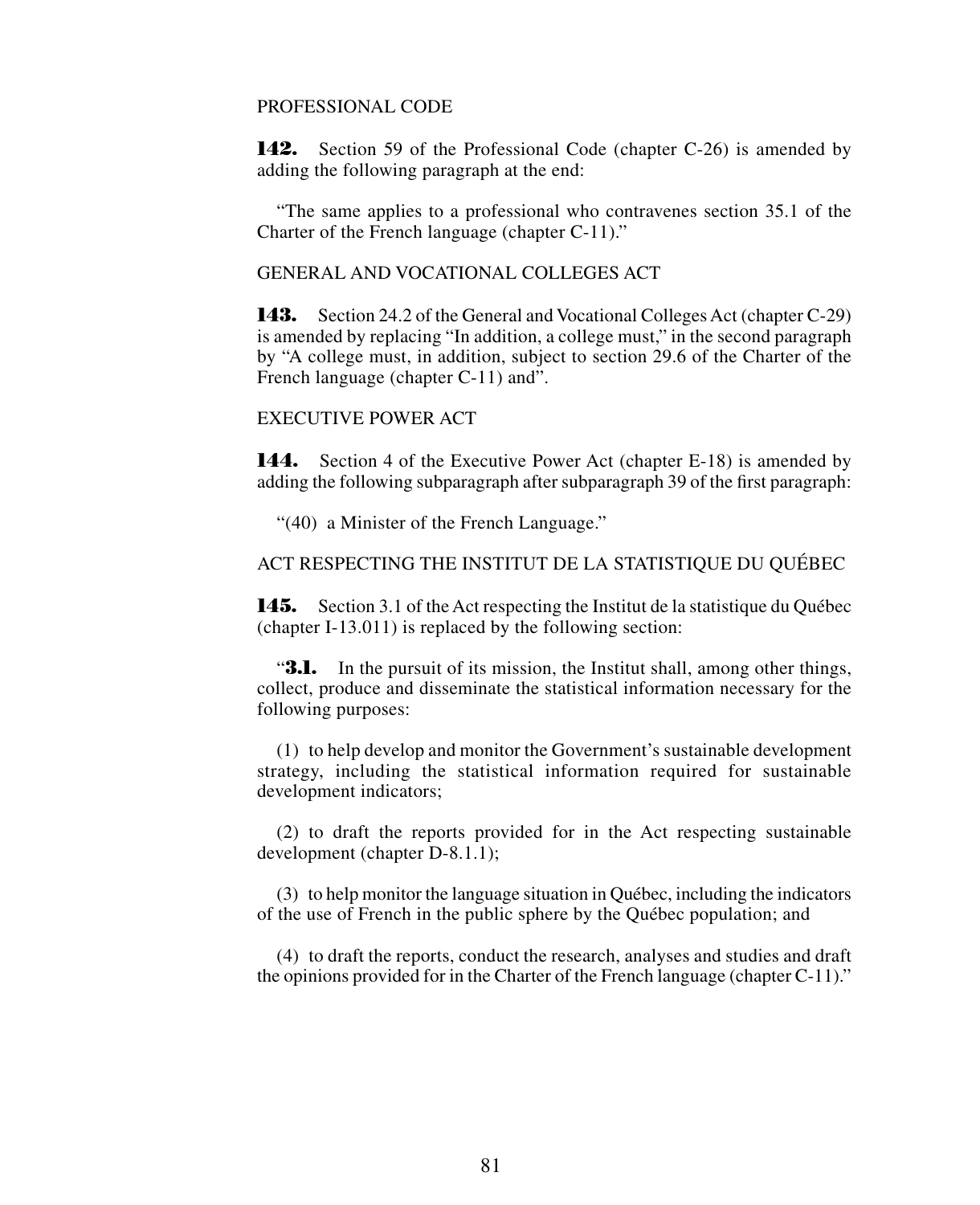PROFESSIONAL CODE

**142.** Section 59 of the Professional Code (chapter C-26) is amended by adding the following paragraph at the end:

"The same applies to a professional who contravenes section 35.1 of the Charter of the French language (chapter C-11)."

GENERAL AND VOCATIONAL COLLEGES ACT

**143.** Section 24.2 of the General and Vocational Colleges Act (chapter C-29) is amended by replacing "In addition, a college must," in the second paragraph by "A college must, in addition, subject to section 29.6 of the Charter of the French language (chapter C-11) and".

EXECUTIVE POWER ACT

**144.** Section 4 of the Executive Power Act (chapter E-18) is amended by adding the following subparagraph after subparagraph 39 of the first paragraph:

"(40) a Minister of the French Language."

ACT RESPECTING THE INSTITUT DE LA STATISTIQUE DU QUÉBEC

**145.** Section 3.1 of the Act respecting the Institut de la statistique du Québec (chapter I-13.011) is replaced by the following section:

"**3.1.** In the pursuit of its mission, the Institut shall, among other things, collect, produce and disseminate the statistical information necessary for the following purposes:

(1) to help develop and monitor the Government's sustainable development strategy, including the statistical information required for sustainable development indicators;

(2) to draft the reports provided for in the Act respecting sustainable development (chapter D-8.1.1);

(3) to help monitor the language situation in Québec, including the indicators of the use of French in the public sphere by the Québec population; and

(4) to draft the reports, conduct the research, analyses and studies and draft the opinions provided for in the Charter of the French language (chapter C-11)."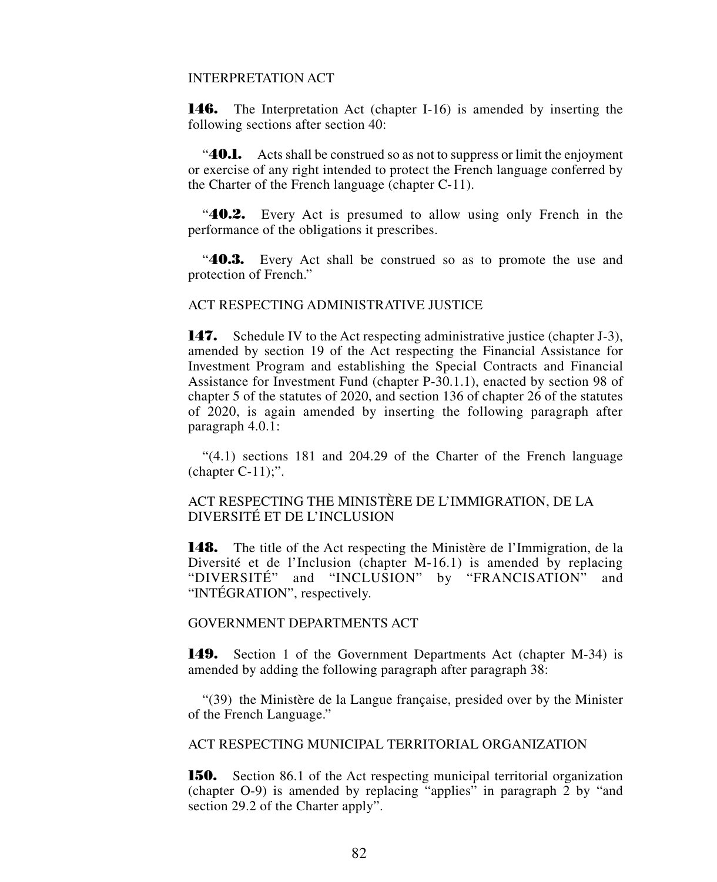INTERPRETATION ACT

**146.** The Interpretation Act (chapter I-16) is amended by inserting the following sections after section 40:

"**40.1.** Acts shall be construed so as not to suppress or limit the enjoyment or exercise of any right intended to protect the French language conferred by the Charter of the French language (chapter C-11).

"**40.2.** Every Act is presumed to allow using only French in the performance of the obligations it prescribes.

"**40.3.** Every Act shall be construed so as to promote the use and protection of French."

ACT RESPECTING ADMINISTRATIVE JUSTICE

**147.** Schedule IV to the Act respecting administrative justice (chapter J-3), amended by section 19 of the Act respecting the Financial Assistance for Investment Program and establishing the Special Contracts and Financial Assistance for Investment Fund (chapter P-30.1.1), enacted by section 98 of chapter 5 of the statutes of 2020, and section 136 of chapter 26 of the statutes of 2020, is again amended by inserting the following paragraph after paragraph 4.0.1:

"(4.1) sections 181 and 204.29 of the Charter of the French language (chapter C-11);".

ACT RESPECTING THE MINISTÈRE DE L'IMMIGRATION, DE LA DIVERSITÉ ET DE L'INCLUSION

**148.** The title of the Act respecting the Ministère de l'Immigration, de la Diversité et de l'Inclusion (chapter M-16.1) is amended by replacing "DIVERSITÉ" and "INCLUSION" by "FRANCISATION" and "INTÉGRATION", respectively.

GOVERNMENT DEPARTMENTS ACT

**149.** Section 1 of the Government Departments Act (chapter M-34) is amended by adding the following paragraph after paragraph 38:

"(39) the Ministère de la Langue française, presided over by the Minister of the French Language."

ACT RESPECTING MUNICIPAL TERRITORIAL ORGANIZATION

**150.** Section 86.1 of the Act respecting municipal territorial organization (chapter O-9) is amended by replacing "applies" in paragraph 2 by "and section 29.2 of the Charter apply".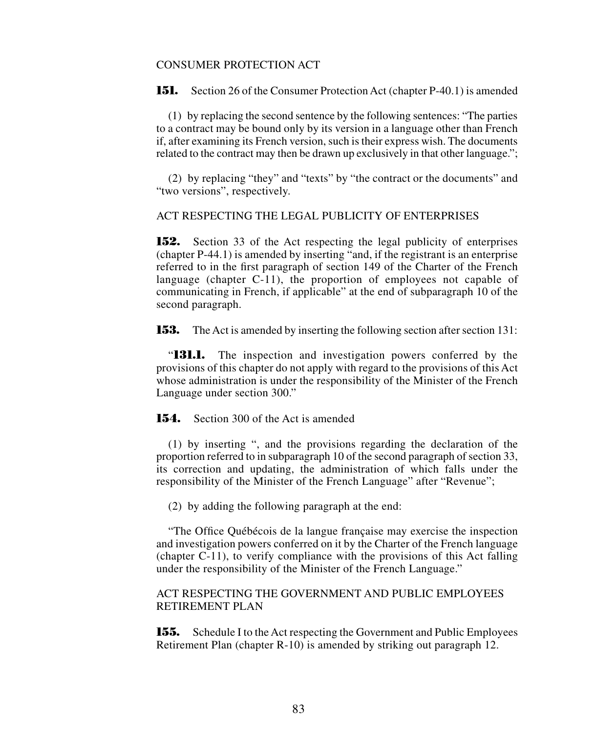CONSUMER PROTECTION ACT

**151.** Section 26 of the Consumer Protection Act (chapter P-40.1) is amended

(1) by replacing the second sentence by the following sentences: "The parties to a contract may be bound only by its version in a language other than French if, after examining its French version, such is their express wish. The documents related to the contract may then be drawn up exclusively in that other language.";

(2) by replacing "they" and "texts" by "the contract or the documents" and "two versions", respectively.

ACT RESPECTING THE LEGAL PUBLICITY OF ENTERPRISES

**152.** Section 33 of the Act respecting the legal publicity of enterprises (chapter P-44.1) is amended by inserting "and, if the registrant is an enterprise referred to in the first paragraph of section 149 of the Charter of the French language (chapter C-11), the proportion of employees not capable of communicating in French, if applicable" at the end of subparagraph 10 of the second paragraph.

**153.** The Act is amended by inserting the following section after section 131:

"**131.1.** The inspection and investigation powers conferred by the provisions of this chapter do not apply with regard to the provisions of this Act whose administration is under the responsibility of the Minister of the French Language under section 300."

**154.** Section 300 of the Act is amended

(1) by inserting ", and the provisions regarding the declaration of the proportion referred to in subparagraph 10 of the second paragraph of section 33, its correction and updating, the administration of which falls under the responsibility of the Minister of the French Language" after "Revenue";

(2) by adding the following paragraph at the end:

"The Office Québécois de la langue française may exercise the inspection and investigation powers conferred on it by the Charter of the French language (chapter C-11), to verify compliance with the provisions of this Act falling under the responsibility of the Minister of the French Language."

ACT RESPECTING THE GOVERNMENT AND PUBLIC EMPLOYEES RETIREMENT PLAN

**155.** Schedule I to the Act respecting the Government and Public Employees Retirement Plan (chapter R-10) is amended by striking out paragraph 12.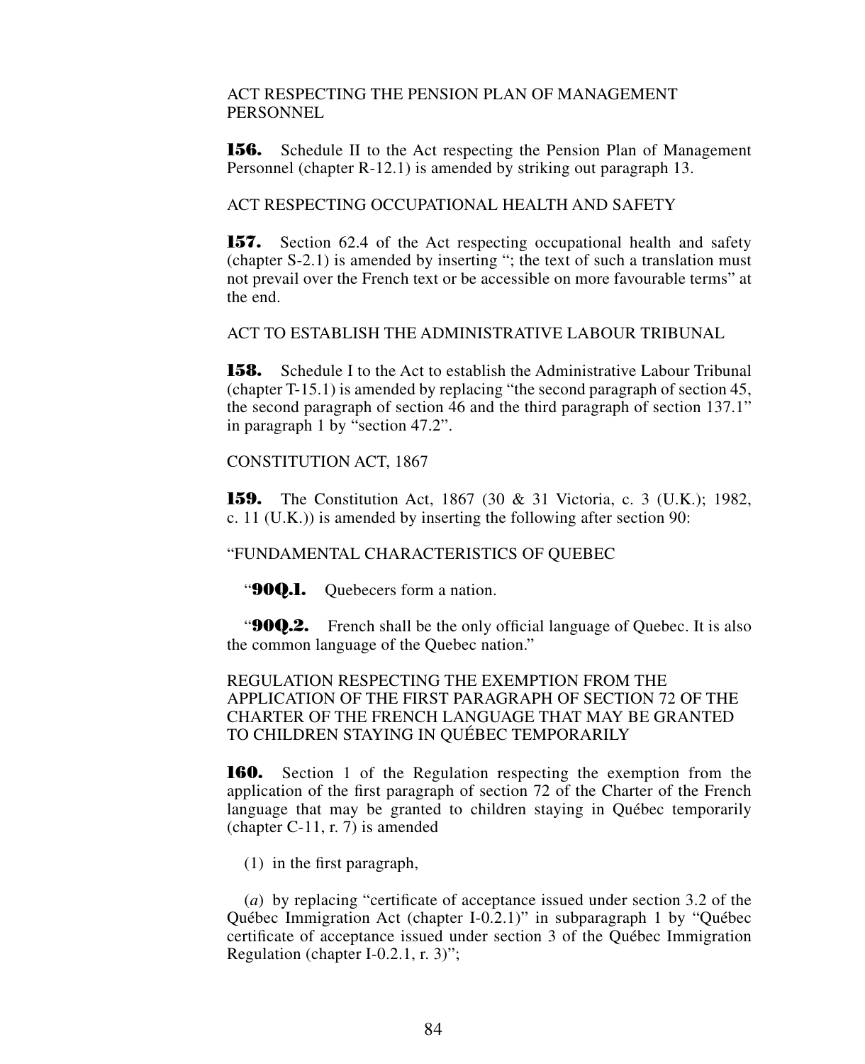ACT RESPECTING THE PENSION PLAN OF MANAGEMENT PERSONNEL

**156.** Schedule II to the Act respecting the Pension Plan of Management Personnel (chapter R-12.1) is amended by striking out paragraph 13.

ACT RESPECTING OCCUPATIONAL HEALTH AND SAFETY

**157.** Section 62.4 of the Act respecting occupational health and safety (chapter S-2.1) is amended by inserting "; the text of such a translation must not prevail over the French text or be accessible on more favourable terms" at the end.

ACT TO ESTABLISH THE ADMINISTRATIVE LABOUR TRIBUNAL

**158.** Schedule I to the Act to establish the Administrative Labour Tribunal (chapter T-15.1) is amended by replacing "the second paragraph of section 45, the second paragraph of section 46 and the third paragraph of section 137.1" in paragraph 1 by "section 47.2".

CONSTITUTION ACT, 1867

**159.** The Constitution Act, 1867 (30 & 31 Victoria, c. 3 (U.K.); 1982, c. 11 (U.K.)) is amended by inserting the following after section 90:

"FUNDAMENTAL CHARACTERISTICS OF QUEBEC

"**90Q.1.** Quebecers form a nation.

"**90Q.2.** French shall be the only official language of Quebec. It is also the common language of the Quebec nation."

REGULATION RESPECTING THE EXEMPTION FROM THE APPLICATION OF THE FIRST PARAGRAPH OF SECTION 72 OF THE CHARTER OF THE FRENCH LANGUAGE THAT MAY BE GRANTED TO CHILDREN STAYING IN QUÉBEC TEMPORARILY

**160.** Section 1 of the Regulation respecting the exemption from the application of the first paragraph of section 72 of the Charter of the French language that may be granted to children staying in Québec temporarily (chapter C-11, r. 7) is amended

(1) in the first paragraph,

(*a*) by replacing "certificate of acceptance issued under section 3.2 of the Québec Immigration Act (chapter I-0.2.1)" in subparagraph 1 by "Québec certificate of acceptance issued under section 3 of the Québec Immigration Regulation (chapter I-0.2.1, r. 3)";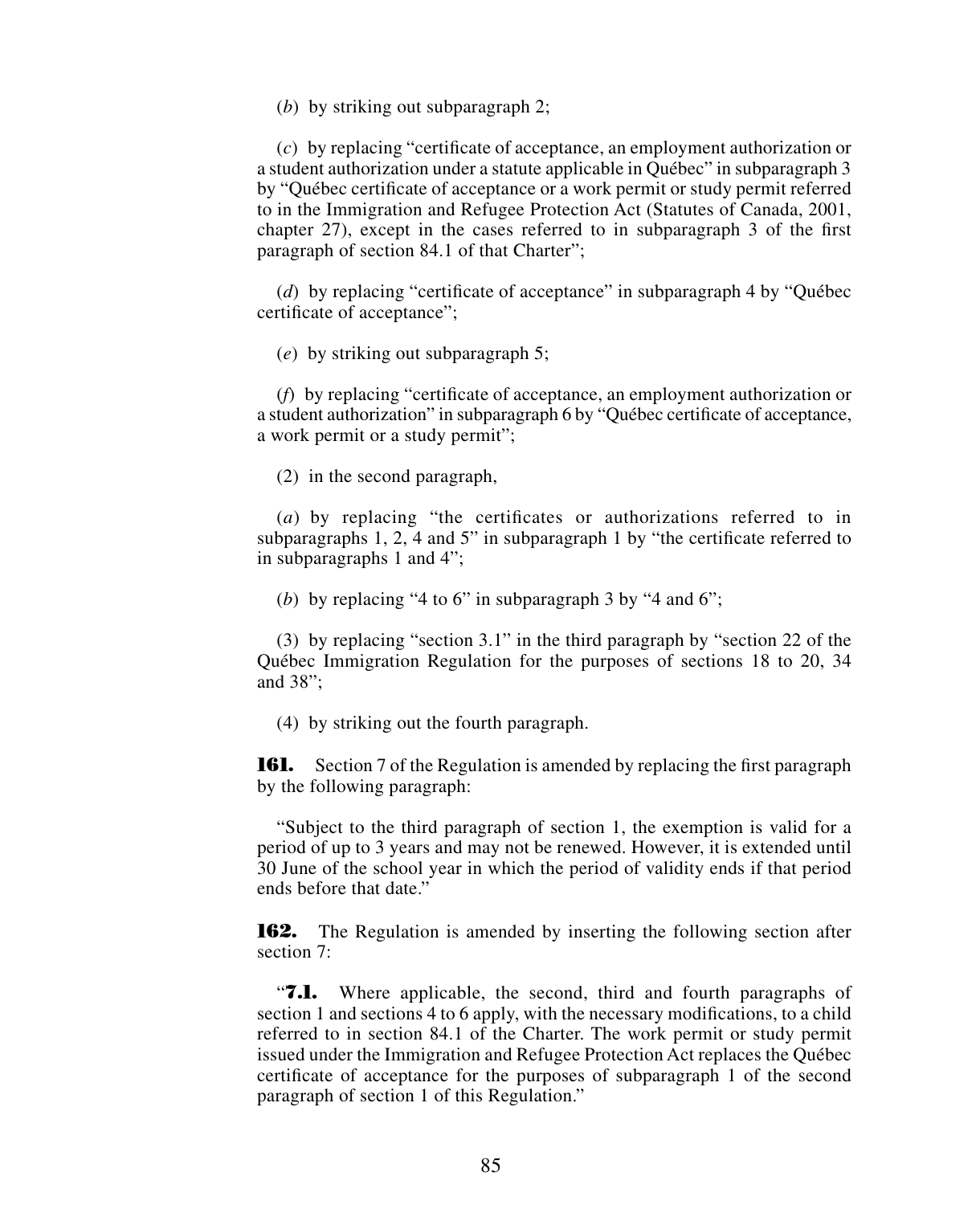(*b*) by striking out subparagraph 2;

(*c*) by replacing "certificate of acceptance, an employment authorization or a student authorization under a statute applicable in Québec" in subparagraph 3 by "Québec certificate of acceptance or a work permit or study permit referred to in the Immigration and Refugee Protection Act (Statutes of Canada, 2001, chapter 27), except in the cases referred to in subparagraph 3 of the first paragraph of section 84.1 of that Charter";

(*d*) by replacing "certificate of acceptance" in subparagraph 4 by "Québec certificate of acceptance";

(*e*) by striking out subparagraph 5;

(*f*) by replacing "certificate of acceptance, an employment authorization or a student authorization" in subparagraph 6 by "Québec certificate of acceptance, a work permit or a study permit";

(2) in the second paragraph,

(*a*) by replacing "the certificates or authorizations referred to in subparagraphs 1, 2, 4 and 5" in subparagraph 1 by "the certificate referred to in subparagraphs 1 and 4";

(*b*) by replacing "4 to 6" in subparagraph 3 by "4 and 6";

(3) by replacing "section 3.1" in the third paragraph by "section 22 of the Québec Immigration Regulation for the purposes of sections 18 to 20, 34 and 38";

(4) by striking out the fourth paragraph.

**161.** Section 7 of the Regulation is amended by replacing the first paragraph by the following paragraph:

"Subject to the third paragraph of section 1, the exemption is valid for a period of up to 3 years and may not be renewed. However, it is extended until 30 June of the school year in which the period of validity ends if that period ends before that date."

**162.** The Regulation is amended by inserting the following section after section 7:

"**7.1.** Where applicable, the second, third and fourth paragraphs of section 1 and sections 4 to 6 apply, with the necessary modifications, to a child referred to in section 84.1 of the Charter. The work permit or study permit issued under the Immigration and Refugee Protection Act replaces the Québec certificate of acceptance for the purposes of subparagraph 1 of the second paragraph of section 1 of this Regulation."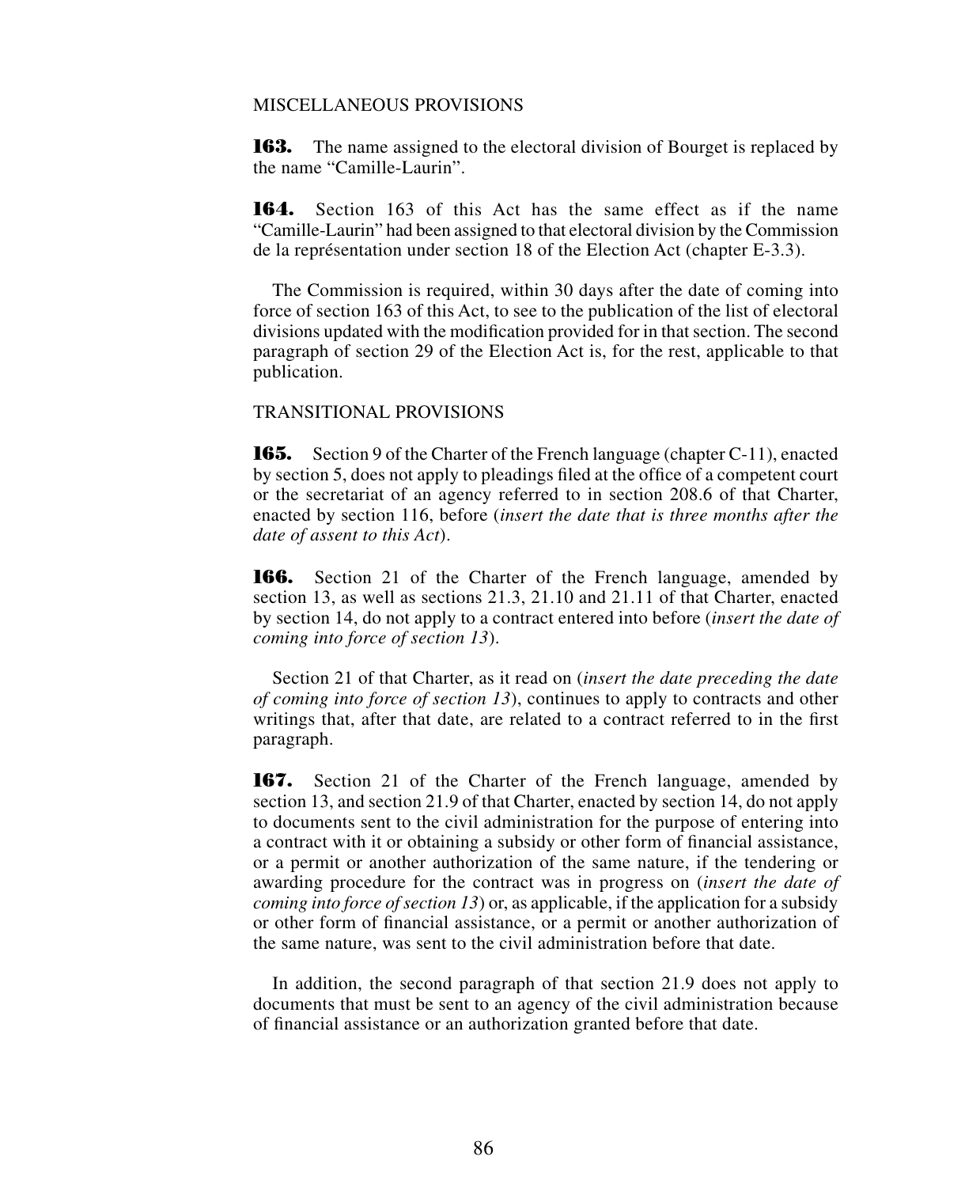MISCELLANEOUS PROVISIONS

**163.** The name assigned to the electoral division of Bourget is replaced by the name "Camille-Laurin".

**164.** Section 163 of this Act has the same effect as if the name "Camille-Laurin" had been assigned to that electoral division by the Commission de la représentation under section 18 of the Election Act (chapter E-3.3).

The Commission is required, within 30 days after the date of coming into force of section 163 of this Act, to see to the publication of the list of electoral divisions updated with the modification provided for in that section. The second paragraph of section 29 of the Election Act is, for the rest, applicable to that publication.

TRANSITIONAL PROVISIONS

**165.** Section 9 of the Charter of the French language (chapter C-11), enacted by section 5, does not apply to pleadings filed at the office of a competent court or the secretariat of an agency referred to in section 208.6 of that Charter, enacted by section 116, before (*insert the date that is three months after the date of assent to this Act*).

**166.** Section 21 of the Charter of the French language, amended by section 13, as well as sections 21.3, 21.10 and 21.11 of that Charter, enacted by section 14, do not apply to a contract entered into before (*insert the date of coming into force of section 13*).

Section 21 of that Charter, as it read on (*insert the date preceding the date of coming into force of section 13*), continues to apply to contracts and other writings that, after that date, are related to a contract referred to in the first paragraph.

**167.** Section 21 of the Charter of the French language, amended by section 13, and section 21.9 of that Charter, enacted by section 14, do not apply to documents sent to the civil administration for the purpose of entering into a contract with it or obtaining a subsidy or other form of financial assistance, or a permit or another authorization of the same nature, if the tendering or awarding procedure for the contract was in progress on (*insert the date of coming into force of section 13*) or, as applicable, if the application for a subsidy or other form of financial assistance, or a permit or another authorization of the same nature, was sent to the civil administration before that date.

In addition, the second paragraph of that section 21.9 does not apply to documents that must be sent to an agency of the civil administration because of financial assistance or an authorization granted before that date.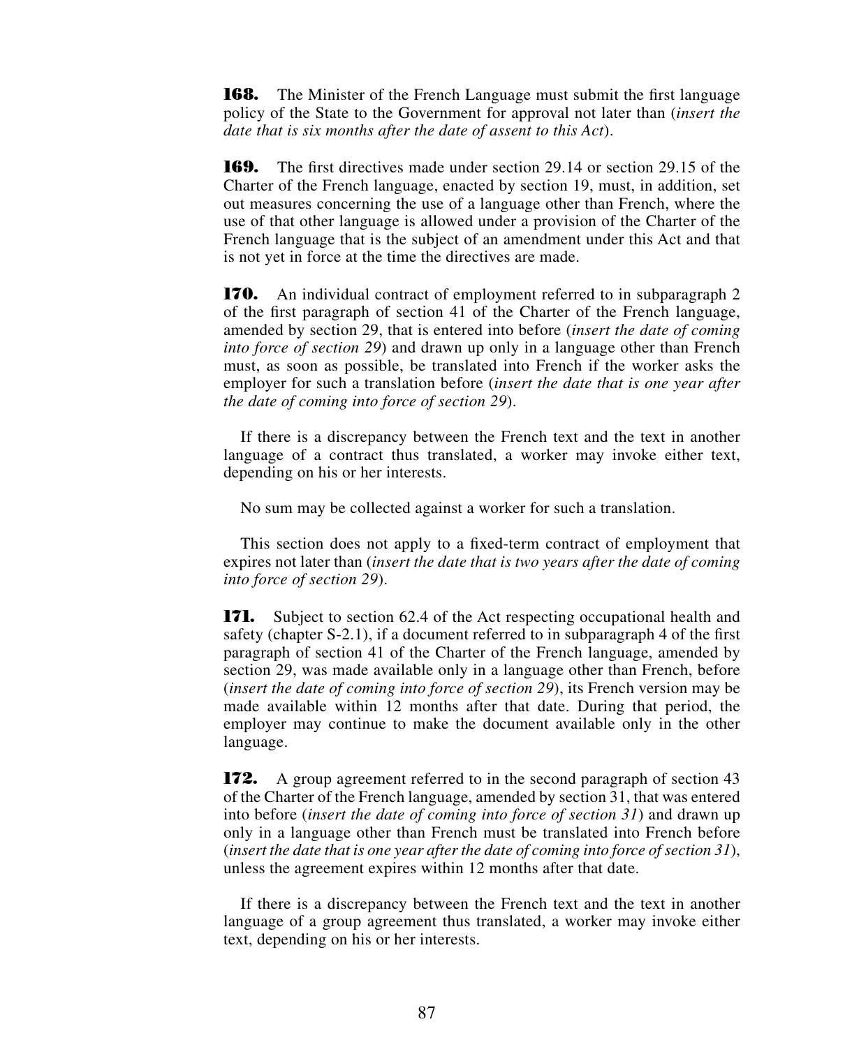**168.** The Minister of the French Language must submit the first language policy of the State to the Government for approval not later than (*insert the date that is six months after the date of assent to this Act*).

**169.** The first directives made under section 29.14 or section 29.15 of the Charter of the French language, enacted by section 19, must, in addition, set out measures concerning the use of a language other than French, where the use of that other language is allowed under a provision of the Charter of the French language that is the subject of an amendment under this Act and that is not yet in force at the time the directives are made.

**170.** An individual contract of employment referred to in subparagraph 2 of the first paragraph of section 41 of the Charter of the French language, amended by section 29, that is entered into before (*insert the date of coming into force of section 29*) and drawn up only in a language other than French must, as soon as possible, be translated into French if the worker asks the employer for such a translation before (*insert the date that is one year after the date of coming into force of section 29*).

If there is a discrepancy between the French text and the text in another language of a contract thus translated, a worker may invoke either text, depending on his or her interests.

No sum may be collected against a worker for such a translation.

This section does not apply to a fixed-term contract of employment that expires not later than (*insert the date that is two years after the date of coming into force of section 29*).

**171.** Subject to section 62.4 of the Act respecting occupational health and safety (chapter S-2.1), if a document referred to in subparagraph 4 of the first paragraph of section 41 of the Charter of the French language, amended by section 29, was made available only in a language other than French, before (*insert the date of coming into force of section 29*), its French version may be made available within 12 months after that date. During that period, the employer may continue to make the document available only in the other language.

**172.** A group agreement referred to in the second paragraph of section 43 of the Charter of the French language, amended by section 31, that was entered into before (*insert the date of coming into force of section 31*) and drawn up only in a language other than French must be translated into French before (*insert the date that is one year after the date of coming into force of section 31*), unless the agreement expires within 12 months after that date.

If there is a discrepancy between the French text and the text in another language of a group agreement thus translated, a worker may invoke either text, depending on his or her interests.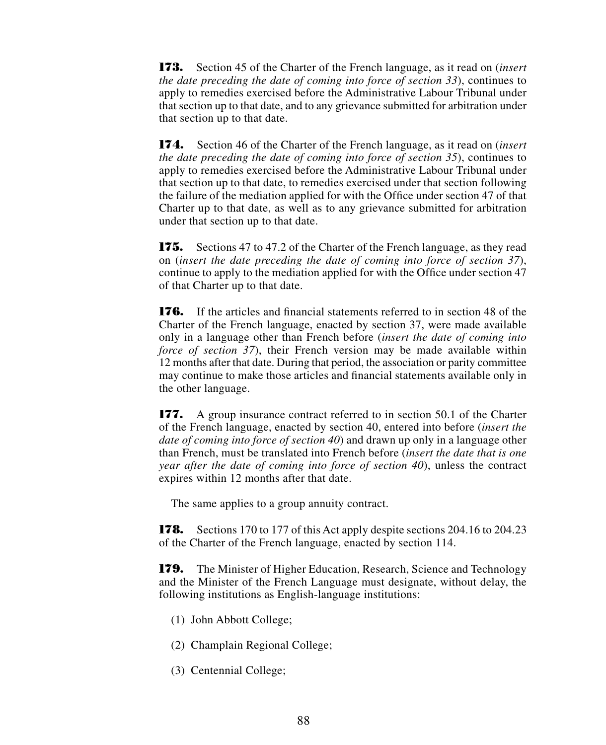**173.** Section 45 of the Charter of the French language, as it read on (*insert the date preceding the date of coming into force of section 33*), continues to apply to remedies exercised before the Administrative Labour Tribunal under that section up to that date, and to any grievance submitted for arbitration under that section up to that date.

**174.** Section 46 of the Charter of the French language, as it read on (*insert the date preceding the date of coming into force of section 35*), continues to apply to remedies exercised before the Administrative Labour Tribunal under that section up to that date, to remedies exercised under that section following the failure of the mediation applied for with the Office under section 47 of that Charter up to that date, as well as to any grievance submitted for arbitration under that section up to that date.

**175.** Sections 47 to 47.2 of the Charter of the French language, as they read on (*insert the date preceding the date of coming into force of section 37*), continue to apply to the mediation applied for with the Office under section 47 of that Charter up to that date.

**176.** If the articles and financial statements referred to in section 48 of the Charter of the French language, enacted by section 37, were made available only in a language other than French before (*insert the date of coming into force of section 37*), their French version may be made available within 12 months after that date. During that period, the association or parity committee may continue to make those articles and financial statements available only in the other language.

**177.** A group insurance contract referred to in section 50.1 of the Charter of the French language, enacted by section 40, entered into before (*insert the date of coming into force of section 40*) and drawn up only in a language other than French, must be translated into French before (*insert the date that is one year after the date of coming into force of section 40*), unless the contract expires within 12 months after that date.

The same applies to a group annuity contract.

**178.** Sections 170 to 177 of this Act apply despite sections 204.16 to 204.23 of the Charter of the French language, enacted by section 114.

**179.** The Minister of Higher Education, Research, Science and Technology and the Minister of the French Language must designate, without delay, the following institutions as English-language institutions:

(1) John Abbott College;

(2) Champlain Regional College;

(3) Centennial College;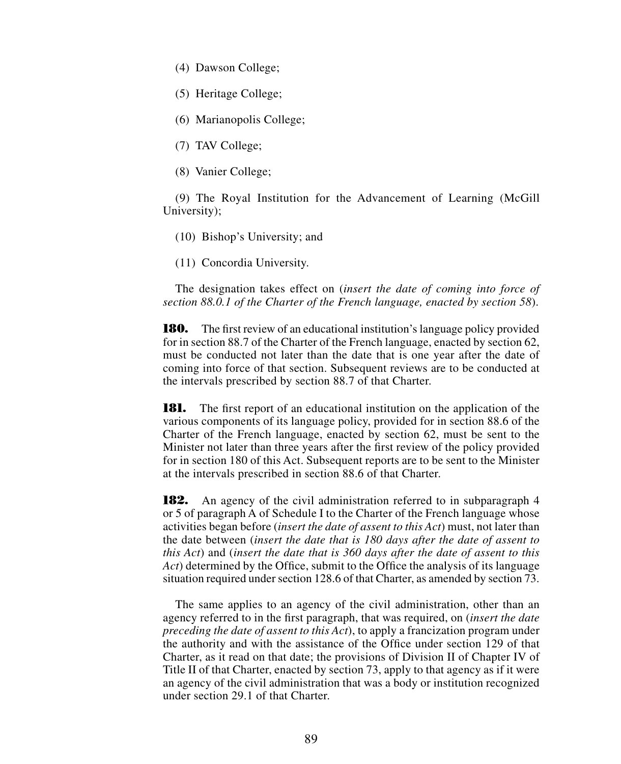(4) Dawson College;

(5) Heritage College;

(6) Marianopolis College;

(7) TAV College;

(8) Vanier College;

(9) The Royal Institution for the Advancement of Learning (McGill University);

(10) Bishop's University; and

(11) Concordia University.

The designation takes effect on (*insert the date of coming into force of section 88.0.1 of the Charter of the French language, enacted by section 58*).

**180.** The first review of an educational institution's language policy provided for in section 88.7 of the Charter of the French language, enacted by section 62, must be conducted not later than the date that is one year after the date of coming into force of that section. Subsequent reviews are to be conducted at the intervals prescribed by section 88.7 of that Charter.

**181.** The first report of an educational institution on the application of the various components of its language policy, provided for in section 88.6 of the Charter of the French language, enacted by section 62, must be sent to the Minister not later than three years after the first review of the policy provided for in section 180 of this Act. Subsequent reports are to be sent to the Minister at the intervals prescribed in section 88.6 of that Charter.

**182.** An agency of the civil administration referred to in subparagraph 4 or 5 of paragraph A of Schedule I to the Charter of the French language whose activities began before (*insert the date of assent to this Act*) must, not later than the date between (*insert the date that is 180 days after the date of assent to this Act*) and (*insert the date that is 360 days after the date of assent to this Act*) determined by the Office, submit to the Office the analysis of its language situation required under section 128.6 of that Charter, as amended by section 73.

The same applies to an agency of the civil administration, other than an agency referred to in the first paragraph, that was required, on (*insert the date preceding the date of assent to this Act*), to apply a francization program under the authority and with the assistance of the Office under section 129 of that Charter, as it read on that date; the provisions of Division II of Chapter IV of Title II of that Charter, enacted by section 73, apply to that agency as if it were an agency of the civil administration that was a body or institution recognized under section 29.1 of that Charter.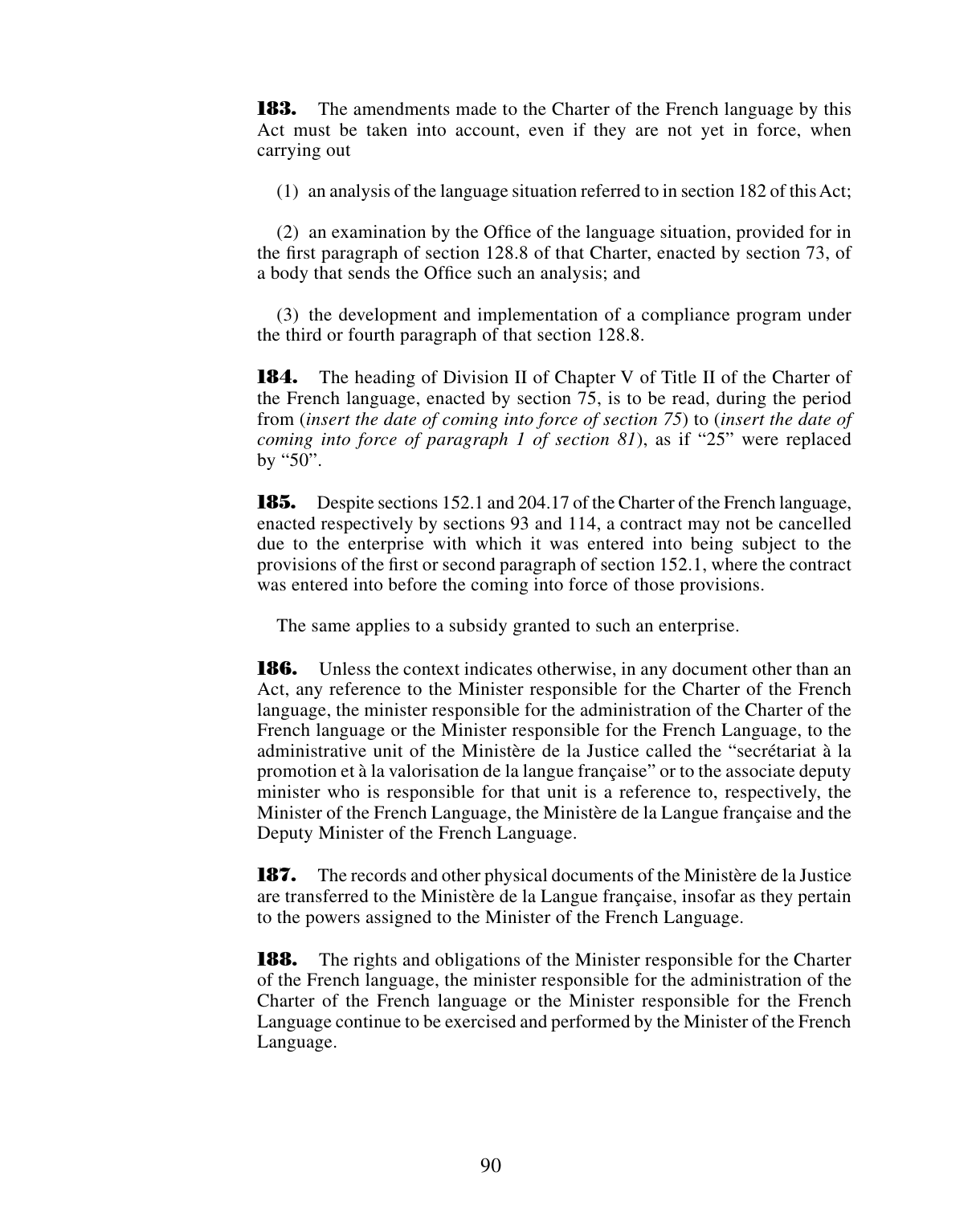**183.** The amendments made to the Charter of the French language by this Act must be taken into account, even if they are not yet in force, when carrying out

(1) an analysis of the language situation referred to in section 182 of this Act;

(2) an examination by the Office of the language situation, provided for in the first paragraph of section 128.8 of that Charter, enacted by section 73, of a body that sends the Office such an analysis; and

(3) the development and implementation of a compliance program under the third or fourth paragraph of that section 128.8.

**184.** The heading of Division II of Chapter V of Title II of the Charter of the French language, enacted by section 75, is to be read, during the period from (*insert the date of coming into force of section 75*) to (*insert the date of coming into force of paragraph 1 of section 81*), as if "25" were replaced by "50".

**185.** Despite sections 152.1 and 204.17 of the Charter of the French language, enacted respectively by sections 93 and 114, a contract may not be cancelled due to the enterprise with which it was entered into being subject to the provisions of the first or second paragraph of section 152.1, where the contract was entered into before the coming into force of those provisions.

The same applies to a subsidy granted to such an enterprise.

**186.** Unless the context indicates otherwise, in any document other than an Act, any reference to the Minister responsible for the Charter of the French language, the minister responsible for the administration of the Charter of the French language or the Minister responsible for the French Language, to the administrative unit of the Ministère de la Justice called the "secrétariat à la promotion et à la valorisation de la langue française" or to the associate deputy minister who is responsible for that unit is a reference to, respectively, the Minister of the French Language, the Ministère de la Langue française and the Deputy Minister of the French Language.

**187.** The records and other physical documents of the Ministère de la Justice are transferred to the Ministère de la Langue française, insofar as they pertain to the powers assigned to the Minister of the French Language.

**188.** The rights and obligations of the Minister responsible for the Charter of the French language, the minister responsible for the administration of the Charter of the French language or the Minister responsible for the French Language continue to be exercised and performed by the Minister of the French Language.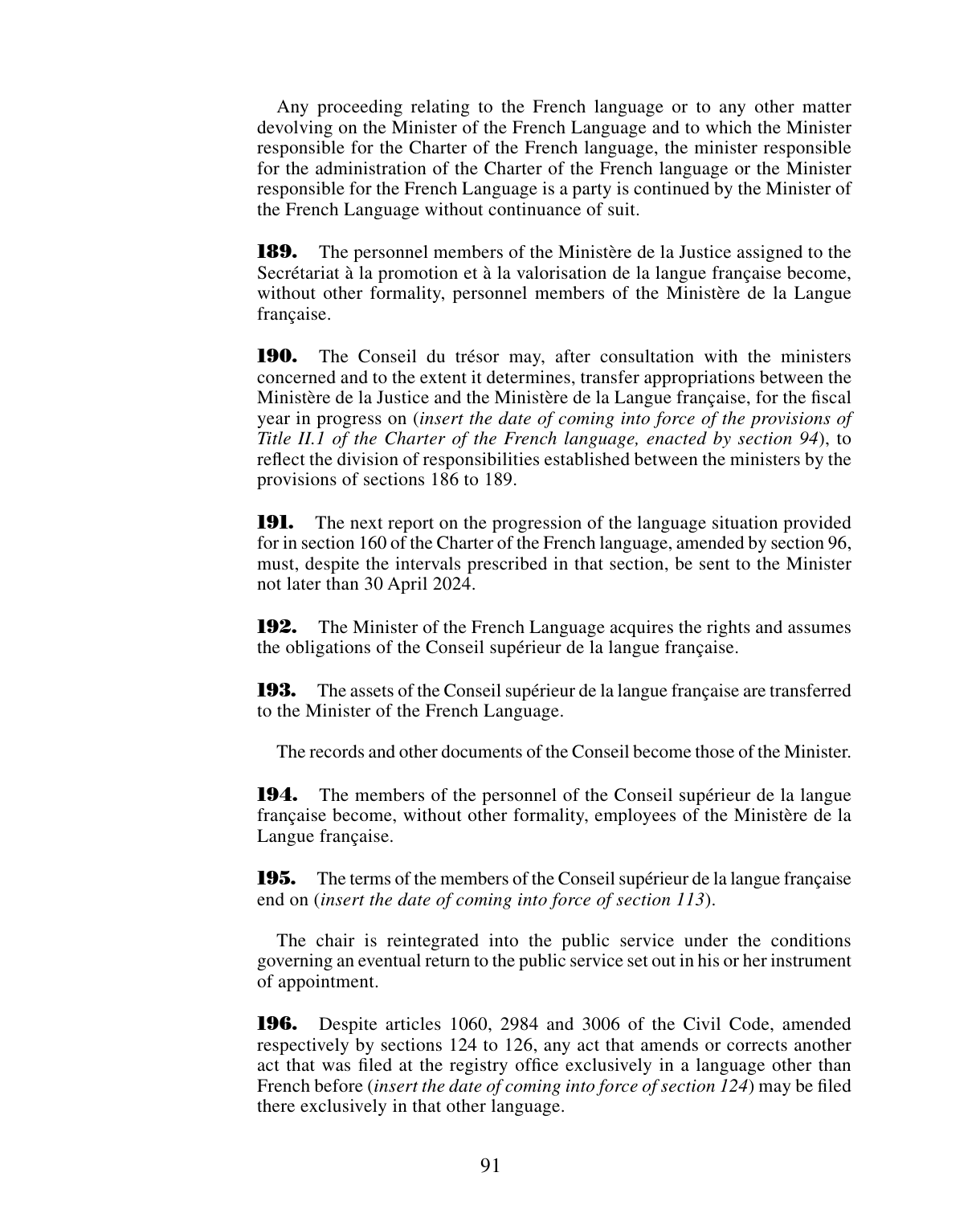Any proceeding relating to the French language or to any other matter devolving on the Minister of the French Language and to which the Minister responsible for the Charter of the French language, the minister responsible for the administration of the Charter of the French language or the Minister responsible for the French Language is a party is continued by the Minister of the French Language without continuance of suit.

**189.** The personnel members of the Ministère de la Justice assigned to the Secrétariat à la promotion et à la valorisation de la langue française become, without other formality, personnel members of the Ministère de la Langue française.

**190.** The Conseil du trésor may, after consultation with the ministers concerned and to the extent it determines, transfer appropriations between the Ministère de la Justice and the Ministère de la Langue française, for the fiscal year in progress on (*insert the date of coming into force of the provisions of Title II.1 of the Charter of the French language, enacted by section 94*), to reflect the division of responsibilities established between the ministers by the provisions of sections 186 to 189.

**191.** The next report on the progression of the language situation provided for in section 160 of the Charter of the French language, amended by section 96, must, despite the intervals prescribed in that section, be sent to the Minister not later than 30 April 2024.

**192.** The Minister of the French Language acquires the rights and assumes the obligations of the Conseil supérieur de la langue française.

**193.** The assets of the Conseil supérieur de la langue française are transferred to the Minister of the French Language.

The records and other documents of the Conseil become those of the Minister.

**194.** The members of the personnel of the Conseil supérieur de la langue française become, without other formality, employees of the Ministère de la Langue française.

**195.** The terms of the members of the Conseil supérieur de la langue française end on (*insert the date of coming into force of section 113*).

The chair is reintegrated into the public service under the conditions governing an eventual return to the public service set out in his or her instrument of appointment.

**196.** Despite articles 1060, 2984 and 3006 of the Civil Code, amended respectively by sections 124 to 126, any act that amends or corrects another act that was filed at the registry office exclusively in a language other than French before (*insert the date of coming into force of section 124*) may be filed there exclusively in that other language.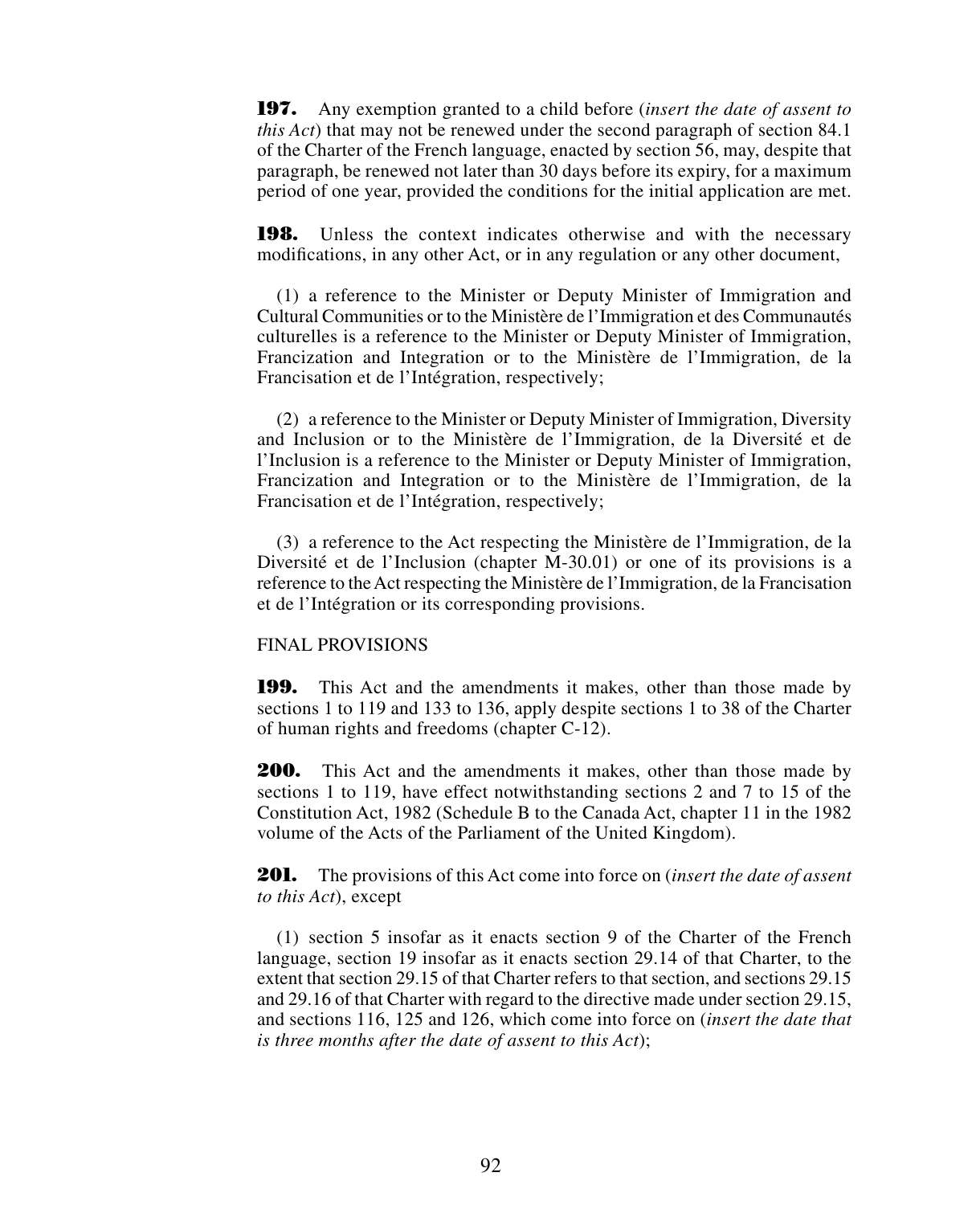**197.** Any exemption granted to a child before (*insert the date of assent to this Act*) that may not be renewed under the second paragraph of section 84.1 of the Charter of the French language, enacted by section 56, may, despite that paragraph, be renewed not later than 30 days before its expiry, for a maximum period of one year, provided the conditions for the initial application are met.

**198.** Unless the context indicates otherwise and with the necessary modifications, in any other Act, or in any regulation or any other document,

(1) a reference to the Minister or Deputy Minister of Immigration and Cultural Communities or to the Ministère de l'Immigration et des Communautés culturelles is a reference to the Minister or Deputy Minister of Immigration, Francization and Integration or to the Ministère de l'Immigration, de la Francisation et de l'Intégration, respectively;

(2) a reference to the Minister or Deputy Minister of Immigration, Diversity and Inclusion or to the Ministère de l'Immigration, de la Diversité et de l'Inclusion is a reference to the Minister or Deputy Minister of Immigration, Francization and Integration or to the Ministère de l'Immigration, de la Francisation et de l'Intégration, respectively;

(3) a reference to the Act respecting the Ministère de l'Immigration, de la Diversité et de l'Inclusion (chapter M-30.01) or one of its provisions is a reference to the Act respecting the Ministère de l'Immigration, de la Francisation et de l'Intégration or its corresponding provisions.

FINAL PROVISIONS

**199.** This Act and the amendments it makes, other than those made by sections 1 to 119 and 133 to 136, apply despite sections 1 to 38 of the Charter of human rights and freedoms (chapter C-12).

**200.** This Act and the amendments it makes, other than those made by sections 1 to 119, have effect notwithstanding sections 2 and 7 to 15 of the Constitution Act, 1982 (Schedule B to the Canada Act, chapter 11 in the 1982 volume of the Acts of the Parliament of the United Kingdom).

**201.** The provisions of this Act come into force on (*insert the date of assent to this Act*), except

(1) section 5 insofar as it enacts section 9 of the Charter of the French language, section 19 insofar as it enacts section 29.14 of that Charter, to the extent that section 29.15 of that Charter refers to that section, and sections 29.15 and 29.16 of that Charter with regard to the directive made under section 29.15, and sections 116, 125 and 126, which come into force on (*insert the date that is three months after the date of assent to this Act*);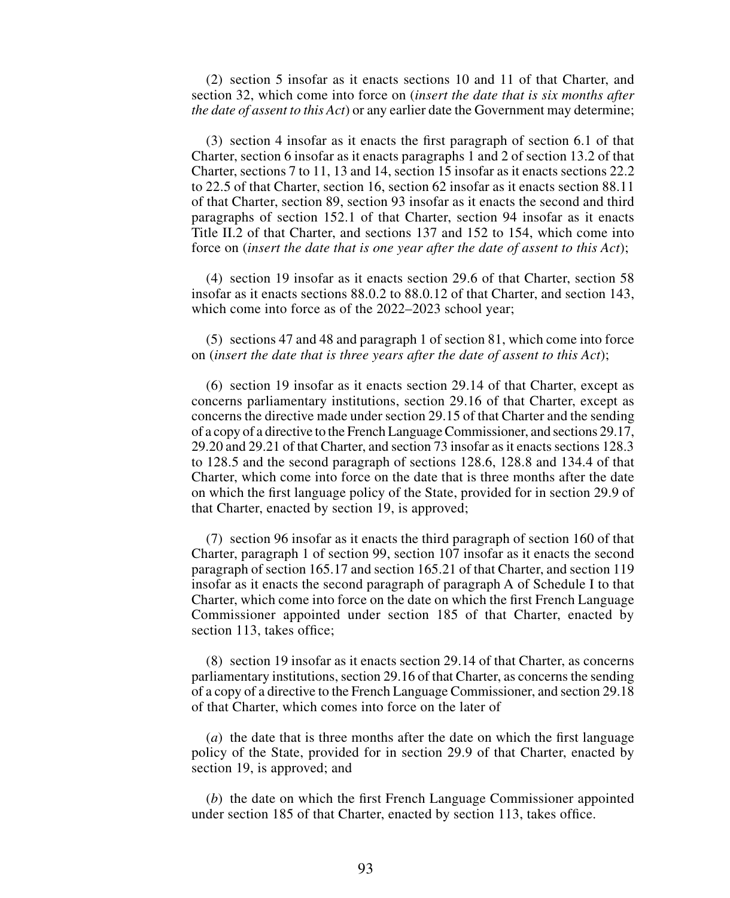(2) section 5 insofar as it enacts sections 10 and 11 of that Charter, and section 32, which come into force on (*insert the date that is six months after the date of assent to this Act*) or any earlier date the Government may determine;

(3) section 4 insofar as it enacts the first paragraph of section 6.1 of that Charter, section 6 insofar as it enacts paragraphs 1 and 2 of section 13.2 of that Charter, sections 7 to 11, 13 and 14, section 15 insofar as it enacts sections 22.2 to 22.5 of that Charter, section 16, section 62 insofar as it enacts section 88.11 of that Charter, section 89, section 93 insofar as it enacts the second and third paragraphs of section 152.1 of that Charter, section 94 insofar as it enacts Title II.2 of that Charter, and sections 137 and 152 to 154, which come into force on (*insert the date that is one year after the date of assent to this Act*);

(4) section 19 insofar as it enacts section 29.6 of that Charter, section 58 insofar as it enacts sections 88.0.2 to 88.0.12 of that Charter, and section 143, which come into force as of the 2022–2023 school year;

(5) sections 47 and 48 and paragraph 1 of section 81, which come into force on (*insert the date that is three years after the date of assent to this Act*);

(6) section 19 insofar as it enacts section 29.14 of that Charter, except as concerns parliamentary institutions, section 29.16 of that Charter, except as concerns the directive made under section 29.15 of that Charter and the sending of a copy of a directive to the French Language Commissioner, and sections 29.17, 29.20 and 29.21 of that Charter, and section 73 insofar as it enacts sections 128.3 to 128.5 and the second paragraph of sections 128.6, 128.8 and 134.4 of that Charter, which come into force on the date that is three months after the date on which the first language policy of the State, provided for in section 29.9 of that Charter, enacted by section 19, is approved;

(7) section 96 insofar as it enacts the third paragraph of section 160 of that Charter, paragraph 1 of section 99, section 107 insofar as it enacts the second paragraph of section 165.17 and section 165.21 of that Charter, and section 119 insofar as it enacts the second paragraph of paragraph A of Schedule I to that Charter, which come into force on the date on which the first French Language Commissioner appointed under section 185 of that Charter, enacted by section 113, takes office;

(8) section 19 insofar as it enacts section 29.14 of that Charter, as concerns parliamentary institutions, section 29.16 of that Charter, as concerns the sending of a copy of a directive to the French Language Commissioner, and section 29.18 of that Charter, which comes into force on the later of

(*a*) the date that is three months after the date on which the first language policy of the State, provided for in section 29.9 of that Charter, enacted by section 19, is approved; and

(*b*) the date on which the first French Language Commissioner appointed under section 185 of that Charter, enacted by section 113, takes office.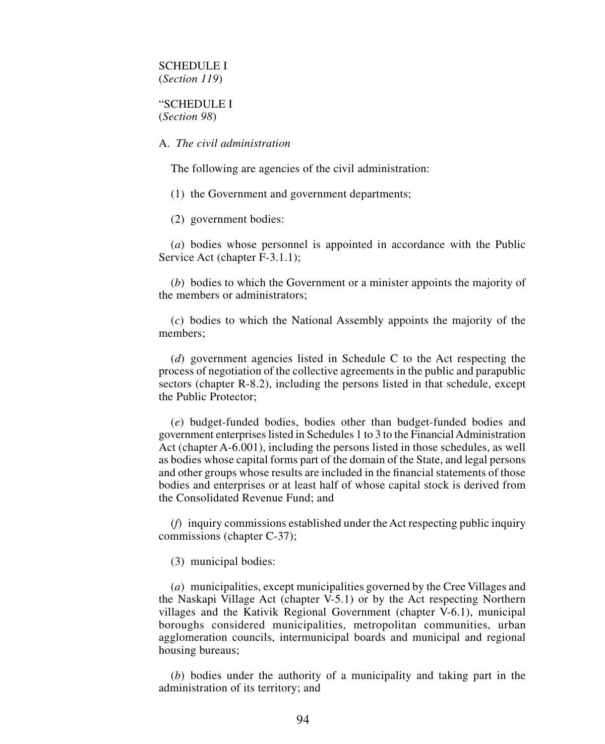SCHEDULE I
(*Section 119*)

"SCHEDULE I
(*Section 98*)

A. *The civil administration*

The following are agencies of the civil administration:

(1) the Government and government departments;

(2) government bodies:

(*a*) bodies whose personnel is appointed in accordance with the Public Service Act (chapter F-3.1.1);

(*b*) bodies to which the Government or a minister appoints the majority of the members or administrators;

(*c*) bodies to which the National Assembly appoints the majority of the members;

(*d*) government agencies listed in Schedule C to the Act respecting the process of negotiation of the collective agreements in the public and parapublic sectors (chapter R-8.2), including the persons listed in that schedule, except the Public Protector;

(*e*) budget-funded bodies, bodies other than budget-funded bodies and government enterprises listed in Schedules 1 to 3 to the Financial Administration Act (chapter A-6.001), including the persons listed in those schedules, as well as bodies whose capital forms part of the domain of the State, and legal persons and other groups whose results are included in the financial statements of those bodies and enterprises or at least half of whose capital stock is derived from the Consolidated Revenue Fund; and

(*f*) inquiry commissions established under the Act respecting public inquiry commissions (chapter C-37);

(3) municipal bodies:

(*a*) municipalities, except municipalities governed by the Cree Villages and the Naskapi Village Act (chapter V-5.1) or by the Act respecting Northern villages and the Kativik Regional Government (chapter V-6.1), municipal boroughs considered municipalities, metropolitan communities, urban agglomeration councils, intermunicipal boards and municipal and regional housing bureaus;

(*b*) bodies under the authority of a municipality and taking part in the administration of its territory; and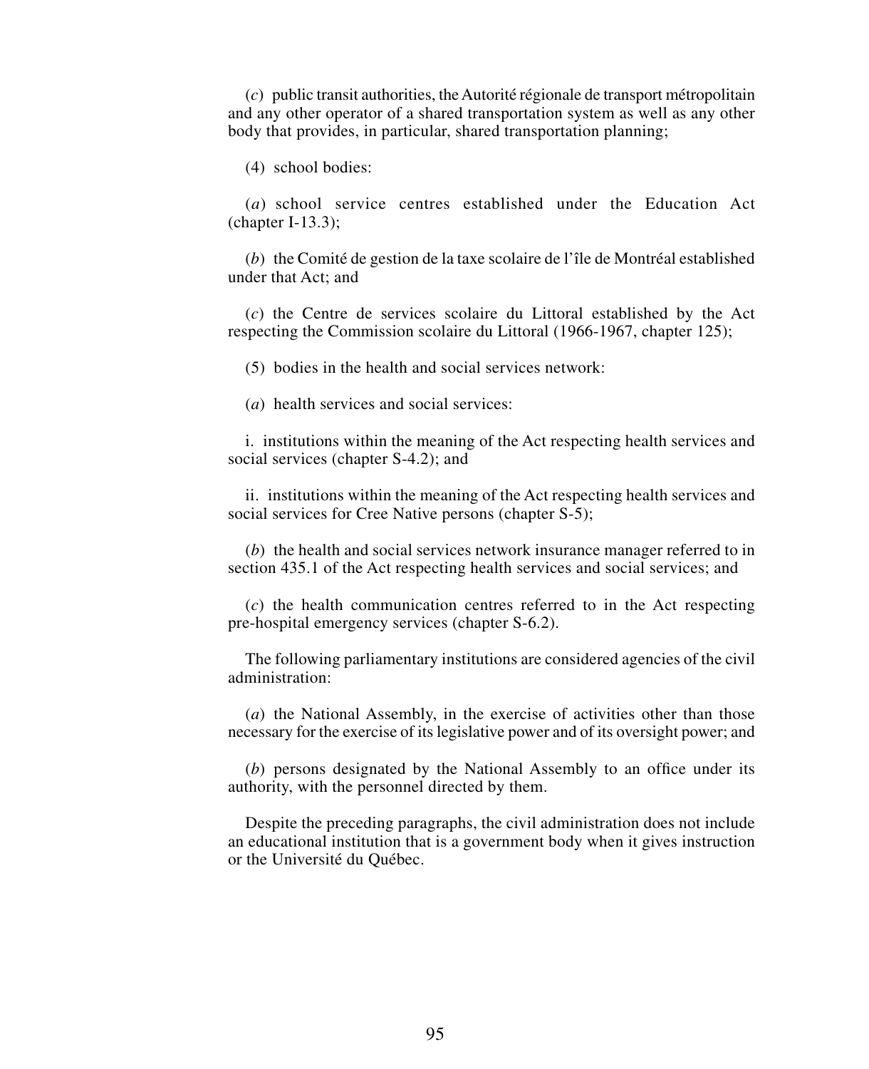(*c*) public transit authorities, the Autorité régionale de transport métropolitain and any other operator of a shared transportation system as well as any other body that provides, in particular, shared transportation planning;

(4) school bodies:

(*a*) school service centres established under the Education Act (chapter I-13.3);

(*b*) the Comité de gestion de la taxe scolaire de l'île de Montréal established under that Act; and

(*c*) the Centre de services scolaire du Littoral established by the Act respecting the Commission scolaire du Littoral (1966-1967, chapter 125);

(5) bodies in the health and social services network:

(*a*) health services and social services:

i. institutions within the meaning of the Act respecting health services and social services (chapter S-4.2); and

ii. institutions within the meaning of the Act respecting health services and social services for Cree Native persons (chapter S-5);

(*b*) the health and social services network insurance manager referred to in section 435.1 of the Act respecting health services and social services; and

(*c*) the health communication centres referred to in the Act respecting pre-hospital emergency services (chapter S-6.2).

The following parliamentary institutions are considered agencies of the civil administration:

(*a*) the National Assembly, in the exercise of activities other than those necessary for the exercise of its legislative power and of its oversight power; and

(*b*) persons designated by the National Assembly to an office under its authority, with the personnel directed by them.

Despite the preceding paragraphs, the civil administration does not include an educational institution that is a government body when it gives instruction or the Université du Québec.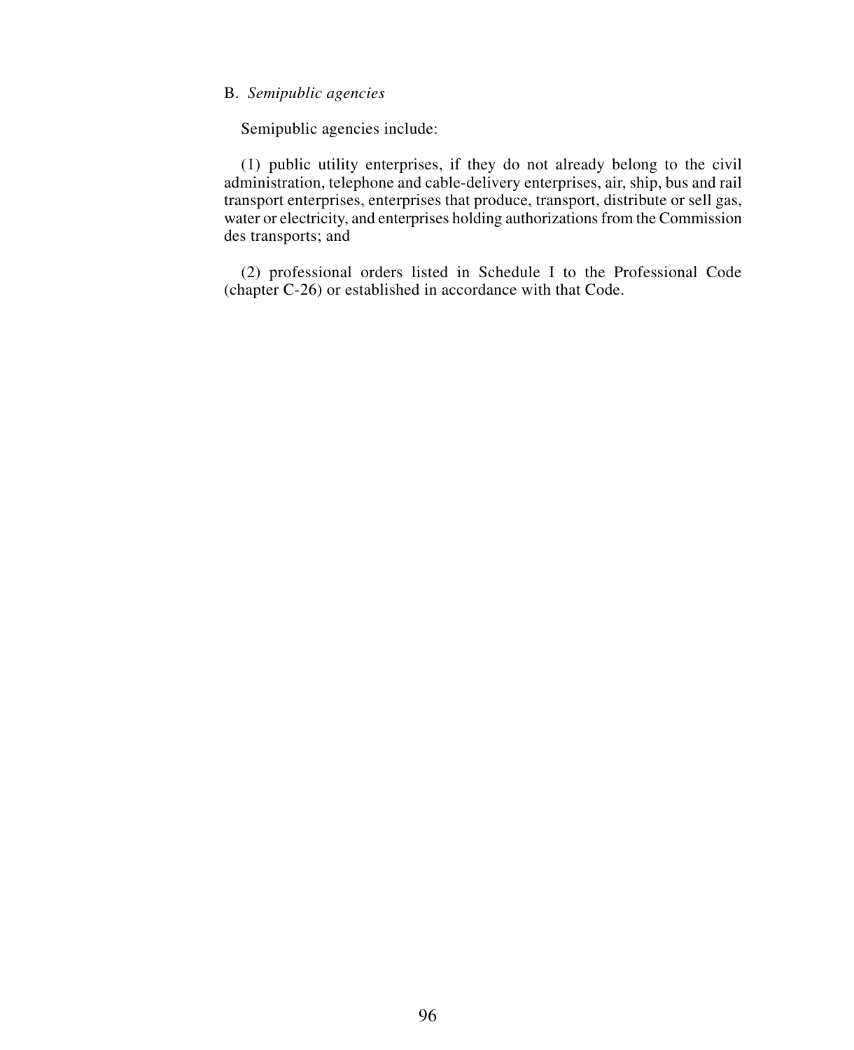B. *Semipublic agencies*

Semipublic agencies include:

(1) public utility enterprises, if they do not already belong to the civil administration, telephone and cable-delivery enterprises, air, ship, bus and rail transport enterprises, enterprises that produce, transport, distribute or sell gas, water or electricity, and enterprises holding authorizations from the Commission des transports; and

(2) professional orders listed in Schedule I to the Professional Code (chapter C-26) or established in accordance with that Code.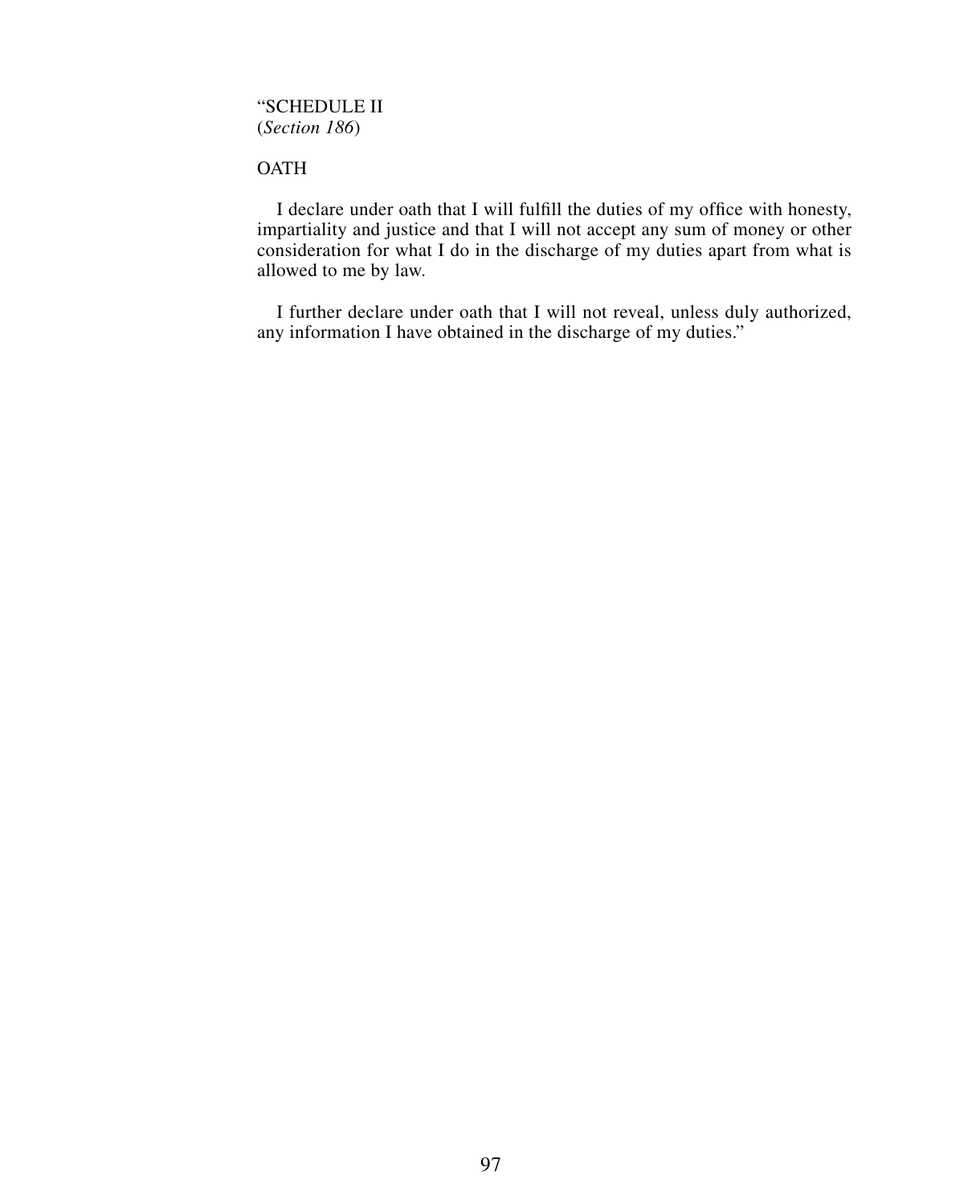"SCHEDULE II
(*Section 186*)

OATH

I declare under oath that I will fulfill the duties of my office with honesty, impartiality and justice and that I will not accept any sum of money or other consideration for what I do in the discharge of my duties apart from what is allowed to me by law.

I further declare under oath that I will not reveal, unless duly authorized, any information I have obtained in the discharge of my duties."